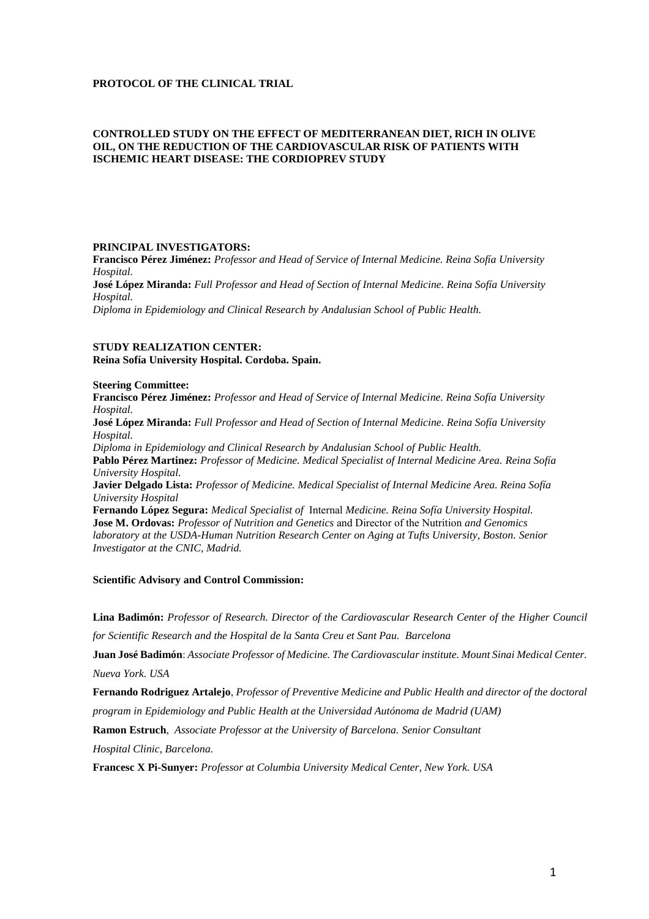**PROTOCOL OF THE CLINICAL TRIAL**

# CONTROLLED STUDY ON THE EFFECT OF MEDITERRANEAN DIET, RICH IN OLIVE OIL, ON THE REDUCTION OF THE CARDIOVASCULAR RISK OF PATIENTS WITH ISCHEMIC HEART DISEASE: THE CORDIOPREV STUDY

**PRINCIPAL INVESTIGATORS:**

**Francisco Pérez Jiménez:** *Professor and Head of Service of Internal Medicine. Reina Sofía University Hospital.*

**José López Miranda:** *Full Professor and Head of Section of Internal Medicine. Reina Sofía University Hospital.*

*Diploma in Epidemiology and Clinical Research by Andalusian School of Public Health.*

**STUDY REALIZATION CENTER:**

**Reina Sofía University Hospital. Cordoba. Spain.**

**Steering Committee:**

**Francisco Pérez Jiménez:** *Professor and Head of Service of Internal Medicine. Reina Sofía University Hospital.*

**José López Miranda:** *Full Professor and Head of Section of Internal Medicine. Reina Sofía University Hospital.*

*Diploma in Epidemiology and Clinical Research by Andalusian School of Public Health.*

**Pablo Pérez Martinez:** *Professor of Medicine. Medical Specialist of Internal Medicine Area. Reina Sofía University Hospital.*

**Javier Delgado Lista:** *Professor of Medicine. Medical Specialist of Internal Medicine Area. Reina Sofía University Hospital*

**Fernando López Segura:** *Medical Specialist of* Internal *Medicine. Reina Sofía University Hospital.*

**Jose M. Ordovas:** *Professor of Nutrition and Genetics* and Director of the Nutrition *and Genomics laboratory at the USDA-Human Nutrition Research Center on Aging at Tufts University, Boston. Senior Investigator at the CNIC, Madrid.*

**Scientific Advisory and Control Commission:**

**Lina Badimón:** *Professor of Research. Director of the Cardiovascular Research Center of the Higher Council for Scientific Research and the Hospital de la Santa Creu et Sant Pau. Barcelona*

**Juan José Badimón**: *Associate Professor of Medicine. The Cardiovascular institute. Mount Sinai Medical Center. Nueva York. USA*

**Fernando Rodriguez Artalejo**, *Professor of Preventive Medicine and Public Health and director of the doctoral program in Epidemiology and Public Health at the Universidad Autónoma de Madrid (UAM)*

**Ramon Estruch**, *Associate Professor at the University of Barcelona. Senior Consultant Hospital Clinic, Barcelona.*

**Francesc X Pi-Sunyer:** *Professor at Columbia University Medical Center, New York. USA*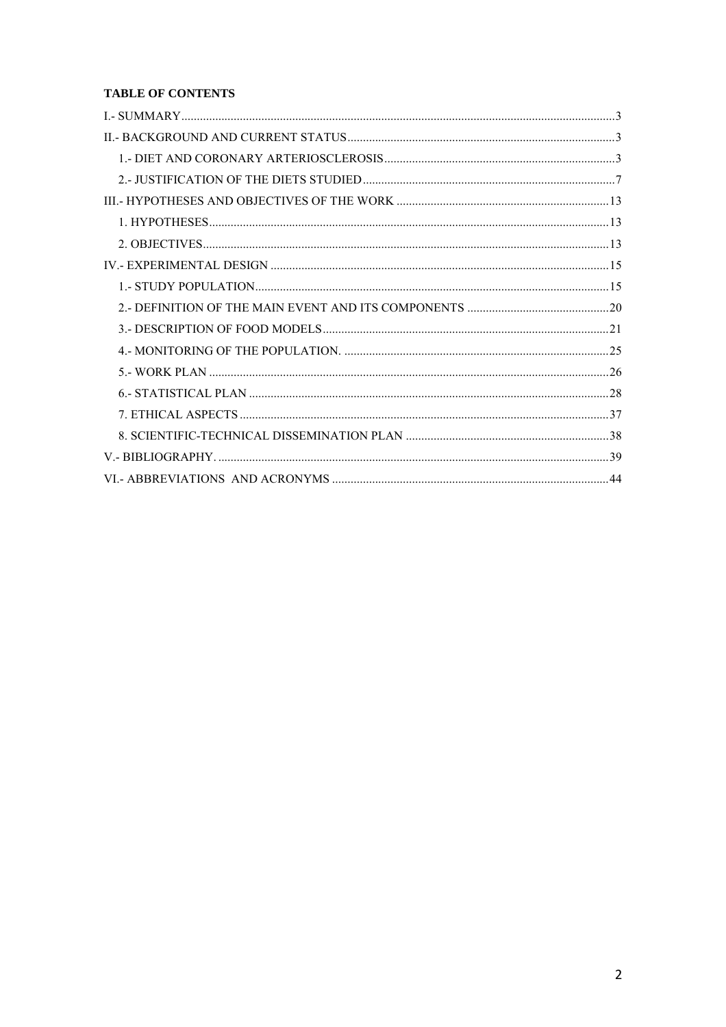**TABLE OF CONTENTS**

I.- SUMMARY ........ 3

II.- BACKGROUND AND CURRENT STATUS ........ 3

- 1.- DIET AND CORONARY ARTERIOSCLEROSIS ........ 3
- 2.- JUSTIFICATION OF THE DIETS STUDIED ........ 7

III.- HYPOTHESES AND OBJECTIVES OF THE WORK ........ 13

- 1. HYPOTHESES ........ 13
- 2. OBJECTIVES ........ 13

IV.- EXPERIMENTAL DESIGN ........ 15

- 1.- STUDY POPULATION ........ 15
- 2.- DEFINITION OF THE MAIN EVENT AND ITS COMPONENTS ........ 20
- 3.- DESCRIPTION OF FOOD MODELS ........ 21
- 4.- MONITORING OF THE POPULATION. ........ 25
- 5.- WORK PLAN ........ 26
- 6.- STATISTICAL PLAN ........ 28
- 7. ETHICAL ASPECTS ........ 37
- 8. SCIENTIFIC-TECHNICAL DISSEMINATION PLAN ........ 38

V.- BIBLIOGRAPHY. ........ 39

VI.- ABBREVIATIONS AND ACRONYMS ........ 44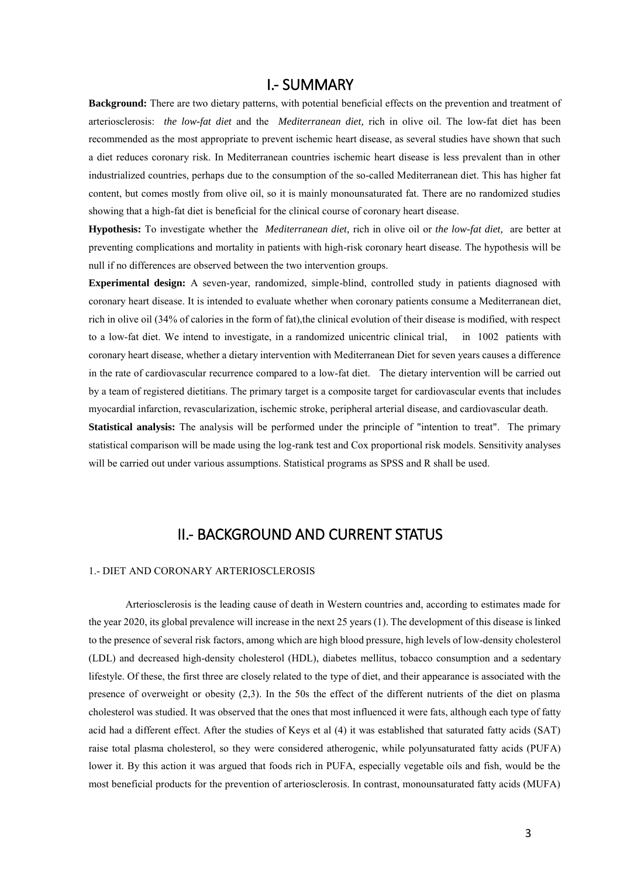# I.- SUMMARY

**Background:** There are two dietary patterns, with potential beneficial effects on the prevention and treatment of arteriosclerosis: *the low-fat diet* and the *Mediterranean diet,* rich in olive oil. The low-fat diet has been recommended as the most appropriate to prevent ischemic heart disease, as several studies have shown that such a diet reduces coronary risk. In Mediterranean countries ischemic heart disease is less prevalent than in other industrialized countries, perhaps due to the consumption of the so-called Mediterranean diet. This has higher fat content, but comes mostly from olive oil, so it is mainly monounsaturated fat. There are no randomized studies showing that a high-fat diet is beneficial for the clinical course of coronary heart disease.

**Hypothesis:** To investigate whether the *Mediterranean diet,* rich in olive oil or *the low-fat diet,* are better at preventing complications and mortality in patients with high-risk coronary heart disease. The hypothesis will be null if no differences are observed between the two intervention groups.

**Experimental design:** A seven-year, randomized, simple-blind, controlled study in patients diagnosed with coronary heart disease. It is intended to evaluate whether when coronary patients consume a Mediterranean diet, rich in olive oil (34% of calories in the form of fat),the clinical evolution of their disease is modified, with respect to a low-fat diet. We intend to investigate, in a randomized unicentric clinical trial, in 1002 patients with coronary heart disease, whether a dietary intervention with Mediterranean Diet for seven years causes a difference in the rate of cardiovascular recurrence compared to a low-fat diet. The dietary intervention will be carried out by a team of registered dietitians. The primary target is a composite target for cardiovascular events that includes myocardial infarction, revascularization, ischemic stroke, peripheral arterial disease, and cardiovascular death.

**Statistical analysis:** The analysis will be performed under the principle of "intention to treat". The primary statistical comparison will be made using the log-rank test and Cox proportional risk models. Sensitivity analyses will be carried out under various assumptions. Statistical programs as SPSS and R shall be used.

# II.- BACKGROUND AND CURRENT STATUS

## 1.- DIET AND CORONARY ARTERIOSCLEROSIS

Arteriosclerosis is the leading cause of death in Western countries and, according to estimates made for the year 2020, its global prevalence will increase in the next 25 years (1). The development of this disease is linked to the presence of several risk factors, among which are high blood pressure, high levels of low-density cholesterol (LDL) and decreased high-density cholesterol (HDL), diabetes mellitus, tobacco consumption and a sedentary lifestyle. Of these, the first three are closely related to the type of diet, and their appearance is associated with the presence of overweight or obesity (2,3). In the 50s the effect of the different nutrients of the diet on plasma cholesterol was studied. It was observed that the ones that most influenced it were fats, although each type of fatty acid had a different effect. After the studies of Keys et al (4) it was established that saturated fatty acids (SAT) raise total plasma cholesterol, so they were considered atherogenic, while polyunsaturated fatty acids (PUFA) lower it. By this action it was argued that foods rich in PUFA, especially vegetable oils and fish, would be the most beneficial products for the prevention of arteriosclerosis. In contrast, monounsaturated fatty acids (MUFA)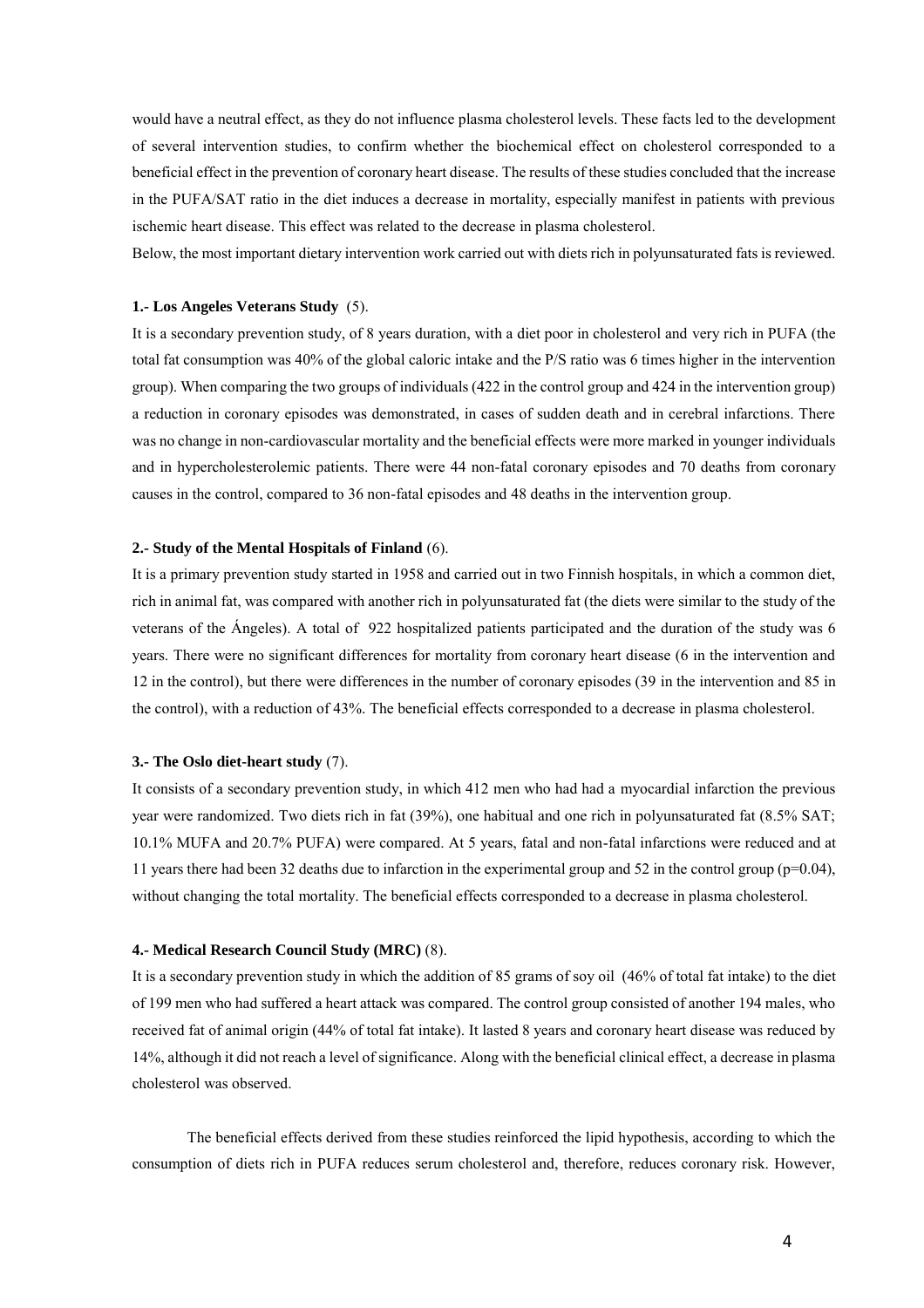would have a neutral effect, as they do not influence plasma cholesterol levels. These facts led to the development of several intervention studies, to confirm whether the biochemical effect on cholesterol corresponded to a beneficial effect in the prevention of coronary heart disease. The results of these studies concluded that the increase in the PUFA/SAT ratio in the diet induces a decrease in mortality, especially manifest in patients with previous ischemic heart disease. This effect was related to the decrease in plasma cholesterol.

Below, the most important dietary intervention work carried out with diets rich in polyunsaturated fats is reviewed.

**1.- Los Angeles Veterans Study** (5).

It is a secondary prevention study, of 8 years duration, with a diet poor in cholesterol and very rich in PUFA (the total fat consumption was 40% of the global caloric intake and the P/S ratio was 6 times higher in the intervention group). When comparing the two groups of individuals (422 in the control group and 424 in the intervention group) a reduction in coronary episodes was demonstrated, in cases of sudden death and in cerebral infarctions. There was no change in non-cardiovascular mortality and the beneficial effects were more marked in younger individuals and in hypercholesterolemic patients. There were 44 non-fatal coronary episodes and 70 deaths from coronary causes in the control, compared to 36 non-fatal episodes and 48 deaths in the intervention group.

**2.- Study of the Mental Hospitals of Finland** (6).

It is a primary prevention study started in 1958 and carried out in two Finnish hospitals, in which a common diet, rich in animal fat, was compared with another rich in polyunsaturated fat (the diets were similar to the study of the veterans of the Ángeles). A total of 922 hospitalized patients participated and the duration of the study was 6 years. There were no significant differences for mortality from coronary heart disease (6 in the intervention and 12 in the control), but there were differences in the number of coronary episodes (39 in the intervention and 85 in the control), with a reduction of 43%. The beneficial effects corresponded to a decrease in plasma cholesterol.

**3.- The Oslo diet-heart study** (7).

It consists of a secondary prevention study, in which 412 men who had had a myocardial infarction the previous year were randomized. Two diets rich in fat (39%), one habitual and one rich in polyunsaturated fat (8.5% SAT; 10.1% MUFA and 20.7% PUFA) were compared. At 5 years, fatal and non-fatal infarctions were reduced and at 11 years there had been 32 deaths due to infarction in the experimental group and 52 in the control group ($p=0.04$), without changing the total mortality. The beneficial effects corresponded to a decrease in plasma cholesterol.

**4.- Medical Research Council Study (MRC)** (8).

It is a secondary prevention study in which the addition of 85 grams of soy oil (46% of total fat intake) to the diet of 199 men who had suffered a heart attack was compared. The control group consisted of another 194 males, who received fat of animal origin (44% of total fat intake). It lasted 8 years and coronary heart disease was reduced by 14%, although it did not reach a level of significance. Along with the beneficial clinical effect, a decrease in plasma cholesterol was observed.

The beneficial effects derived from these studies reinforced the lipid hypothesis, according to which the consumption of diets rich in PUFA reduces serum cholesterol and, therefore, reduces coronary risk. However,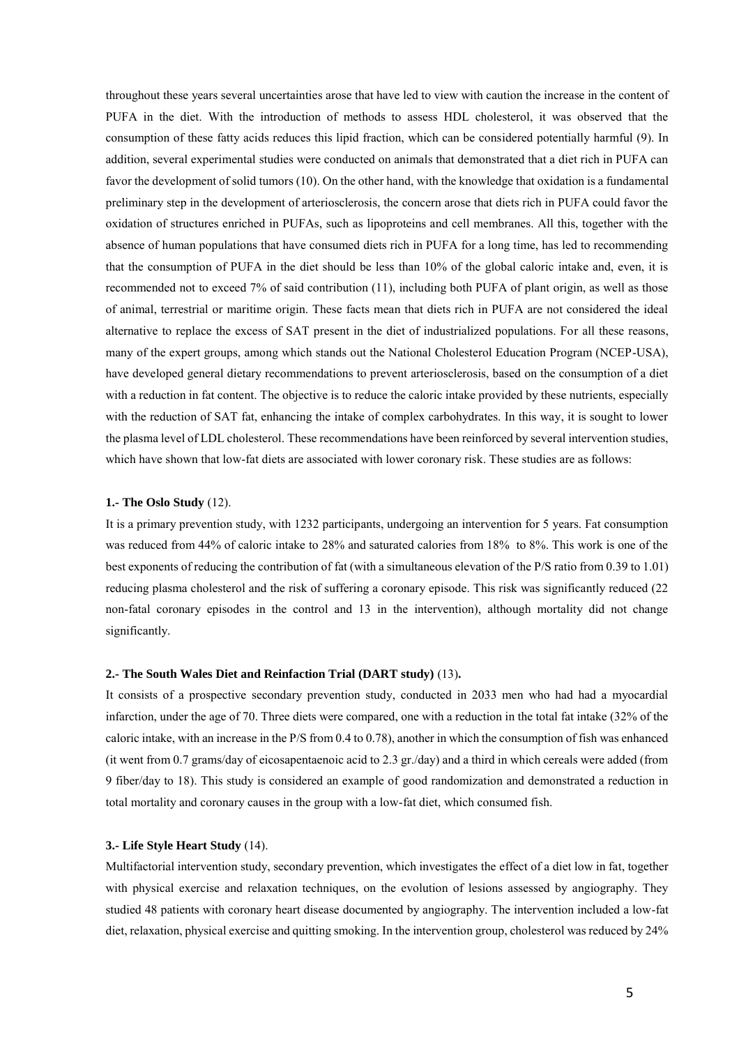throughout these years several uncertainties arose that have led to view with caution the increase in the content of PUFA in the diet. With the introduction of methods to assess HDL cholesterol, it was observed that the consumption of these fatty acids reduces this lipid fraction, which can be considered potentially harmful (9). In addition, several experimental studies were conducted on animals that demonstrated that a diet rich in PUFA can favor the development of solid tumors (10). On the other hand, with the knowledge that oxidation is a fundamental preliminary step in the development of arteriosclerosis, the concern arose that diets rich in PUFA could favor the oxidation of structures enriched in PUFAs, such as lipoproteins and cell membranes. All this, together with the absence of human populations that have consumed diets rich in PUFA for a long time, has led to recommending that the consumption of PUFA in the diet should be less than 10% of the global caloric intake and, even, it is recommended not to exceed 7% of said contribution (11), including both PUFA of plant origin, as well as those of animal, terrestrial or maritime origin. These facts mean that diets rich in PUFA are not considered the ideal alternative to replace the excess of SAT present in the diet of industrialized populations. For all these reasons, many of the expert groups, among which stands out the National Cholesterol Education Program (NCEP-USA), have developed general dietary recommendations to prevent arteriosclerosis, based on the consumption of a diet with a reduction in fat content. The objective is to reduce the caloric intake provided by these nutrients, especially with the reduction of SAT fat, enhancing the intake of complex carbohydrates. In this way, it is sought to lower the plasma level of LDL cholesterol. These recommendations have been reinforced by several intervention studies, which have shown that low-fat diets are associated with lower coronary risk. These studies are as follows:

**1.- The Oslo Study** (12).

It is a primary prevention study, with 1232 participants, undergoing an intervention for 5 years. Fat consumption was reduced from 44% of caloric intake to 28% and saturated calories from 18% to 8%. This work is one of the best exponents of reducing the contribution of fat (with a simultaneous elevation of the P/S ratio from 0.39 to 1.01) reducing plasma cholesterol and the risk of suffering a coronary episode. This risk was significantly reduced (22 non-fatal coronary episodes in the control and 13 in the intervention), although mortality did not change significantly.

**2.- The South Wales Diet and Reinfaction Trial (DART study)** (13)**.**

It consists of a prospective secondary prevention study, conducted in 2033 men who had had a myocardial infarction, under the age of 70. Three diets were compared, one with a reduction in the total fat intake (32% of the caloric intake, with an increase in the P/S from 0.4 to 0.78), another in which the consumption of fish was enhanced (it went from 0.7 grams/day of eicosapentaenoic acid to 2.3 gr./day) and a third in which cereals were added (from 9 fiber/day to 18). This study is considered an example of good randomization and demonstrated a reduction in total mortality and coronary causes in the group with a low-fat diet, which consumed fish.

**3.- Life Style Heart Study** (14).

Multifactorial intervention study, secondary prevention, which investigates the effect of a diet low in fat, together with physical exercise and relaxation techniques, on the evolution of lesions assessed by angiography. They studied 48 patients with coronary heart disease documented by angiography. The intervention included a low-fat diet, relaxation, physical exercise and quitting smoking. In the intervention group, cholesterol was reduced by 24%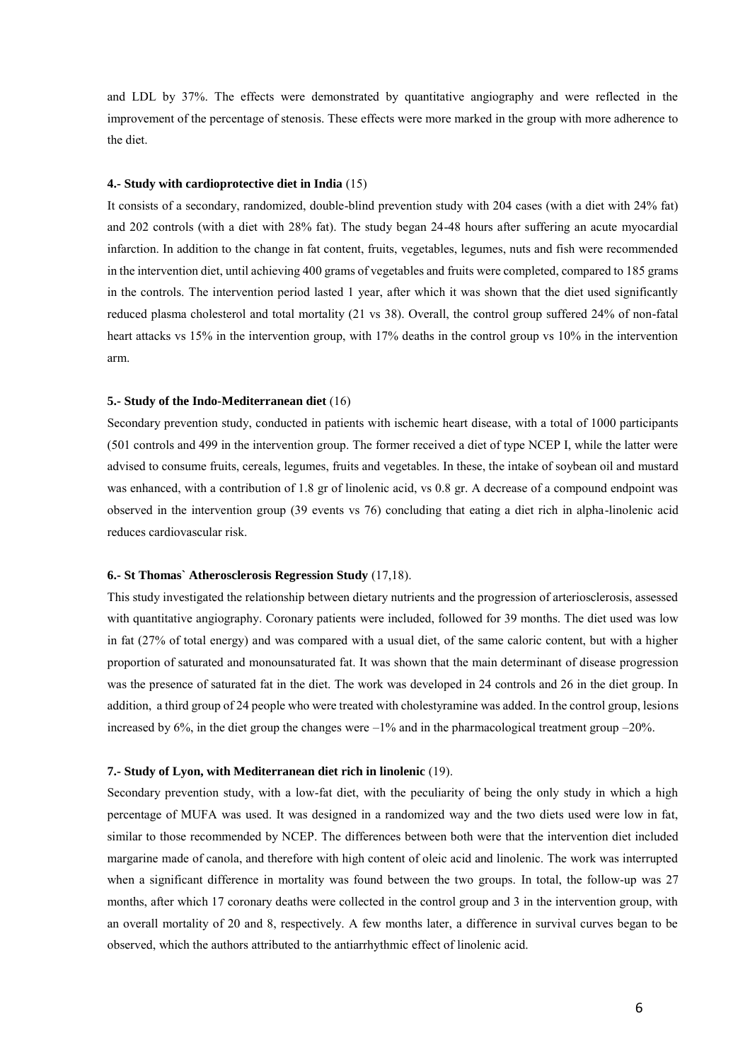and LDL by 37%. The effects were demonstrated by quantitative angiography and were reflected in the improvement of the percentage of stenosis. These effects were more marked in the group with more adherence to the diet.

#### 4.- Study with cardioprotective diet in India (15)

It consists of a secondary, randomized, double-blind prevention study with 204 cases (with a diet with 24% fat) and 202 controls (with a diet with 28% fat). The study began 24-48 hours after suffering an acute myocardial infarction. In addition to the change in fat content, fruits, vegetables, legumes, nuts and fish were recommended in the intervention diet, until achieving 400 grams of vegetables and fruits were completed, compared to 185 grams in the controls. The intervention period lasted 1 year, after which it was shown that the diet used significantly reduced plasma cholesterol and total mortality (21 vs 38). Overall, the control group suffered 24% of non-fatal heart attacks vs 15% in the intervention group, with 17% deaths in the control group vs 10% in the intervention arm.

#### 5.- Study of the Indo-Mediterranean diet (16)

Secondary prevention study, conducted in patients with ischemic heart disease, with a total of 1000 participants (501 controls and 499 in the intervention group. The former received a diet of type NCEP I, while the latter were advised to consume fruits, cereals, legumes, fruits and vegetables. In these, the intake of soybean oil and mustard was enhanced, with a contribution of 1.8 gr of linolenic acid, vs 0.8 gr. A decrease of a compound endpoint was observed in the intervention group (39 events vs 76) concluding that eating a diet rich in alpha-linolenic acid reduces cardiovascular risk.

#### 6.- St Thomas` Atherosclerosis Regression Study (17,18).

This study investigated the relationship between dietary nutrients and the progression of arteriosclerosis, assessed with quantitative angiography. Coronary patients were included, followed for 39 months. The diet used was low in fat (27% of total energy) and was compared with a usual diet, of the same caloric content, but with a higher proportion of saturated and monounsaturated fat. It was shown that the main determinant of disease progression was the presence of saturated fat in the diet. The work was developed in 24 controls and 26 in the diet group. In addition, a third group of 24 people who were treated with cholestyramine was added. In the control group, lesions increased by 6%, in the diet group the changes were –1% and in the pharmacological treatment group –20%.

#### 7.- Study of Lyon, with Mediterranean diet rich in linolenic (19).

Secondary prevention study, with a low-fat diet, with the peculiarity of being the only study in which a high percentage of MUFA was used. It was designed in a randomized way and the two diets used were low in fat, similar to those recommended by NCEP. The differences between both were that the intervention diet included margarine made of canola, and therefore with high content of oleic acid and linolenic. The work was interrupted when a significant difference in mortality was found between the two groups. In total, the follow-up was 27 months, after which 17 coronary deaths were collected in the control group and 3 in the intervention group, with an overall mortality of 20 and 8, respectively. A few months later, a difference in survival curves began to be observed, which the authors attributed to the antiarrhythmic effect of linolenic acid.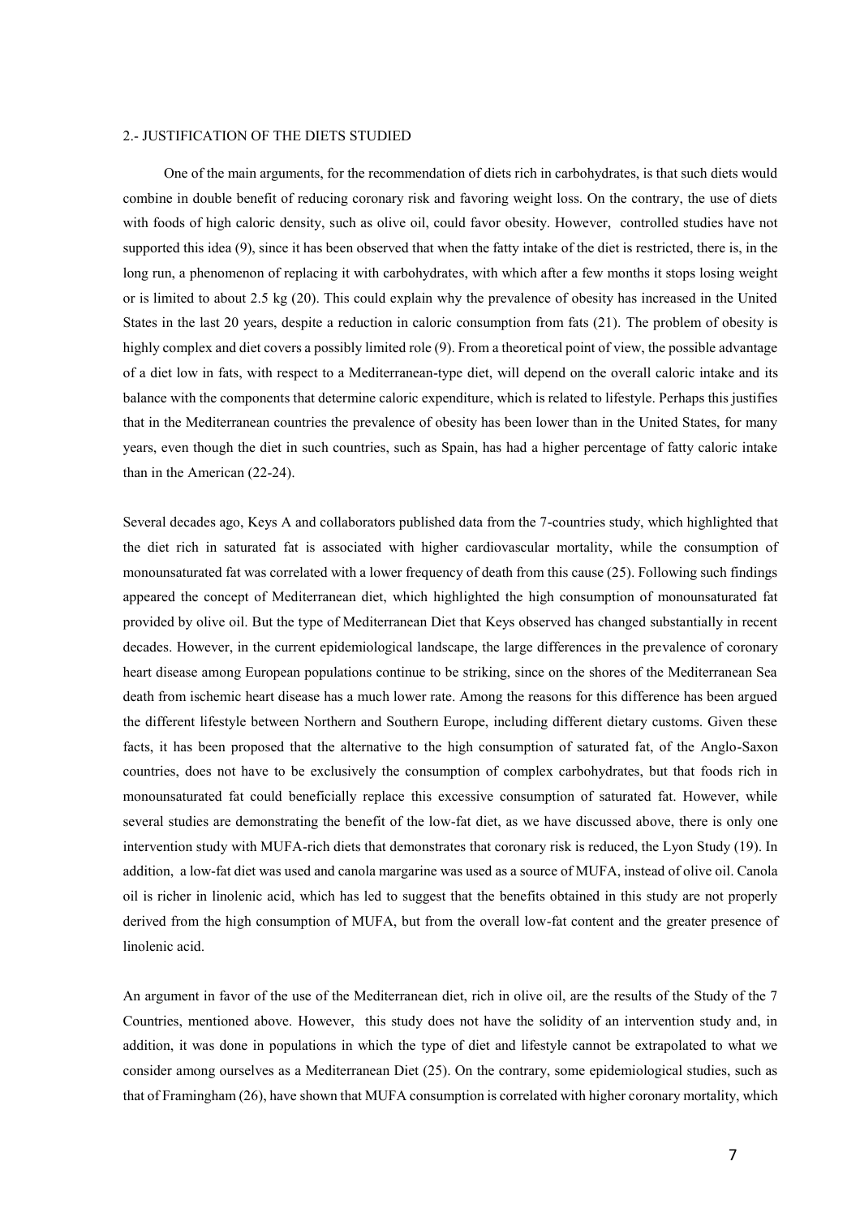## 2.- JUSTIFICATION OF THE DIETS STUDIED

One of the main arguments, for the recommendation of diets rich in carbohydrates, is that such diets would combine in double benefit of reducing coronary risk and favoring weight loss. On the contrary, the use of diets with foods of high caloric density, such as olive oil, could favor obesity. However, controlled studies have not supported this idea (9), since it has been observed that when the fatty intake of the diet is restricted, there is, in the long run, a phenomenon of replacing it with carbohydrates, with which after a few months it stops losing weight or is limited to about 2.5 kg (20). This could explain why the prevalence of obesity has increased in the United States in the last 20 years, despite a reduction in caloric consumption from fats (21). The problem of obesity is highly complex and diet covers a possibly limited role (9). From a theoretical point of view, the possible advantage of a diet low in fats, with respect to a Mediterranean-type diet, will depend on the overall caloric intake and its balance with the components that determine caloric expenditure, which is related to lifestyle. Perhaps this justifies that in the Mediterranean countries the prevalence of obesity has been lower than in the United States, for many years, even though the diet in such countries, such as Spain, has had a higher percentage of fatty caloric intake than in the American (22-24).

Several decades ago, Keys A and collaborators published data from the 7-countries study, which highlighted that the diet rich in saturated fat is associated with higher cardiovascular mortality, while the consumption of monounsaturated fat was correlated with a lower frequency of death from this cause (25). Following such findings appeared the concept of Mediterranean diet, which highlighted the high consumption of monounsaturated fat provided by olive oil. But the type of Mediterranean Diet that Keys observed has changed substantially in recent decades. However, in the current epidemiological landscape, the large differences in the prevalence of coronary heart disease among European populations continue to be striking, since on the shores of the Mediterranean Sea death from ischemic heart disease has a much lower rate. Among the reasons for this difference has been argued the different lifestyle between Northern and Southern Europe, including different dietary customs. Given these facts, it has been proposed that the alternative to the high consumption of saturated fat, of the Anglo-Saxon countries, does not have to be exclusively the consumption of complex carbohydrates, but that foods rich in monounsaturated fat could beneficially replace this excessive consumption of saturated fat. However, while several studies are demonstrating the benefit of the low-fat diet, as we have discussed above, there is only one intervention study with MUFA-rich diets that demonstrates that coronary risk is reduced, the Lyon Study (19). In addition, a low-fat diet was used and canola margarine was used as a source of MUFA, instead of olive oil. Canola oil is richer in linolenic acid, which has led to suggest that the benefits obtained in this study are not properly derived from the high consumption of MUFA, but from the overall low-fat content and the greater presence of linolenic acid.

An argument in favor of the use of the Mediterranean diet, rich in olive oil, are the results of the Study of the 7 Countries, mentioned above. However, this study does not have the solidity of an intervention study and, in addition, it was done in populations in which the type of diet and lifestyle cannot be extrapolated to what we consider among ourselves as a Mediterranean Diet (25). On the contrary, some epidemiological studies, such as that of Framingham (26), have shown that MUFA consumption is correlated with higher coronary mortality, which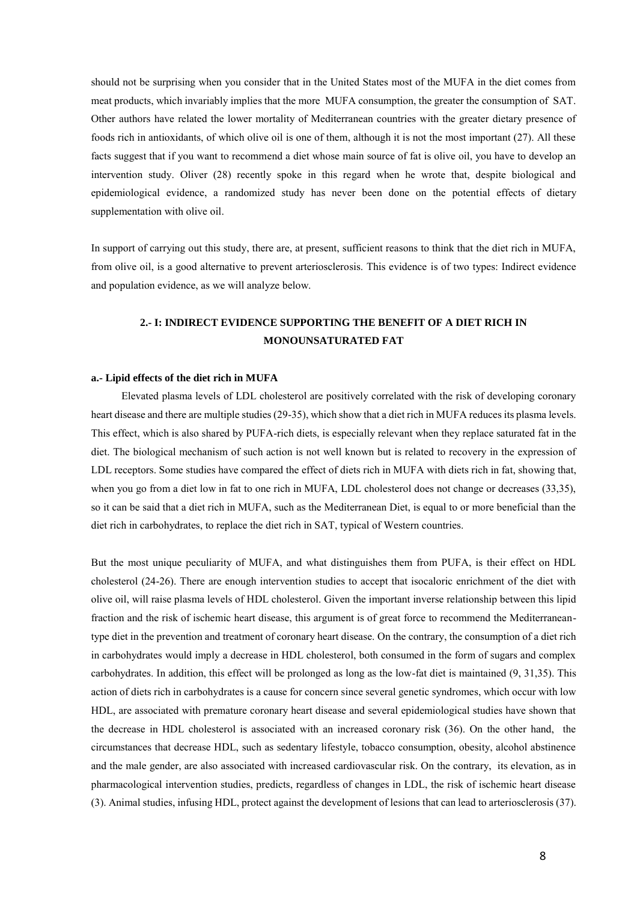should not be surprising when you consider that in the United States most of the MUFA in the diet comes from meat products, which invariably implies that the more MUFA consumption, the greater the consumption of SAT. Other authors have related the lower mortality of Mediterranean countries with the greater dietary presence of foods rich in antioxidants, of which olive oil is one of them, although it is not the most important (27). All these facts suggest that if you want to recommend a diet whose main source of fat is olive oil, you have to develop an intervention study. Oliver (28) recently spoke in this regard when he wrote that, despite biological and epidemiological evidence, a randomized study has never been done on the potential effects of dietary supplementation with olive oil.

In support of carrying out this study, there are, at present, sufficient reasons to think that the diet rich in MUFA, from olive oil, is a good alternative to prevent arteriosclerosis. This evidence is of two types: Indirect evidence and population evidence, as we will analyze below.

## 2.- I: INDIRECT EVIDENCE SUPPORTING THE BENEFIT OF A DIET RICH IN MONOUNSATURATED FAT

### a.- Lipid effects of the diet rich in MUFA

Elevated plasma levels of LDL cholesterol are positively correlated with the risk of developing coronary heart disease and there are multiple studies (29-35), which show that a diet rich in MUFA reduces its plasma levels. This effect, which is also shared by PUFA-rich diets, is especially relevant when they replace saturated fat in the diet. The biological mechanism of such action is not well known but is related to recovery in the expression of LDL receptors. Some studies have compared the effect of diets rich in MUFA with diets rich in fat, showing that, when you go from a diet low in fat to one rich in MUFA, LDL cholesterol does not change or decreases (33,35), so it can be said that a diet rich in MUFA, such as the Mediterranean Diet, is equal to or more beneficial than the diet rich in carbohydrates, to replace the diet rich in SAT, typical of Western countries.

But the most unique peculiarity of MUFA, and what distinguishes them from PUFA, is their effect on HDL cholesterol (24-26). There are enough intervention studies to accept that isocaloric enrichment of the diet with olive oil, will raise plasma levels of HDL cholesterol. Given the important inverse relationship between this lipid fraction and the risk of ischemic heart disease, this argument is of great force to recommend the Mediterranean-type diet in the prevention and treatment of coronary heart disease. On the contrary, the consumption of a diet rich in carbohydrates would imply a decrease in HDL cholesterol, both consumed in the form of sugars and complex carbohydrates. In addition, this effect will be prolonged as long as the low-fat diet is maintained (9, 31,35). This action of diets rich in carbohydrates is a cause for concern since several genetic syndromes, which occur with low HDL, are associated with premature coronary heart disease and several epidemiological studies have shown that the decrease in HDL cholesterol is associated with an increased coronary risk (36). On the other hand, the circumstances that decrease HDL, such as sedentary lifestyle, tobacco consumption, obesity, alcohol abstinence and the male gender, are also associated with increased cardiovascular risk. On the contrary, its elevation, as in pharmacological intervention studies, predicts, regardless of changes in LDL, the risk of ischemic heart disease (3). Animal studies, infusing HDL, protect against the development of lesions that can lead to arteriosclerosis (37).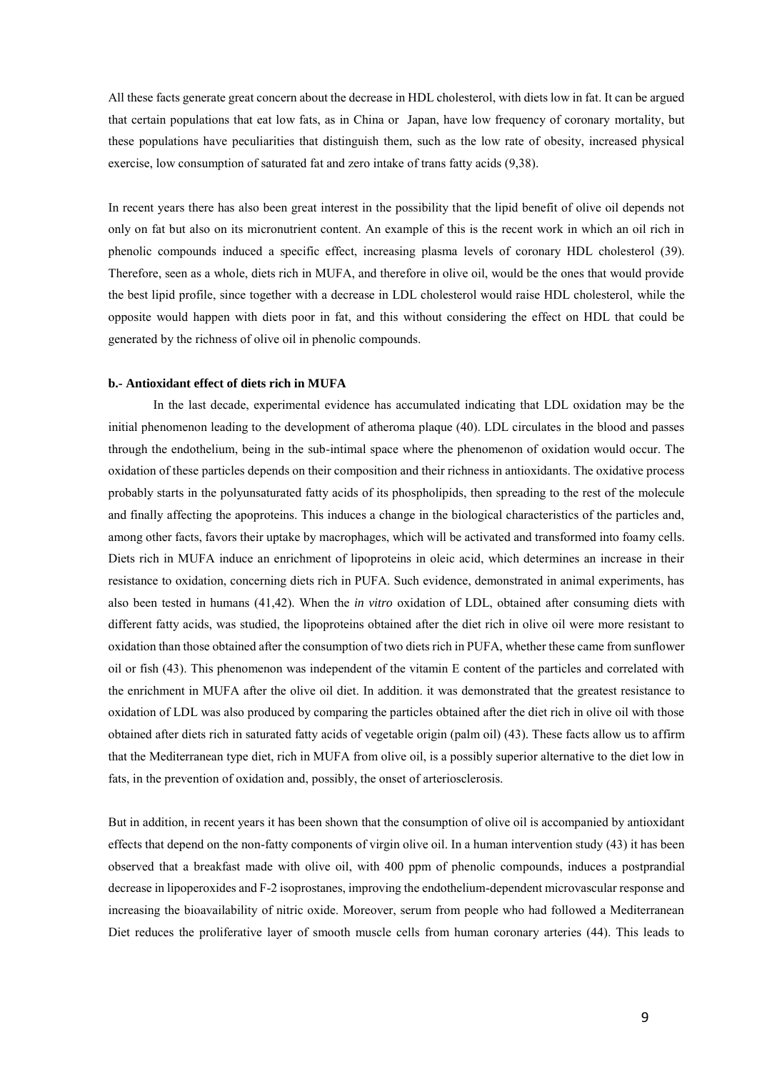All these facts generate great concern about the decrease in HDL cholesterol, with diets low in fat. It can be argued that certain populations that eat low fats, as in China or Japan, have low frequency of coronary mortality, but these populations have peculiarities that distinguish them, such as the low rate of obesity, increased physical exercise, low consumption of saturated fat and zero intake of trans fatty acids (9,38).

In recent years there has also been great interest in the possibility that the lipid benefit of olive oil depends not only on fat but also on its micronutrient content. An example of this is the recent work in which an oil rich in phenolic compounds induced a specific effect, increasing plasma levels of coronary HDL cholesterol (39). Therefore, seen as a whole, diets rich in MUFA, and therefore in olive oil, would be the ones that would provide the best lipid profile, since together with a decrease in LDL cholesterol would raise HDL cholesterol, while the opposite would happen with diets poor in fat, and this without considering the effect on HDL that could be generated by the richness of olive oil in phenolic compounds.

**b.- Antioxidant effect of diets rich in MUFA**

In the last decade, experimental evidence has accumulated indicating that LDL oxidation may be the initial phenomenon leading to the development of atheroma plaque (40). LDL circulates in the blood and passes through the endothelium, being in the sub-intimal space where the phenomenon of oxidation would occur. The oxidation of these particles depends on their composition and their richness in antioxidants. The oxidative process probably starts in the polyunsaturated fatty acids of its phospholipids, then spreading to the rest of the molecule and finally affecting the apoproteins. This induces a change in the biological characteristics of the particles and, among other facts, favors their uptake by macrophages, which will be activated and transformed into foamy cells. Diets rich in MUFA induce an enrichment of lipoproteins in oleic acid, which determines an increase in their resistance to oxidation, concerning diets rich in PUFA. Such evidence, demonstrated in animal experiments, has also been tested in humans (41,42). When the *in vitro* oxidation of LDL, obtained after consuming diets with different fatty acids, was studied, the lipoproteins obtained after the diet rich in olive oil were more resistant to oxidation than those obtained after the consumption of two diets rich in PUFA, whether these came from sunflower oil or fish (43). This phenomenon was independent of the vitamin E content of the particles and correlated with the enrichment in MUFA after the olive oil diet. In addition. it was demonstrated that the greatest resistance to oxidation of LDL was also produced by comparing the particles obtained after the diet rich in olive oil with those obtained after diets rich in saturated fatty acids of vegetable origin (palm oil) (43). These facts allow us to affirm that the Mediterranean type diet, rich in MUFA from olive oil, is a possibly superior alternative to the diet low in fats, in the prevention of oxidation and, possibly, the onset of arteriosclerosis.

But in addition, in recent years it has been shown that the consumption of olive oil is accompanied by antioxidant effects that depend on the non-fatty components of virgin olive oil. In a human intervention study (43) it has been observed that a breakfast made with olive oil, with 400 ppm of phenolic compounds, induces a postprandial decrease in lipoperoxides and F-2 isoprostanes, improving the endothelium-dependent microvascular response and increasing the bioavailability of nitric oxide. Moreover, serum from people who had followed a Mediterranean Diet reduces the proliferative layer of smooth muscle cells from human coronary arteries (44). This leads to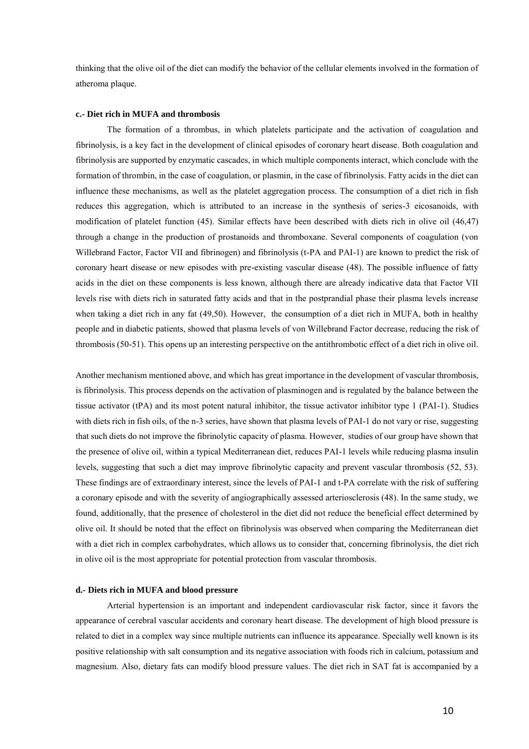thinking that the olive oil of the diet can modify the behavior of the cellular elements involved in the formation of atheroma plaque.

#### c.- Diet rich in MUFA and thrombosis

The formation of a thrombus, in which platelets participate and the activation of coagulation and fibrinolysis, is a key fact in the development of clinical episodes of coronary heart disease. Both coagulation and fibrinolysis are supported by enzymatic cascades, in which multiple components interact, which conclude with the formation of thrombin, in the case of coagulation, or plasmin, in the case of fibrinolysis. Fatty acids in the diet can influence these mechanisms, as well as the platelet aggregation process. The consumption of a diet rich in fish reduces this aggregation, which is attributed to an increase in the synthesis of series-3 eicosanoids, with modification of platelet function (45). Similar effects have been described with diets rich in olive oil (46,47) through a change in the production of prostanoids and thromboxane. Several components of coagulation (von Willebrand Factor, Factor VII and fibrinogen) and fibrinolysis (t-PA and PAI-1) are known to predict the risk of coronary heart disease or new episodes with pre-existing vascular disease (48). The possible influence of fatty acids in the diet on these components is less known, although there are already indicative data that Factor VII levels rise with diets rich in saturated fatty acids and that in the postprandial phase their plasma levels increase when taking a diet rich in any fat (49,50). However, the consumption of a diet rich in MUFA, both in healthy people and in diabetic patients, showed that plasma levels of von Willebrand Factor decrease, reducing the risk of thrombosis (50-51). This opens up an interesting perspective on the antithrombotic effect of a diet rich in olive oil.

Another mechanism mentioned above, and which has great importance in the development of vascular thrombosis, is fibrinolysis. This process depends on the activation of plasminogen and is regulated by the balance between the tissue activator (tPA) and its most potent natural inhibitor, the tissue activator inhibitor type 1 (PAI-1). Studies with diets rich in fish oils, of the n-3 series, have shown that plasma levels of PAI-1 do not vary or rise, suggesting that such diets do not improve the fibrinolytic capacity of plasma. However, studies of our group have shown that the presence of olive oil, within a typical Mediterranean diet, reduces PAI-1 levels while reducing plasma insulin levels, suggesting that such a diet may improve fibrinolytic capacity and prevent vascular thrombosis (52, 53). These findings are of extraordinary interest, since the levels of PAI-1 and t-PA correlate with the risk of suffering a coronary episode and with the severity of angiographically assessed arteriosclerosis (48). In the same study, we found, additionally, that the presence of cholesterol in the diet did not reduce the beneficial effect determined by olive oil. It should be noted that the effect on fibrinolysis was observed when comparing the Mediterranean diet with a diet rich in complex carbohydrates, which allows us to consider that, concerning fibrinolysis, the diet rich in olive oil is the most appropriate for potential protection from vascular thrombosis.

#### d.- Diets rich in MUFA and blood pressure

Arterial hypertension is an important and independent cardiovascular risk factor, since it favors the appearance of cerebral vascular accidents and coronary heart disease. The development of high blood pressure is related to diet in a complex way since multiple nutrients can influence its appearance. Specially well known is its positive relationship with salt consumption and its negative association with foods rich in calcium, potassium and magnesium. Also, dietary fats can modify blood pressure values. The diet rich in SAT fat is accompanied by a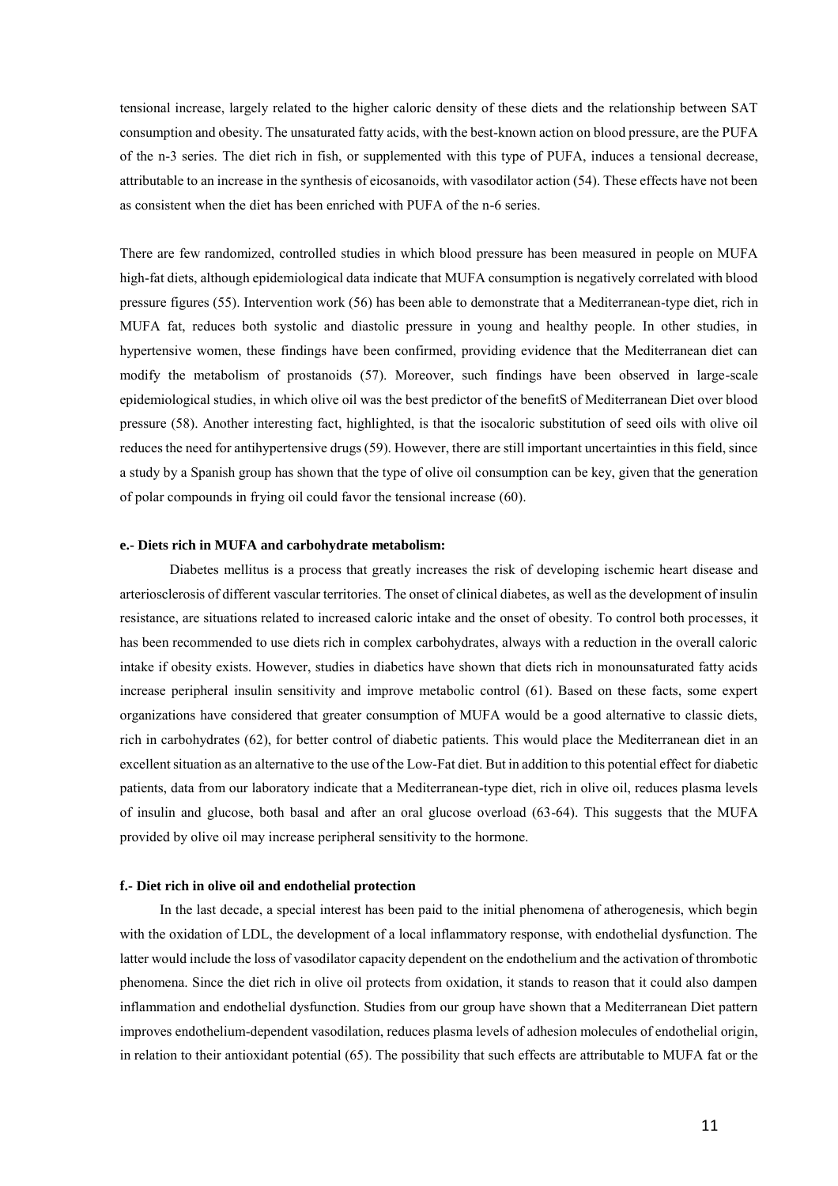tensional increase, largely related to the higher caloric density of these diets and the relationship between SAT consumption and obesity. The unsaturated fatty acids, with the best-known action on blood pressure, are the PUFA of the n-3 series. The diet rich in fish, or supplemented with this type of PUFA, induces a tensional decrease, attributable to an increase in the synthesis of eicosanoids, with vasodilator action (54). These effects have not been as consistent when the diet has been enriched with PUFA of the n-6 series.

There are few randomized, controlled studies in which blood pressure has been measured in people on MUFA high-fat diets, although epidemiological data indicate that MUFA consumption is negatively correlated with blood pressure figures (55). Intervention work (56) has been able to demonstrate that a Mediterranean-type diet, rich in MUFA fat, reduces both systolic and diastolic pressure in young and healthy people. In other studies, in hypertensive women, these findings have been confirmed, providing evidence that the Mediterranean diet can modify the metabolism of prostanoids (57). Moreover, such findings have been observed in large-scale epidemiological studies, in which olive oil was the best predictor of the benefitS of Mediterranean Diet over blood pressure (58). Another interesting fact, highlighted, is that the isocaloric substitution of seed oils with olive oil reduces the need for antihypertensive drugs (59). However, there are still important uncertainties in this field, since a study by a Spanish group has shown that the type of olive oil consumption can be key, given that the generation of polar compounds in frying oil could favor the tensional increase (60).

#### e.- Diets rich in MUFA and carbohydrate metabolism:

Diabetes mellitus is a process that greatly increases the risk of developing ischemic heart disease and arteriosclerosis of different vascular territories. The onset of clinical diabetes, as well as the development of insulin resistance, are situations related to increased caloric intake and the onset of obesity. To control both processes, it has been recommended to use diets rich in complex carbohydrates, always with a reduction in the overall caloric intake if obesity exists. However, studies in diabetics have shown that diets rich in monounsaturated fatty acids increase peripheral insulin sensitivity and improve metabolic control (61). Based on these facts, some expert organizations have considered that greater consumption of MUFA would be a good alternative to classic diets, rich in carbohydrates (62), for better control of diabetic patients. This would place the Mediterranean diet in an excellent situation as an alternative to the use of the Low-Fat diet. But in addition to this potential effect for diabetic patients, data from our laboratory indicate that a Mediterranean-type diet, rich in olive oil, reduces plasma levels of insulin and glucose, both basal and after an oral glucose overload (63-64). This suggests that the MUFA provided by olive oil may increase peripheral sensitivity to the hormone.

#### f.- Diet rich in olive oil and endothelial protection

In the last decade, a special interest has been paid to the initial phenomena of atherogenesis, which begin with the oxidation of LDL, the development of a local inflammatory response, with endothelial dysfunction. The latter would include the loss of vasodilator capacity dependent on the endothelium and the activation of thrombotic phenomena. Since the diet rich in olive oil protects from oxidation, it stands to reason that it could also dampen inflammation and endothelial dysfunction. Studies from our group have shown that a Mediterranean Diet pattern improves endothelium-dependent vasodilation, reduces plasma levels of adhesion molecules of endothelial origin, in relation to their antioxidant potential (65). The possibility that such effects are attributable to MUFA fat or the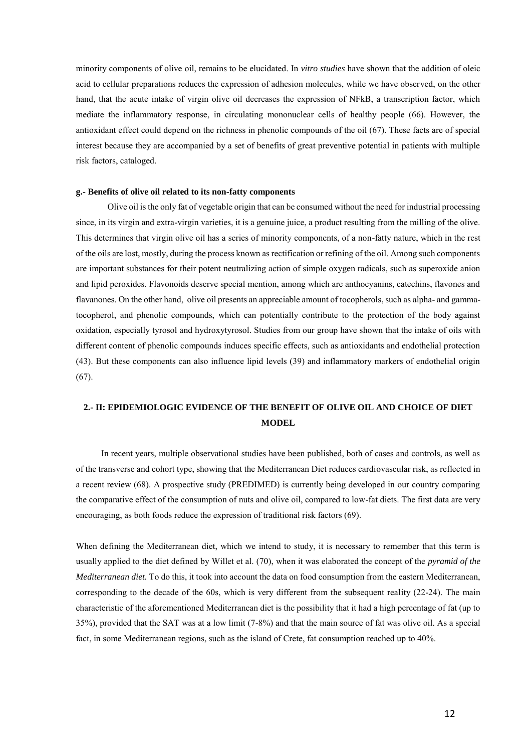minority components of olive oil, remains to be elucidated. In *vitro studies* have shown that the addition of oleic acid to cellular preparations reduces the expression of adhesion molecules, while we have observed, on the other hand, that the acute intake of virgin olive oil decreases the expression of NFkB, a transcription factor, which mediate the inflammatory response, in circulating mononuclear cells of healthy people (66). However, the antioxidant effect could depend on the richness in phenolic compounds of the oil (67). These facts are of special interest because they are accompanied by a set of benefits of great preventive potential in patients with multiple risk factors, cataloged.

#### g.- Benefits of olive oil related to its non-fatty components

Olive oil is the only fat of vegetable origin that can be consumed without the need for industrial processing since, in its virgin and extra-virgin varieties, it is a genuine juice, a product resulting from the milling of the olive. This determines that virgin olive oil has a series of minority components, of a non-fatty nature, which in the rest of the oils are lost, mostly, during the process known as rectification or refining of the oil. Among such components are important substances for their potent neutralizing action of simple oxygen radicals, such as superoxide anion and lipid peroxides. Flavonoids deserve special mention, among which are anthocyanins, catechins, flavones and flavanones. On the other hand, olive oil presents an appreciable amount of tocopherols, such as alpha- and gamma-tocopherol, and phenolic compounds, which can potentially contribute to the protection of the body against oxidation, especially tyrosol and hydroxytyrosol. Studies from our group have shown that the intake of oils with different content of phenolic compounds induces specific effects, such as antioxidants and endothelial protection (43). But these components can also influence lipid levels (39) and inflammatory markers of endothelial origin (67).

## 2.- II: EPIDEMIOLOGIC EVIDENCE OF THE BENEFIT OF OLIVE OIL AND CHOICE OF DIET MODEL

In recent years, multiple observational studies have been published, both of cases and controls, as well as of the transverse and cohort type, showing that the Mediterranean Diet reduces cardiovascular risk, as reflected in a recent review (68). A prospective study (PREDIMED) is currently being developed in our country comparing the comparative effect of the consumption of nuts and olive oil, compared to low-fat diets. The first data are very encouraging, as both foods reduce the expression of traditional risk factors (69).

When defining the Mediterranean diet, which we intend to study, it is necessary to remember that this term is usually applied to the diet defined by Willet et al. (70), when it was elaborated the concept of the *pyramid of the Mediterranean diet.* To do this, it took into account the data on food consumption from the eastern Mediterranean, corresponding to the decade of the 60s, which is very different from the subsequent reality (22-24). The main characteristic of the aforementioned Mediterranean diet is the possibility that it had a high percentage of fat (up to 35%), provided that the SAT was at a low limit (7-8%) and that the main source of fat was olive oil. As a special fact, in some Mediterranean regions, such as the island of Crete, fat consumption reached up to 40%.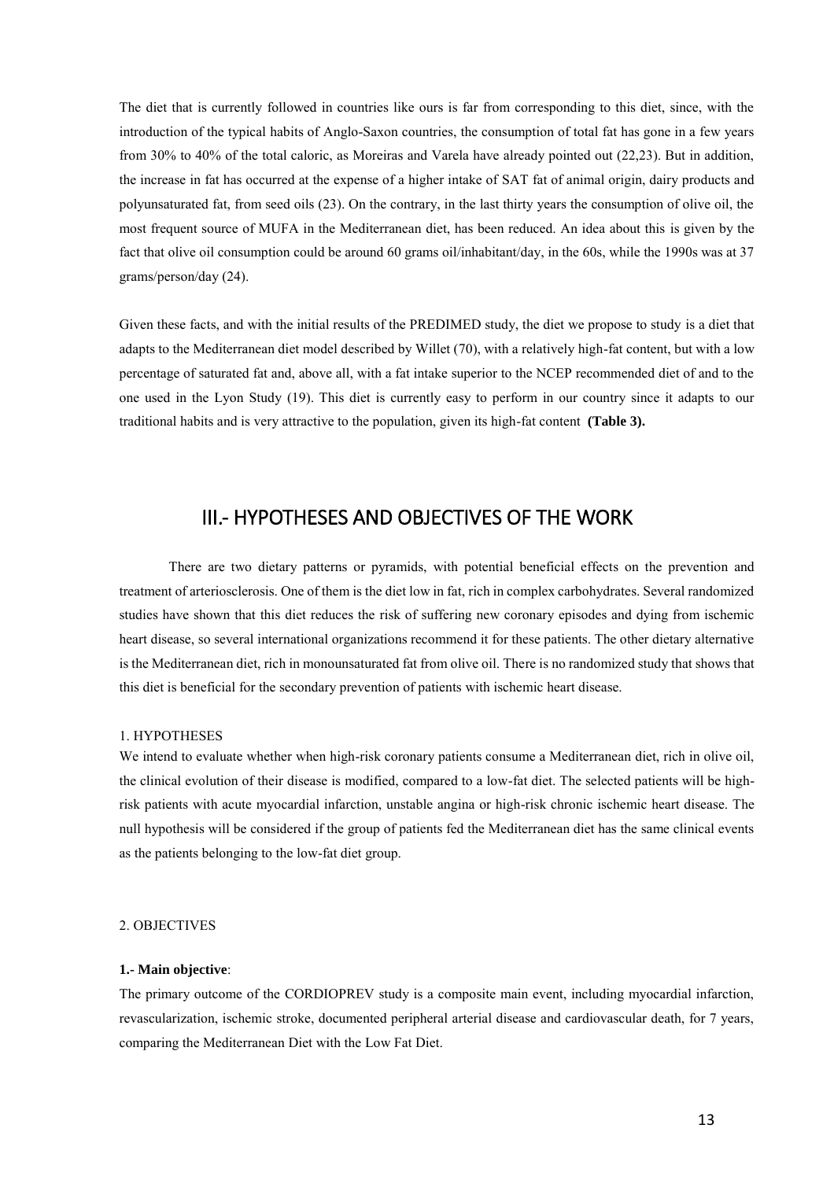The diet that is currently followed in countries like ours is far from corresponding to this diet, since, with the introduction of the typical habits of Anglo-Saxon countries, the consumption of total fat has gone in a few years from 30% to 40% of the total caloric, as Moreiras and Varela have already pointed out (22,23). But in addition, the increase in fat has occurred at the expense of a higher intake of SAT fat of animal origin, dairy products and polyunsaturated fat, from seed oils (23). On the contrary, in the last thirty years the consumption of olive oil, the most frequent source of MUFA in the Mediterranean diet, has been reduced. An idea about this is given by the fact that olive oil consumption could be around 60 grams oil/inhabitant/day, in the 60s, while the 1990s was at 37 grams/person/day (24).

Given these facts, and with the initial results of the PREDIMED study, the diet we propose to study is a diet that adapts to the Mediterranean diet model described by Willet (70), with a relatively high-fat content, but with a low percentage of saturated fat and, above all, with a fat intake superior to the NCEP recommended diet of and to the one used in the Lyon Study (19). This diet is currently easy to perform in our country since it adapts to our traditional habits and is very attractive to the population, given its high-fat content **(Table 3).**

# III.- HYPOTHESES AND OBJECTIVES OF THE WORK

There are two dietary patterns or pyramids, with potential beneficial effects on the prevention and treatment of arteriosclerosis. One of them is the diet low in fat, rich in complex carbohydrates. Several randomized studies have shown that this diet reduces the risk of suffering new coronary episodes and dying from ischemic heart disease, so several international organizations recommend it for these patients. The other dietary alternative is the Mediterranean diet, rich in monounsaturated fat from olive oil. There is no randomized study that shows that this diet is beneficial for the secondary prevention of patients with ischemic heart disease.

## 1. HYPOTHESES

We intend to evaluate whether when high-risk coronary patients consume a Mediterranean diet, rich in olive oil, the clinical evolution of their disease is modified, compared to a low-fat diet. The selected patients will be high-risk patients with acute myocardial infarction, unstable angina or high-risk chronic ischemic heart disease. The null hypothesis will be considered if the group of patients fed the Mediterranean diet has the same clinical events as the patients belonging to the low-fat diet group.

## 2. OBJECTIVES

**1.- Main objective**:

The primary outcome of the CORDIOPREV study is a composite main event, including myocardial infarction, revascularization, ischemic stroke, documented peripheral arterial disease and cardiovascular death, for 7 years, comparing the Mediterranean Diet with the Low Fat Diet.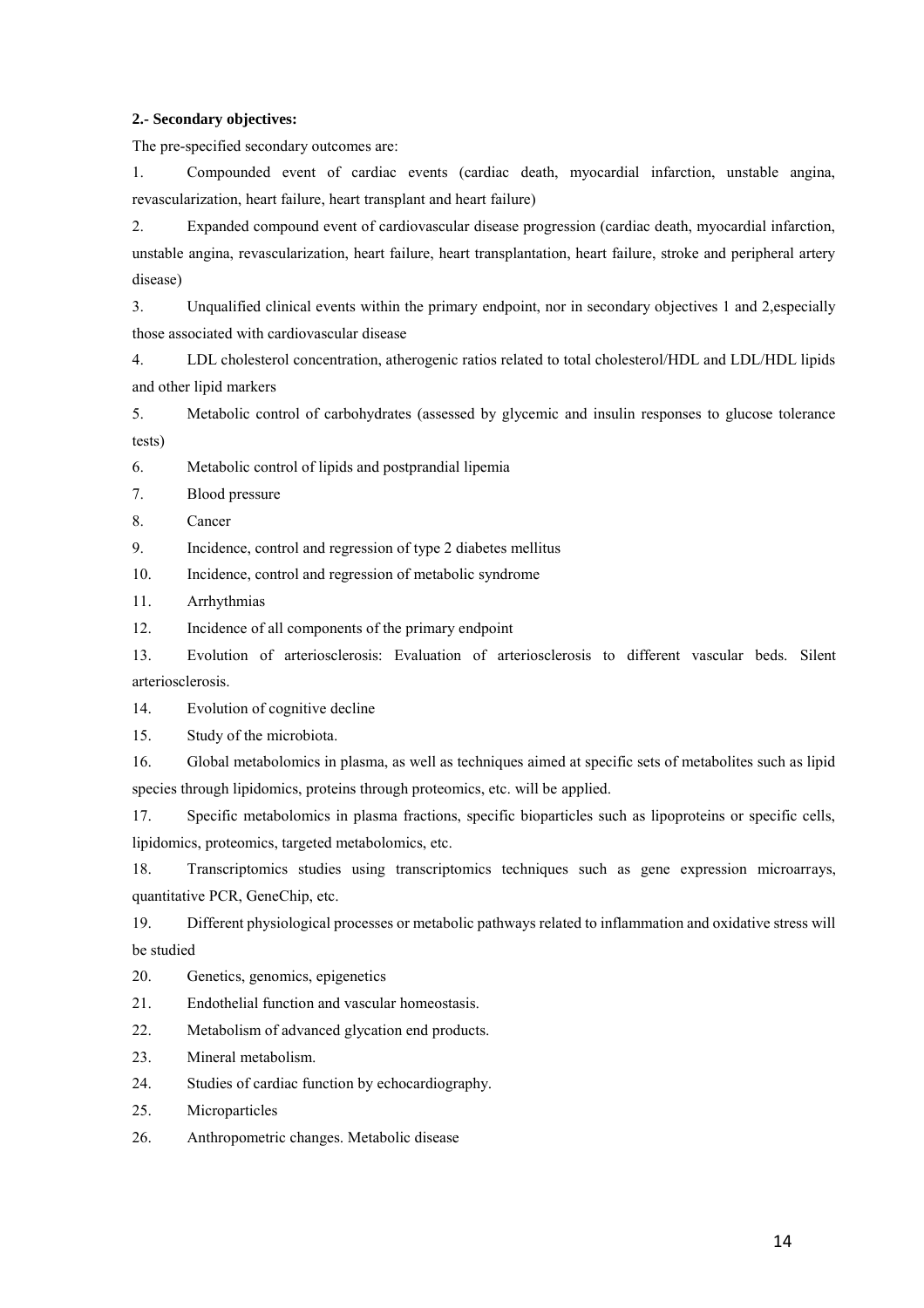**2.- Secondary objectives:**

The pre-specified secondary outcomes are:

1. Compounded event of cardiac events (cardiac death, myocardial infarction, unstable angina, revascularization, heart failure, heart transplant and heart failure)
2. Expanded compound event of cardiovascular disease progression (cardiac death, myocardial infarction, unstable angina, revascularization, heart failure, heart transplantation, heart failure, stroke and peripheral artery disease)
3. Unqualified clinical events within the primary endpoint, nor in secondary objectives 1 and 2,especially those associated with cardiovascular disease
4. LDL cholesterol concentration, atherogenic ratios related to total cholesterol/HDL and LDL/HDL lipids and other lipid markers
5. Metabolic control of carbohydrates (assessed by glycemic and insulin responses to glucose tolerance tests)
6. Metabolic control of lipids and postprandial lipemia
7. Blood pressure
8. Cancer
9. Incidence, control and regression of type 2 diabetes mellitus
10. Incidence, control and regression of metabolic syndrome
11. Arrhythmias
12. Incidence of all components of the primary endpoint
13. Evolution of arteriosclerosis: Evaluation of arteriosclerosis to different vascular beds. Silent arteriosclerosis.
14. Evolution of cognitive decline
15. Study of the microbiota.
16. Global metabolomics in plasma, as well as techniques aimed at specific sets of metabolites such as lipid species through lipidomics, proteins through proteomics, etc. will be applied.
17. Specific metabolomics in plasma fractions, specific bioparticles such as lipoproteins or specific cells, lipidomics, proteomics, targeted metabolomics, etc.
18. Transcriptomics studies using transcriptomics techniques such as gene expression microarrays, quantitative PCR, GeneChip, etc.
19. Different physiological processes or metabolic pathways related to inflammation and oxidative stress will be studied
20. Genetics, genomics, epigenetics
21. Endothelial function and vascular homeostasis.
22. Metabolism of advanced glycation end products.
23. Mineral metabolism.
24. Studies of cardiac function by echocardiography.
25. Microparticles
26. Anthropometric changes. Metabolic disease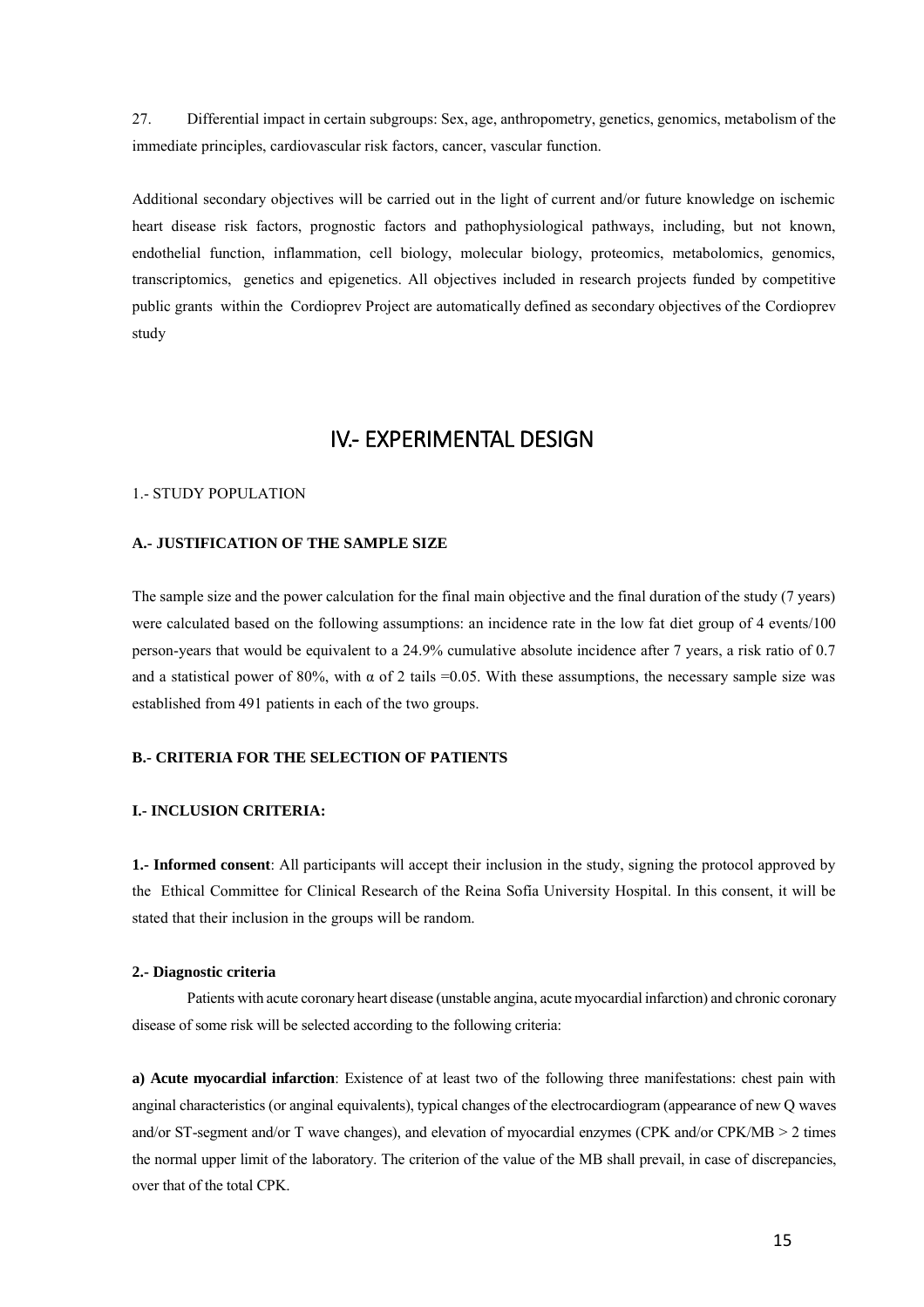27. Differential impact in certain subgroups: Sex, age, anthropometry, genetics, genomics, metabolism of the immediate principles, cardiovascular risk factors, cancer, vascular function.

Additional secondary objectives will be carried out in the light of current and/or future knowledge on ischemic heart disease risk factors, prognostic factors and pathophysiological pathways, including, but not known, endothelial function, inflammation, cell biology, molecular biology, proteomics, metabolomics, genomics, transcriptomics, genetics and epigenetics. All objectives included in research projects funded by competitive public grants within the Cordioprev Project are automatically defined as secondary objectives of the Cordioprev study

# IV.- EXPERIMENTAL DESIGN

1.- STUDY POPULATION

### A.- JUSTIFICATION OF THE SAMPLE SIZE

The sample size and the power calculation for the final main objective and the final duration of the study (7 years) were calculated based on the following assumptions: an incidence rate in the low fat diet group of 4 events/100 person-years that would be equivalent to a 24.9% cumulative absolute incidence after 7 years, a risk ratio of 0.7 and a statistical power of 80%, with $\alpha$ of 2 tails =0.05. With these assumptions, the necessary sample size was established from 491 patients in each of the two groups.

### B.- CRITERIA FOR THE SELECTION OF PATIENTS

#### I.- INCLUSION CRITERIA:

**1.- Informed consent**: All participants will accept their inclusion in the study, signing the protocol approved by the Ethical Committee for Clinical Research of the Reina Sofía University Hospital. In this consent, it will be stated that their inclusion in the groups will be random.

**2.- Diagnostic criteria**

Patients with acute coronary heart disease (unstable angina, acute myocardial infarction) and chronic coronary disease of some risk will be selected according to the following criteria:

**a) Acute myocardial infarction**: Existence of at least two of the following three manifestations: chest pain with anginal characteristics (or anginal equivalents), typical changes of the electrocardiogram (appearance of new Q waves and/or ST-segment and/or T wave changes), and elevation of myocardial enzymes (CPK and/or CPK/MB > 2 times the normal upper limit of the laboratory. The criterion of the value of the MB shall prevail, in case of discrepancies, over that of the total CPK.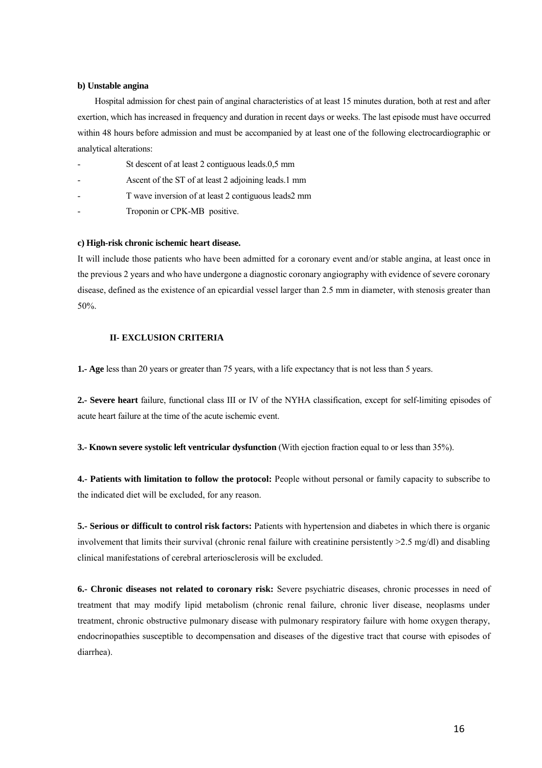**b) Unstable angina**

Hospital admission for chest pain of anginal characteristics of at least 15 minutes duration, both at rest and after exertion, which has increased in frequency and duration in recent days or weeks. The last episode must have occurred within 48 hours before admission and must be accompanied by at least one of the following electrocardiographic or analytical alterations:

- St descent of at least 2 contiguous leads.0,5 mm
- Ascent of the ST of at least 2 adjoining leads.1 mm
- T wave inversion of at least 2 contiguous leads2 mm
- Troponin or CPK-MB positive.

**c) High-risk chronic ischemic heart disease.**

It will include those patients who have been admitted for a coronary event and/or stable angina, at least once in the previous 2 years and who have undergone a diagnostic coronary angiography with evidence of severe coronary disease, defined as the existence of an epicardial vessel larger than 2.5 mm in diameter, with stenosis greater than 50%.

**II- EXCLUSION CRITERIA**

**1.- Age** less than 20 years or greater than 75 years, with a life expectancy that is not less than 5 years.

**2.- Severe heart** failure, functional class III or IV of the NYHA classification, except for self-limiting episodes of acute heart failure at the time of the acute ischemic event.

**3.- Known severe systolic left ventricular dysfunction** (With ejection fraction equal to or less than 35%).

**4.- Patients with limitation to follow the protocol:** People without personal or family capacity to subscribe to the indicated diet will be excluded, for any reason.

**5.- Serious or difficult to control risk factors:** Patients with hypertension and diabetes in which there is organic involvement that limits their survival (chronic renal failure with creatinine persistently >2.5 mg/dl) and disabling clinical manifestations of cerebral arteriosclerosis will be excluded.

**6.- Chronic diseases not related to coronary risk:** Severe psychiatric diseases, chronic processes in need of treatment that may modify lipid metabolism (chronic renal failure, chronic liver disease, neoplasms under treatment, chronic obstructive pulmonary disease with pulmonary respiratory failure with home oxygen therapy, endocrinopathies susceptible to decompensation and diseases of the digestive tract that course with episodes of diarrhea).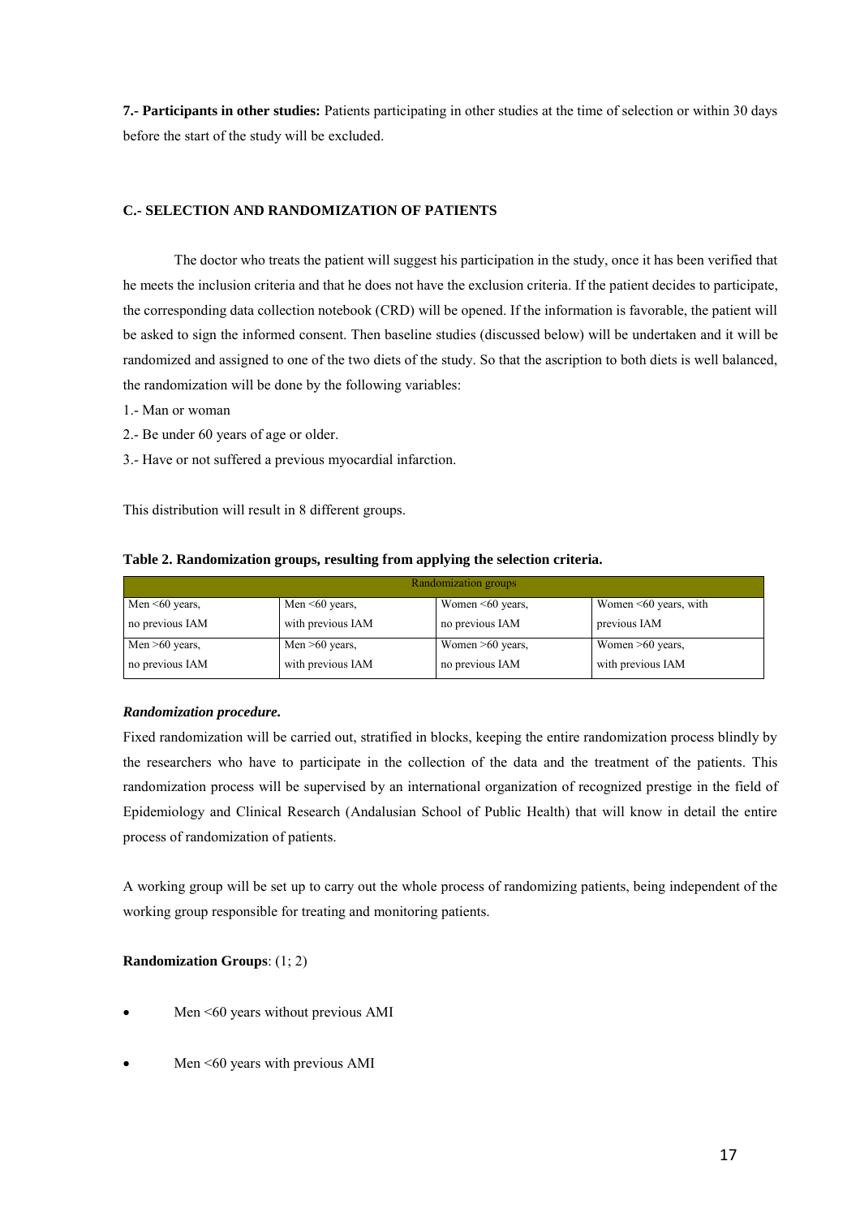**7.- Participants in other studies:** Patients participating in other studies at the time of selection or within 30 days before the start of the study will be excluded.

### C.- SELECTION AND RANDOMIZATION OF PATIENTS

The doctor who treats the patient will suggest his participation in the study, once it has been verified that he meets the inclusion criteria and that he does not have the exclusion criteria. If the patient decides to participate, the corresponding data collection notebook (CRD) will be opened. If the information is favorable, the patient will be asked to sign the informed consent. Then baseline studies (discussed below) will be undertaken and it will be randomized and assigned to one of the two diets of the study. So that the ascription to both diets is well balanced, the randomization will be done by the following variables:

1.- Man or woman

2.- Be under 60 years of age or older.

3.- Have or not suffered a previous myocardial infarction.

This distribution will result in 8 different groups.

**Table 2. Randomization groups, resulting from applying the selection criteria.**

| Randomization groups | | | |
|---|---|---|---|
| Men <60 years, no previous IAM | Men <60 years, with previous IAM | Women <60 years, no previous IAM | Women <60 years, with previous IAM |
| Men >60 years, no previous IAM | Men >60 years, with previous IAM | Women >60 years, no previous IAM | Women >60 years, with previous IAM |

***Randomization procedure.***

Fixed randomization will be carried out, stratified in blocks, keeping the entire randomization process blindly by the researchers who have to participate in the collection of the data and the treatment of the patients. This randomization process will be supervised by an international organization of recognized prestige in the field of Epidemiology and Clinical Research (Andalusian School of Public Health) that will know in detail the entire process of randomization of patients.

A working group will be set up to carry out the whole process of randomizing patients, being independent of the working group responsible for treating and monitoring patients.

**Randomization Groups**: (1; 2)

- Men <60 years without previous AMI
- Men <60 years with previous AMI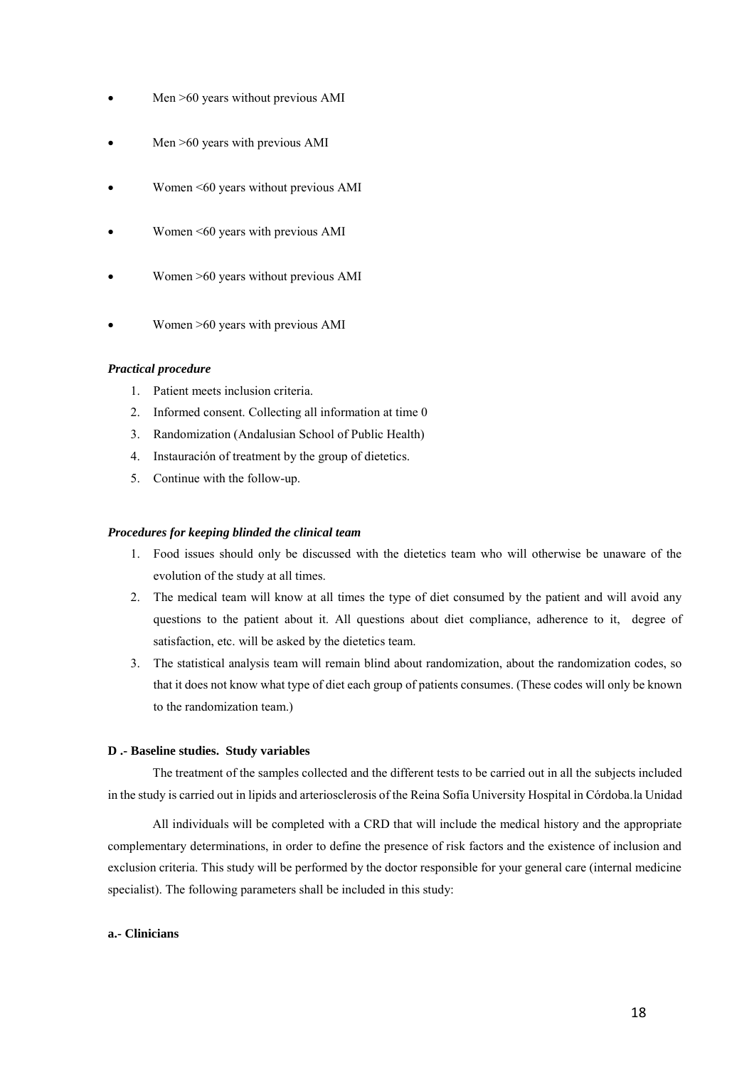- Men >60 years without previous AMI
- Men >60 years with previous AMI
- Women <60 years without previous AMI
- Women <60 years with previous AMI
- Women >60 years without previous AMI
- Women >60 years with previous AMI

***Practical procedure***

1. Patient meets inclusion criteria.
2. Informed consent. Collecting all information at time 0
3. Randomization (Andalusian School of Public Health)
4. Instauración of treatment by the group of dietetics.
5. Continue with the follow-up.

***Procedures for keeping blinded the clinical team***

1. Food issues should only be discussed with the dietetics team who will otherwise be unaware of the evolution of the study at all times.
2. The medical team will know at all times the type of diet consumed by the patient and will avoid any questions to the patient about it. All questions about diet compliance, adherence to it, degree of satisfaction, etc. will be asked by the dietetics team.
3. The statistical analysis team will remain blind about randomization, about the randomization codes, so that it does not know what type of diet each group of patients consumes. (These codes will only be known to the randomization team.)

**D .- Baseline studies. Study variables**

The treatment of the samples collected and the different tests to be carried out in all the subjects included in the study is carried out in lipids and arteriosclerosis of the Reina Sofía University Hospital in Córdoba.la Unidad

All individuals will be completed with a CRD that will include the medical history and the appropriate complementary determinations, in order to define the presence of risk factors and the existence of inclusion and exclusion criteria. This study will be performed by the doctor responsible for your general care (internal medicine specialist). The following parameters shall be included in this study:

**a.- Clinicians**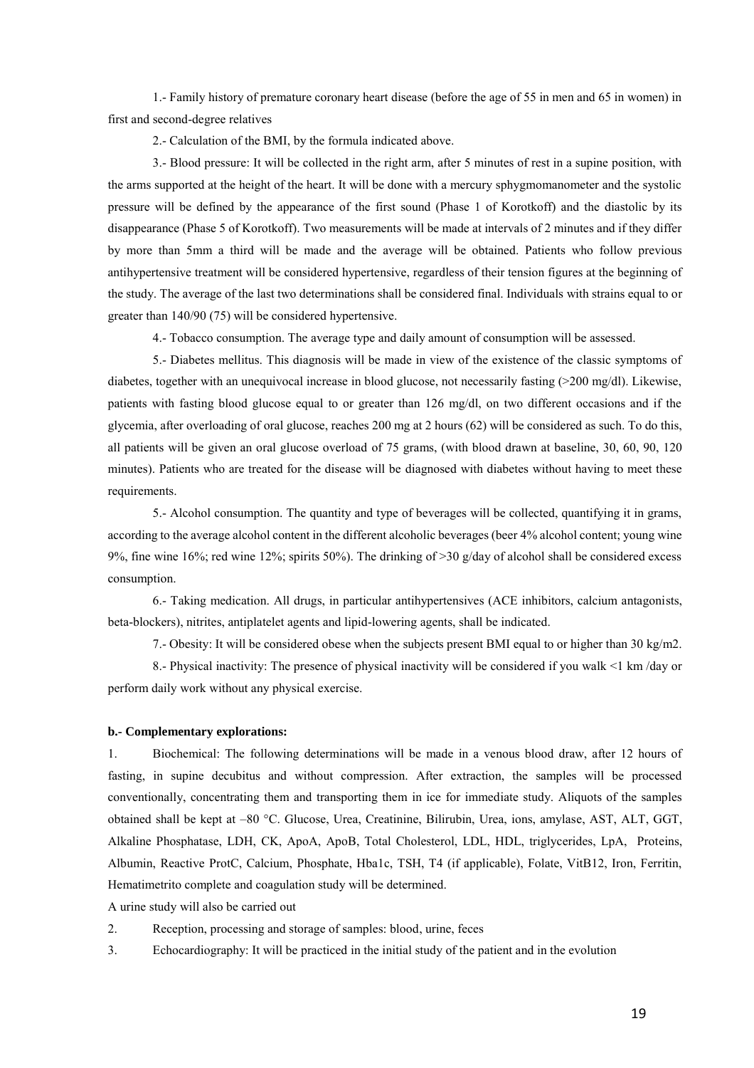1.- Family history of premature coronary heart disease (before the age of 55 in men and 65 in women) in first and second-degree relatives

2.- Calculation of the BMI, by the formula indicated above.

3.- Blood pressure: It will be collected in the right arm, after 5 minutes of rest in a supine position, with the arms supported at the height of the heart. It will be done with a mercury sphygmomanometer and the systolic pressure will be defined by the appearance of the first sound (Phase 1 of Korotkoff) and the diastolic by its disappearance (Phase 5 of Korotkoff). Two measurements will be made at intervals of 2 minutes and if they differ by more than 5mm a third will be made and the average will be obtained. Patients who follow previous antihypertensive treatment will be considered hypertensive, regardless of their tension figures at the beginning of the study. The average of the last two determinations shall be considered final. Individuals with strains equal to or greater than 140/90 (75) will be considered hypertensive.

4.- Tobacco consumption. The average type and daily amount of consumption will be assessed.

5.- Diabetes mellitus. This diagnosis will be made in view of the existence of the classic symptoms of diabetes, together with an unequivocal increase in blood glucose, not necessarily fasting (>200 mg/dl). Likewise, patients with fasting blood glucose equal to or greater than 126 mg/dl, on two different occasions and if the glycemia, after overloading of oral glucose, reaches 200 mg at 2 hours (62) will be considered as such. To do this, all patients will be given an oral glucose overload of 75 grams, (with blood drawn at baseline, 30, 60, 90, 120 minutes). Patients who are treated for the disease will be diagnosed with diabetes without having to meet these requirements.

5.- Alcohol consumption. The quantity and type of beverages will be collected, quantifying it in grams, according to the average alcohol content in the different alcoholic beverages (beer 4% alcohol content; young wine 9%, fine wine 16%; red wine 12%; spirits 50%). The drinking of >30 g/day of alcohol shall be considered excess consumption.

6.- Taking medication. All drugs, in particular antihypertensives (ACE inhibitors, calcium antagonists, beta-blockers), nitrites, antiplatelet agents and lipid-lowering agents, shall be indicated.

7.- Obesity: It will be considered obese when the subjects present BMI equal to or higher than 30 kg/m2.

8.- Physical inactivity: The presence of physical inactivity will be considered if you walk <1 km /day or perform daily work without any physical exercise.

**b.- Complementary explorations:**

1. Biochemical: The following determinations will be made in a venous blood draw, after 12 hours of fasting, in supine decubitus and without compression. After extraction, the samples will be processed conventionally, concentrating them and transporting them in ice for immediate study. Aliquots of the samples obtained shall be kept at –80 °C. Glucose, Urea, Creatinine, Bilirubin, Urea, ions, amylase, AST, ALT, GGT, Alkaline Phosphatase, LDH, CK, ApoA, ApoB, Total Cholesterol, LDL, HDL, triglycerides, LpA, Proteins, Albumin, Reactive ProtC, Calcium, Phosphate, Hba1c, TSH, T4 (if applicable), Folate, VitB12, Iron, Ferritin, Hematimetrito complete and coagulation study will be determined.

A urine study will also be carried out

2. Reception, processing and storage of samples: blood, urine, feces

3. Echocardiography: It will be practiced in the initial study of the patient and in the evolution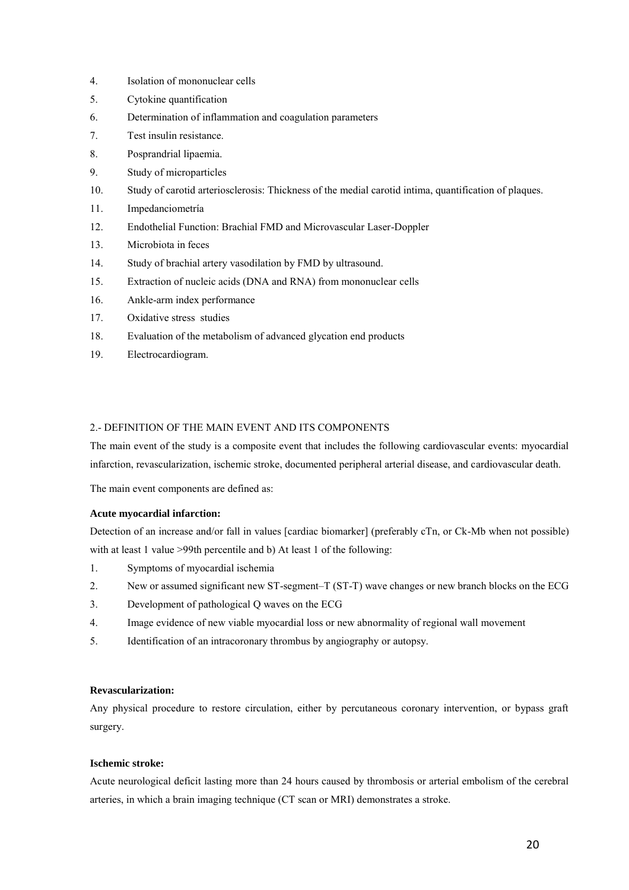4. Isolation of mononuclear cells
5. Cytokine quantification
6. Determination of inflammation and coagulation parameters
7. Test insulin resistance.
8. Posprandrial lipaemia.
9. Study of microparticles
10. Study of carotid arteriosclerosis: Thickness of the medial carotid intima, quantification of plaques.
11. Impedanciometría
12. Endothelial Function: Brachial FMD and Microvascular Laser-Doppler
13. Microbiota in feces
14. Study of brachial artery vasodilation by FMD by ultrasound.
15. Extraction of nucleic acids (DNA and RNA) from mononuclear cells
16. Ankle-arm index performance
17. Oxidative stress studies
18. Evaluation of the metabolism of advanced glycation end products
19. Electrocardiogram.

2.- DEFINITION OF THE MAIN EVENT AND ITS COMPONENTS

The main event of the study is a composite event that includes the following cardiovascular events: myocardial infarction, revascularization, ischemic stroke, documented peripheral arterial disease, and cardiovascular death.

The main event components are defined as:

**Acute myocardial infarction:**

Detection of an increase and/or fall in values [cardiac biomarker] (preferably cTn, or Ck-Mb when not possible) with at least 1 value >99th percentile and b) At least 1 of the following:

1. Symptoms of myocardial ischemia
2. New or assumed significant new ST-segment–T (ST-T) wave changes or new branch blocks on the ECG
3. Development of pathological Q waves on the ECG
4. Image evidence of new viable myocardial loss or new abnormality of regional wall movement
5. Identification of an intracoronary thrombus by angiography or autopsy.

**Revascularization:**

Any physical procedure to restore circulation, either by percutaneous coronary intervention, or bypass graft surgery.

**Ischemic stroke:**

Acute neurological deficit lasting more than 24 hours caused by thrombosis or arterial embolism of the cerebral arteries, in which a brain imaging technique (CT scan or MRI) demonstrates a stroke.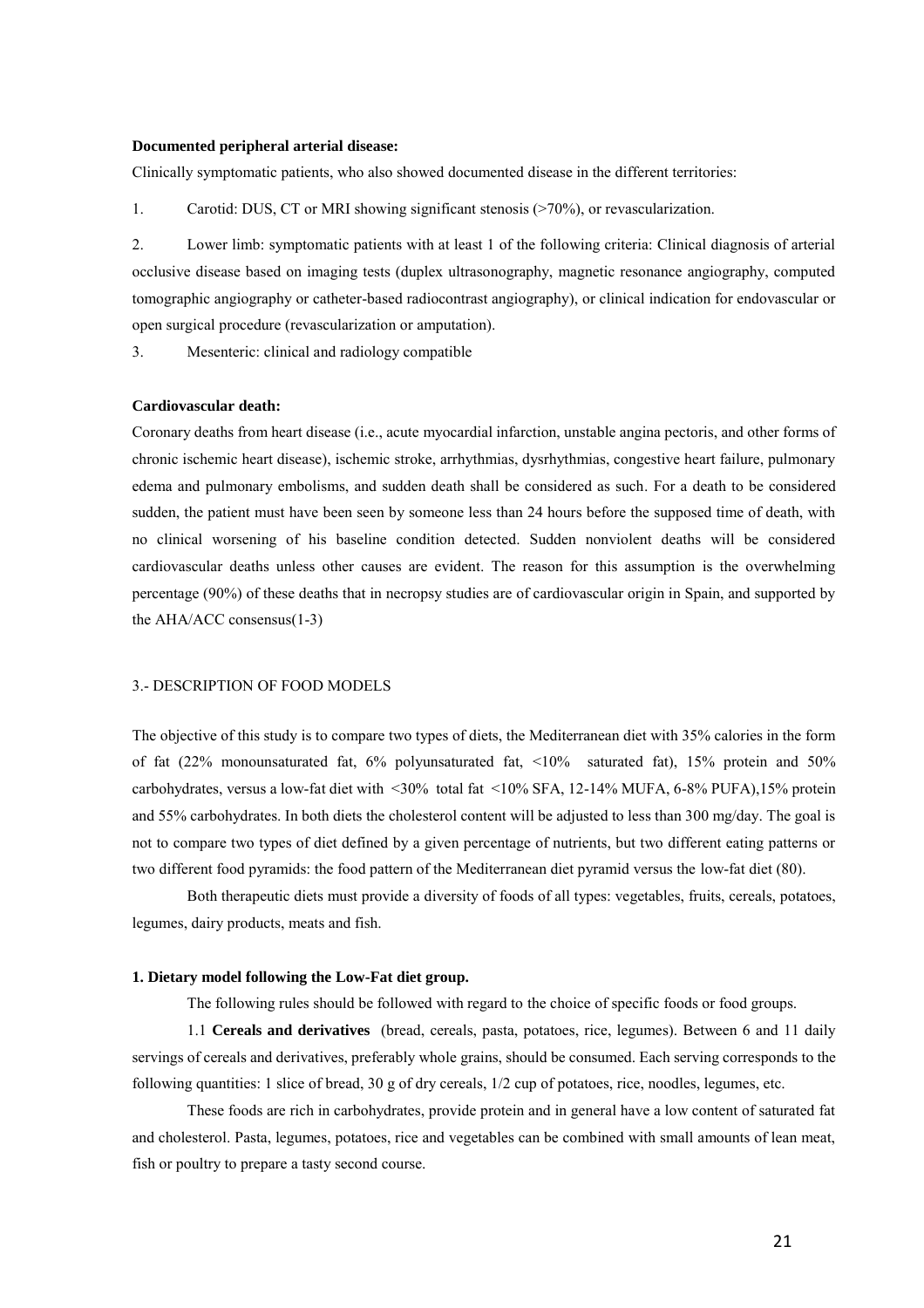**Documented peripheral arterial disease:**

Clinically symptomatic patients, who also showed documented disease in the different territories:

1. Carotid: DUS, CT or MRI showing significant stenosis (>70%), or revascularization.

2. Lower limb: symptomatic patients with at least 1 of the following criteria: Clinical diagnosis of arterial occlusive disease based on imaging tests (duplex ultrasonography, magnetic resonance angiography, computed tomographic angiography or catheter-based radiocontrast angiography), or clinical indication for endovascular or open surgical procedure (revascularization or amputation).

3. Mesenteric: clinical and radiology compatible

**Cardiovascular death:**

Coronary deaths from heart disease (i.e., acute myocardial infarction, unstable angina pectoris, and other forms of chronic ischemic heart disease), ischemic stroke, arrhythmias, dysrhythmias, congestive heart failure, pulmonary edema and pulmonary embolisms, and sudden death shall be considered as such. For a death to be considered sudden, the patient must have been seen by someone less than 24 hours before the supposed time of death, with no clinical worsening of his baseline condition detected. Sudden nonviolent deaths will be considered cardiovascular deaths unless other causes are evident. The reason for this assumption is the overwhelming percentage (90%) of these deaths that in necropsy studies are of cardiovascular origin in Spain, and supported by the AHA/ACC consensus(1-3)

## 3.- DESCRIPTION OF FOOD MODELS

The objective of this study is to compare two types of diets, the Mediterranean diet with 35% calories in the form of fat (22% monounsaturated fat, 6% polyunsaturated fat, <10% saturated fat), 15% protein and 50% carbohydrates, versus a low-fat diet with <30% total fat <10% SFA, 12-14% MUFA, 6-8% PUFA),15% protein and 55% carbohydrates. In both diets the cholesterol content will be adjusted to less than 300 mg/day. The goal is not to compare two types of diet defined by a given percentage of nutrients, but two different eating patterns or two different food pyramids: the food pattern of the Mediterranean diet pyramid versus the low-fat diet (80).

Both therapeutic diets must provide a diversity of foods of all types: vegetables, fruits, cereals, potatoes, legumes, dairy products, meats and fish.

### 1. Dietary model following the Low-Fat diet group.

The following rules should be followed with regard to the choice of specific foods or food groups.

1.1 **Cereals and derivatives** (bread, cereals, pasta, potatoes, rice, legumes). Between 6 and 11 daily servings of cereals and derivatives, preferably whole grains, should be consumed. Each serving corresponds to the following quantities: 1 slice of bread, 30 g of dry cereals, 1/2 cup of potatoes, rice, noodles, legumes, etc.

These foods are rich in carbohydrates, provide protein and in general have a low content of saturated fat and cholesterol. Pasta, legumes, potatoes, rice and vegetables can be combined with small amounts of lean meat, fish or poultry to prepare a tasty second course.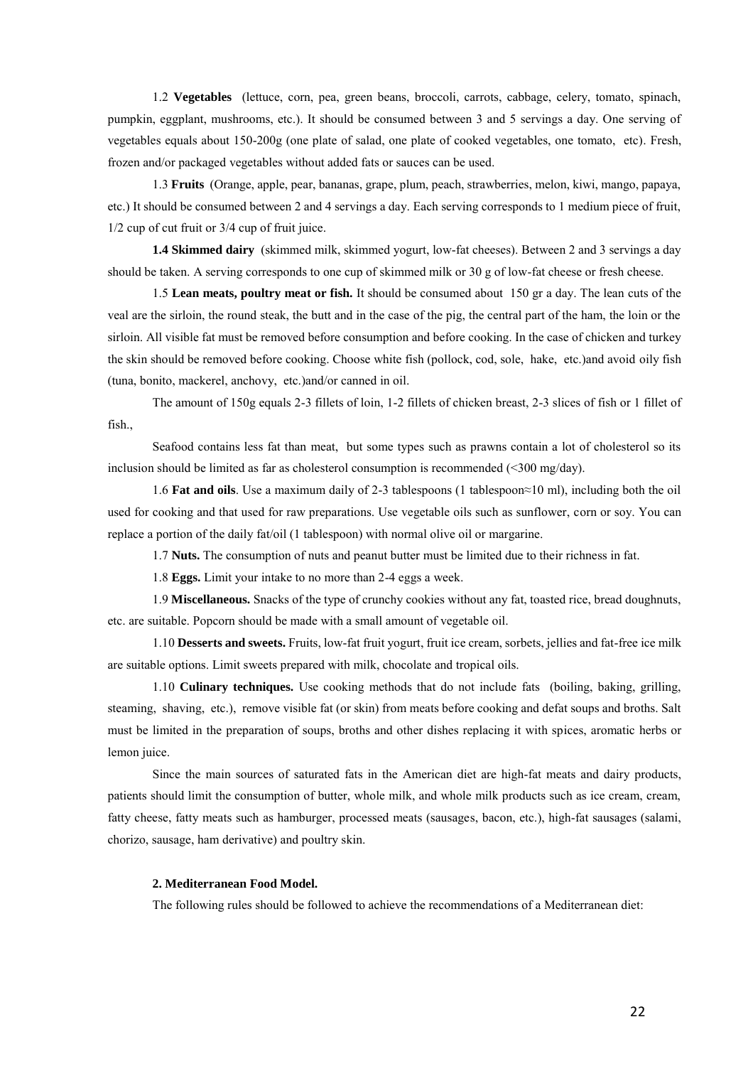1.2 **Vegetables** (lettuce, corn, pea, green beans, broccoli, carrots, cabbage, celery, tomato, spinach, pumpkin, eggplant, mushrooms, etc.). It should be consumed between 3 and 5 servings a day. One serving of vegetables equals about 150-200g (one plate of salad, one plate of cooked vegetables, one tomato, etc). Fresh, frozen and/or packaged vegetables without added fats or sauces can be used.

1.3 **Fruits** (Orange, apple, pear, bananas, grape, plum, peach, strawberries, melon, kiwi, mango, papaya, etc.) It should be consumed between 2 and 4 servings a day. Each serving corresponds to 1 medium piece of fruit, 1/2 cup of cut fruit or 3/4 cup of fruit juice.

**1.4 Skimmed dairy** (skimmed milk, skimmed yogurt, low-fat cheeses). Between 2 and 3 servings a day should be taken. A serving corresponds to one cup of skimmed milk or 30 g of low-fat cheese or fresh cheese.

1.5 **Lean meats, poultry meat or fish.** It should be consumed about 150 gr a day. The lean cuts of the veal are the sirloin, the round steak, the butt and in the case of the pig, the central part of the ham, the loin or the sirloin. All visible fat must be removed before consumption and before cooking. In the case of chicken and turkey the skin should be removed before cooking. Choose white fish (pollock, cod, sole, hake, etc.)and avoid oily fish (tuna, bonito, mackerel, anchovy, etc.)and/or canned in oil.

The amount of 150g equals 2-3 fillets of loin, 1-2 fillets of chicken breast, 2-3 slices of fish or 1 fillet of fish.,

Seafood contains less fat than meat, but some types such as prawns contain a lot of cholesterol so its inclusion should be limited as far as cholesterol consumption is recommended (<300 mg/day).

1.6 **Fat and oils**. Use a maximum daily of 2-3 tablespoons (1 tablespoon≈10 ml), including both the oil used for cooking and that used for raw preparations. Use vegetable oils such as sunflower, corn or soy. You can replace a portion of the daily fat/oil (1 tablespoon) with normal olive oil or margarine.

1.7 **Nuts.** The consumption of nuts and peanut butter must be limited due to their richness in fat.

1.8 **Eggs.** Limit your intake to no more than 2-4 eggs a week.

1.9 **Miscellaneous.** Snacks of the type of crunchy cookies without any fat, toasted rice, bread doughnuts, etc. are suitable. Popcorn should be made with a small amount of vegetable oil.

1.10 **Desserts and sweets.** Fruits, low-fat fruit yogurt, fruit ice cream, sorbets, jellies and fat-free ice milk are suitable options. Limit sweets prepared with milk, chocolate and tropical oils.

1.10 **Culinary techniques.** Use cooking methods that do not include fats (boiling, baking, grilling, steaming, shaving, etc.), remove visible fat (or skin) from meats before cooking and defat soups and broths. Salt must be limited in the preparation of soups, broths and other dishes replacing it with spices, aromatic herbs or lemon juice.

Since the main sources of saturated fats in the American diet are high-fat meats and dairy products, patients should limit the consumption of butter, whole milk, and whole milk products such as ice cream, cream, fatty cheese, fatty meats such as hamburger, processed meats (sausages, bacon, etc.), high-fat sausages (salami, chorizo, sausage, ham derivative) and poultry skin.

**2. Mediterranean Food Model.**

The following rules should be followed to achieve the recommendations of a Mediterranean diet: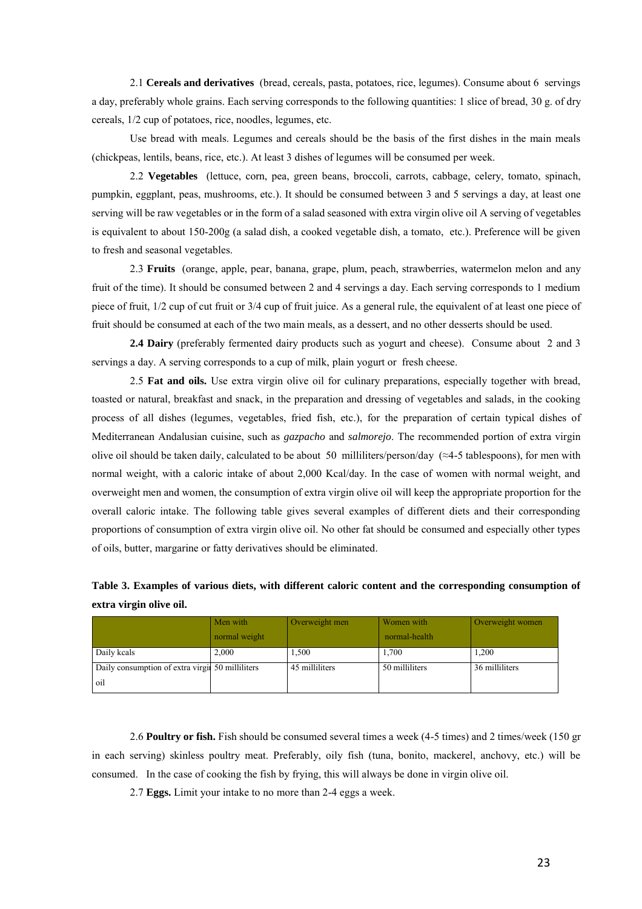2.1 **Cereals and derivatives** (bread, cereals, pasta, potatoes, rice, legumes). Consume about 6 servings a day, preferably whole grains. Each serving corresponds to the following quantities: 1 slice of bread, 30 g. of dry cereals, 1/2 cup of potatoes, rice, noodles, legumes, etc.

Use bread with meals. Legumes and cereals should be the basis of the first dishes in the main meals (chickpeas, lentils, beans, rice, etc.). At least 3 dishes of legumes will be consumed per week.

2.2 **Vegetables** (lettuce, corn, pea, green beans, broccoli, carrots, cabbage, celery, tomato, spinach, pumpkin, eggplant, peas, mushrooms, etc.). It should be consumed between 3 and 5 servings a day, at least one serving will be raw vegetables or in the form of a salad seasoned with extra virgin olive oil A serving of vegetables is equivalent to about 150-200g (a salad dish, a cooked vegetable dish, a tomato, etc.). Preference will be given to fresh and seasonal vegetables.

2.3 **Fruits** (orange, apple, pear, banana, grape, plum, peach, strawberries, watermelon melon and any fruit of the time). It should be consumed between 2 and 4 servings a day. Each serving corresponds to 1 medium piece of fruit, 1/2 cup of cut fruit or 3/4 cup of fruit juice. As a general rule, the equivalent of at least one piece of fruit should be consumed at each of the two main meals, as a dessert, and no other desserts should be used.

**2.4 Dairy** (preferably fermented dairy products such as yogurt and cheese). Consume about 2 and 3 servings a day. A serving corresponds to a cup of milk, plain yogurt or fresh cheese.

2.5 **Fat and oils.** Use extra virgin olive oil for culinary preparations, especially together with bread, toasted or natural, breakfast and snack, in the preparation and dressing of vegetables and salads, in the cooking process of all dishes (legumes, vegetables, fried fish, etc.), for the preparation of certain typical dishes of Mediterranean Andalusian cuisine, such as *gazpacho* and *salmorejo*. The recommended portion of extra virgin olive oil should be taken daily, calculated to be about 50 milliliters/person/day (≈4-5 tablespoons), for men with normal weight, with a caloric intake of about 2,000 Kcal/day. In the case of women with normal weight, and overweight men and women, the consumption of extra virgin olive oil will keep the appropriate proportion for the overall caloric intake. The following table gives several examples of different diets and their corresponding proportions of consumption of extra virgin olive oil. No other fat should be consumed and especially other types of oils, butter, margarine or fatty derivatives should be eliminated.

**Table 3. Examples of various diets, with different caloric content and the corresponding consumption of extra virgin olive oil.**

| | Men with normal weight | Overweight men | Women with normal-health | Overweight women |
|---|---|---|---|---|
| Daily kcals | 2,000 | 1,500 | 1,700 | 1,200 |
| Daily consumption of extra virgin oil | 50 milliliters | 45 milliliters | 50 milliliters | 36 milliliters |

2.6 **Poultry or fish.** Fish should be consumed several times a week (4-5 times) and 2 times/week (150 gr in each serving) skinless poultry meat. Preferably, oily fish (tuna, bonito, mackerel, anchovy, etc.) will be consumed. In the case of cooking the fish by frying, this will always be done in virgin olive oil.

2.7 **Eggs.** Limit your intake to no more than 2-4 eggs a week.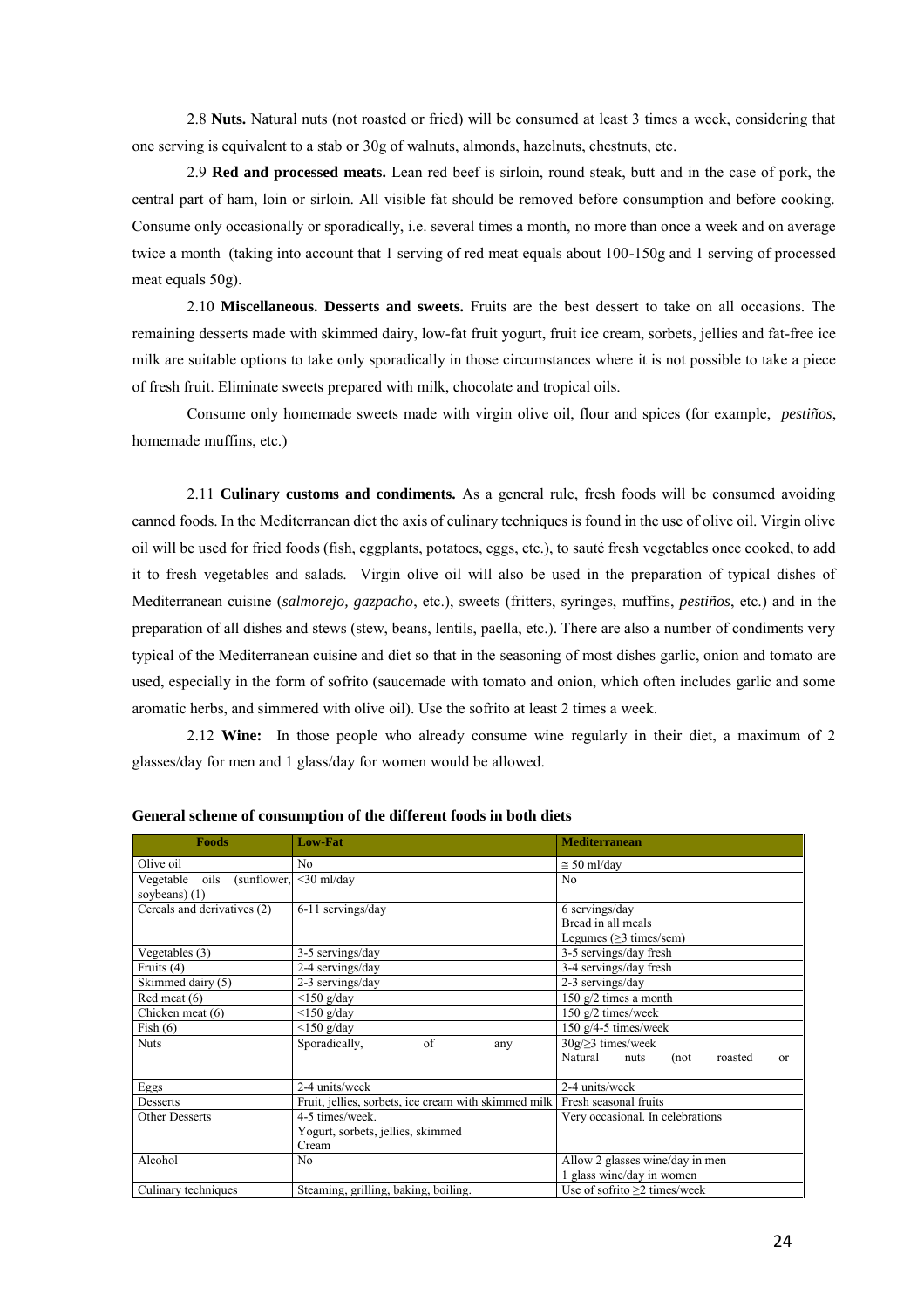2.8 **Nuts.** Natural nuts (not roasted or fried) will be consumed at least 3 times a week, considering that one serving is equivalent to a stab or 30g of walnuts, almonds, hazelnuts, chestnuts, etc.

2.9 **Red and processed meats.** Lean red beef is sirloin, round steak, butt and in the case of pork, the central part of ham, loin or sirloin. All visible fat should be removed before consumption and before cooking. Consume only occasionally or sporadically, i.e. several times a month, no more than once a week and on average twice a month (taking into account that 1 serving of red meat equals about 100-150g and 1 serving of processed meat equals 50g).

2.10 **Miscellaneous. Desserts and sweets.** Fruits are the best dessert to take on all occasions. The remaining desserts made with skimmed dairy, low-fat fruit yogurt, fruit ice cream, sorbets, jellies and fat-free ice milk are suitable options to take only sporadically in those circumstances where it is not possible to take a piece of fresh fruit. Eliminate sweets prepared with milk, chocolate and tropical oils.

Consume only homemade sweets made with virgin olive oil, flour and spices (for example, *pestiños*, homemade muffins, etc.)

2.11 **Culinary customs and condiments.** As a general rule, fresh foods will be consumed avoiding canned foods. In the Mediterranean diet the axis of culinary techniques is found in the use of olive oil. Virgin olive oil will be used for fried foods (fish, eggplants, potatoes, eggs, etc.), to sauté fresh vegetables once cooked, to add it to fresh vegetables and salads. Virgin olive oil will also be used in the preparation of typical dishes of Mediterranean cuisine (*salmorejo, gazpacho*, etc.), sweets (fritters, syringes, muffins, *pestiños*, etc.) and in the preparation of all dishes and stews (stew, beans, lentils, paella, etc.). There are also a number of condiments very typical of the Mediterranean cuisine and diet so that in the seasoning of most dishes garlic, onion and tomato are used, especially in the form of sofrito (saucemade with tomato and onion, which often includes garlic and some aromatic herbs, and simmered with olive oil). Use the sofrito at least 2 times a week.

2.12 **Wine:** In those people who already consume wine regularly in their diet, a maximum of 2 glasses/day for men and 1 glass/day for women would be allowed.

**General scheme of consumption of the different foods in both diets**

| Foods | Low-Fat | Mediterranean |
|---|---|---|
| Olive oil | No | ≅ 50 ml/day |
| Vegetable oils (sunflower, soybeans) (1) | <30 ml/day | No |
| Cereals and derivatives (2) | 6-11 servings/day | 6 servings/day<br>Bread in all meals<br>Legumes (≥3 times/sem) |
| Vegetables (3) | 3-5 servings/day | 3-5 servings/day fresh |
| Fruits (4) | 2-4 servings/day | 3-4 servings/day fresh |
| Skimmed dairy (5) | 2-3 servings/day | 2-3 servings/day |
| Red meat (6) | <150 g/day | 150 g/2 times a month |
| Chicken meat (6) | <150 g/day | 150 g/2 times/week |
| Fish (6) | <150 g/day | 150 g/4-5 times/week |
| Nuts | Sporadically, of any | 30g/≥3 times/week<br>Natural nuts (not roasted or |
| Eggs | 2-4 units/week | 2-4 units/week |
| Desserts | Fruit, jellies, sorbets, ice cream with skimmed milk | Fresh seasonal fruits |
| Other Desserts | 4-5 times/week.<br>Yogurt, sorbets, jellies, skimmed<br>Cream | Very occasional. In celebrations |
| Alcohol | No | Allow 2 glasses wine/day in men<br>1 glass wine/day in women |
| Culinary techniques | Steaming, grilling, baking, boiling. | Use of sofrito ≥2 times/week |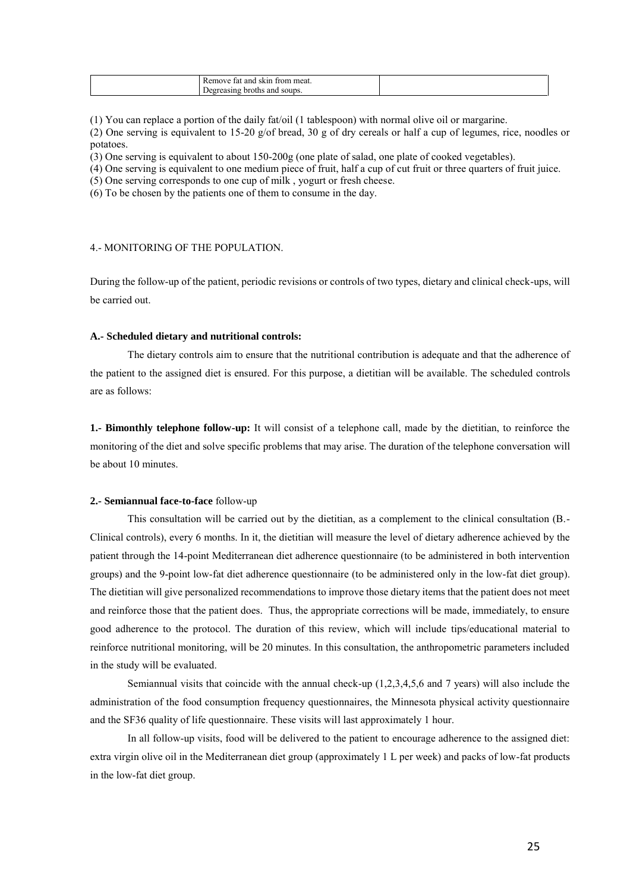|  | Remove fat and skin from meat.<br>Degreasing broths and soups. |  |
|---|---|---|

(1) You can replace a portion of the daily fat/oil (1 tablespoon) with normal olive oil or margarine.

(2) One serving is equivalent to 15-20 g/of bread, 30 g of dry cereals or half a cup of legumes, rice, noodles or potatoes.

(3) One serving is equivalent to about 150-200g (one plate of salad, one plate of cooked vegetables).

(4) One serving is equivalent to one medium piece of fruit, half a cup of cut fruit or three quarters of fruit juice.

(5) One serving corresponds to one cup of milk , yogurt or fresh cheese.

(6) To be chosen by the patients one of them to consume in the day.

## 4.- MONITORING OF THE POPULATION.

During the follow-up of the patient, periodic revisions or controls of two types, dietary and clinical check-ups, will be carried out.

### A.- Scheduled dietary and nutritional controls:

The dietary controls aim to ensure that the nutritional contribution is adequate and that the adherence of the patient to the assigned diet is ensured. For this purpose, a dietitian will be available. The scheduled controls are as follows:

**1.- Bimonthly telephone follow-up:** It will consist of a telephone call, made by the dietitian, to reinforce the monitoring of the diet and solve specific problems that may arise. The duration of the telephone conversation will be about 10 minutes.

**2.- Semiannual face-to-face** follow-up

This consultation will be carried out by the dietitian, as a complement to the clinical consultation (B.- Clinical controls), every 6 months. In it, the dietitian will measure the level of dietary adherence achieved by the patient through the 14-point Mediterranean diet adherence questionnaire (to be administered in both intervention groups) and the 9-point low-fat diet adherence questionnaire (to be administered only in the low-fat diet group). The dietitian will give personalized recommendations to improve those dietary items that the patient does not meet and reinforce those that the patient does. Thus, the appropriate corrections will be made, immediately, to ensure good adherence to the protocol. The duration of this review, which will include tips/educational material to reinforce nutritional monitoring, will be 20 minutes. In this consultation, the anthropometric parameters included in the study will be evaluated.

Semiannual visits that coincide with the annual check-up (1,2,3,4,5,6 and 7 years) will also include the administration of the food consumption frequency questionnaires, the Minnesota physical activity questionnaire and the SF36 quality of life questionnaire. These visits will last approximately 1 hour.

In all follow-up visits, food will be delivered to the patient to encourage adherence to the assigned diet: extra virgin olive oil in the Mediterranean diet group (approximately 1 L per week) and packs of low-fat products in the low-fat diet group.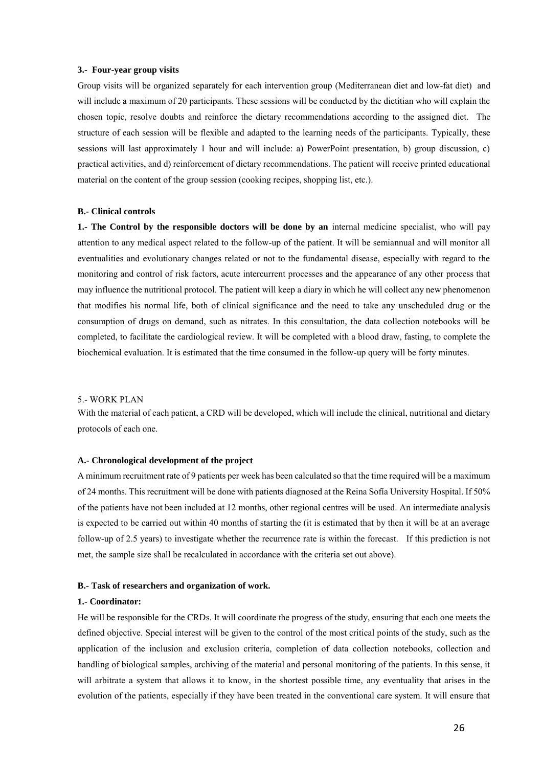**3.- Four-year group visits**

Group visits will be organized separately for each intervention group (Mediterranean diet and low-fat diet) and will include a maximum of 20 participants. These sessions will be conducted by the dietitian who will explain the chosen topic, resolve doubts and reinforce the dietary recommendations according to the assigned diet. The structure of each session will be flexible and adapted to the learning needs of the participants. Typically, these sessions will last approximately 1 hour and will include: a) PowerPoint presentation, b) group discussion, c) practical activities, and d) reinforcement of dietary recommendations. The patient will receive printed educational material on the content of the group session (cooking recipes, shopping list, etc.).

**B.- Clinical controls**

**1.- The Control by the responsible doctors will be done by an** internal medicine specialist, who will pay attention to any medical aspect related to the follow-up of the patient. It will be semiannual and will monitor all eventualities and evolutionary changes related or not to the fundamental disease, especially with regard to the monitoring and control of risk factors, acute intercurrent processes and the appearance of any other process that may influence the nutritional protocol. The patient will keep a diary in which he will collect any new phenomenon that modifies his normal life, both of clinical significance and the need to take any unscheduled drug or the consumption of drugs on demand, such as nitrates. In this consultation, the data collection notebooks will be completed, to facilitate the cardiological review. It will be completed with a blood draw, fasting, to complete the biochemical evaluation. It is estimated that the time consumed in the follow-up query will be forty minutes.

5.- WORK PLAN

With the material of each patient, a CRD will be developed, which will include the clinical, nutritional and dietary protocols of each one.

**A.- Chronological development of the project**

A minimum recruitment rate of 9 patients per week has been calculated so that the time required will be a maximum of 24 months. This recruitment will be done with patients diagnosed at the Reina Sofía University Hospital. If 50% of the patients have not been included at 12 months, other regional centres will be used. An intermediate analysis is expected to be carried out within 40 months of starting the (it is estimated that by then it will be at an average follow-up of 2.5 years) to investigate whether the recurrence rate is within the forecast. If this prediction is not met, the sample size shall be recalculated in accordance with the criteria set out above).

**B.- Task of researchers and organization of work.**

**1.- Coordinator:**

He will be responsible for the CRDs. It will coordinate the progress of the study, ensuring that each one meets the defined objective. Special interest will be given to the control of the most critical points of the study, such as the application of the inclusion and exclusion criteria, completion of data collection notebooks, collection and handling of biological samples, archiving of the material and personal monitoring of the patients. In this sense, it will arbitrate a system that allows it to know, in the shortest possible time, any eventuality that arises in the evolution of the patients, especially if they have been treated in the conventional care system. It will ensure that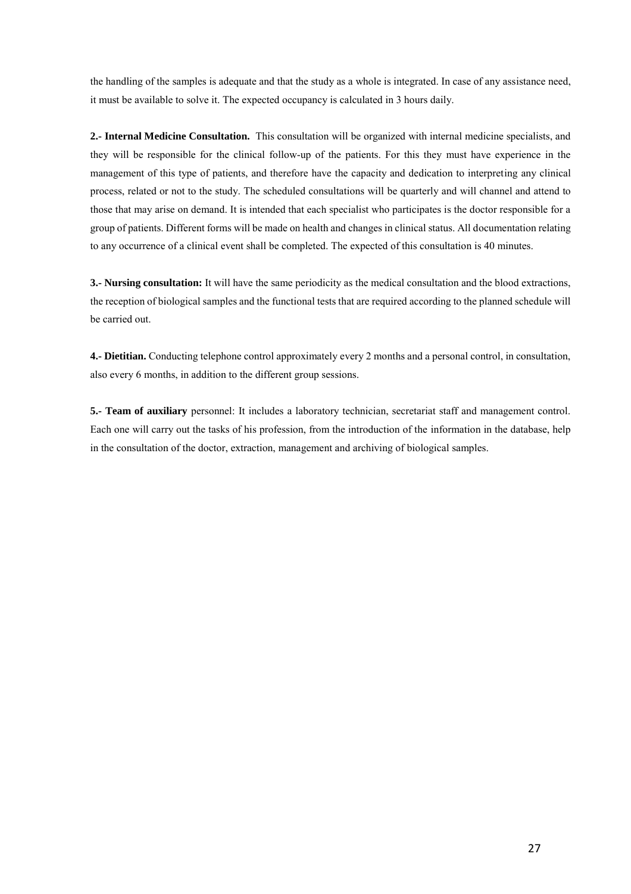the handling of the samples is adequate and that the study as a whole is integrated. In case of any assistance need, it must be available to solve it. The expected occupancy is calculated in 3 hours daily.

**2.- Internal Medicine Consultation.** This consultation will be organized with internal medicine specialists, and they will be responsible for the clinical follow-up of the patients. For this they must have experience in the management of this type of patients, and therefore have the capacity and dedication to interpreting any clinical process, related or not to the study. The scheduled consultations will be quarterly and will channel and attend to those that may arise on demand. It is intended that each specialist who participates is the doctor responsible for a group of patients. Different forms will be made on health and changes in clinical status. All documentation relating to any occurrence of a clinical event shall be completed. The expected of this consultation is 40 minutes.

**3.- Nursing consultation:** It will have the same periodicity as the medical consultation and the blood extractions, the reception of biological samples and the functional tests that are required according to the planned schedule will be carried out.

**4.- Dietitian.** Conducting telephone control approximately every 2 months and a personal control, in consultation, also every 6 months, in addition to the different group sessions.

**5.- Team of auxiliary** personnel: It includes a laboratory technician, secretariat staff and management control. Each one will carry out the tasks of his profession, from the introduction of the information in the database, help in the consultation of the doctor, extraction, management and archiving of biological samples.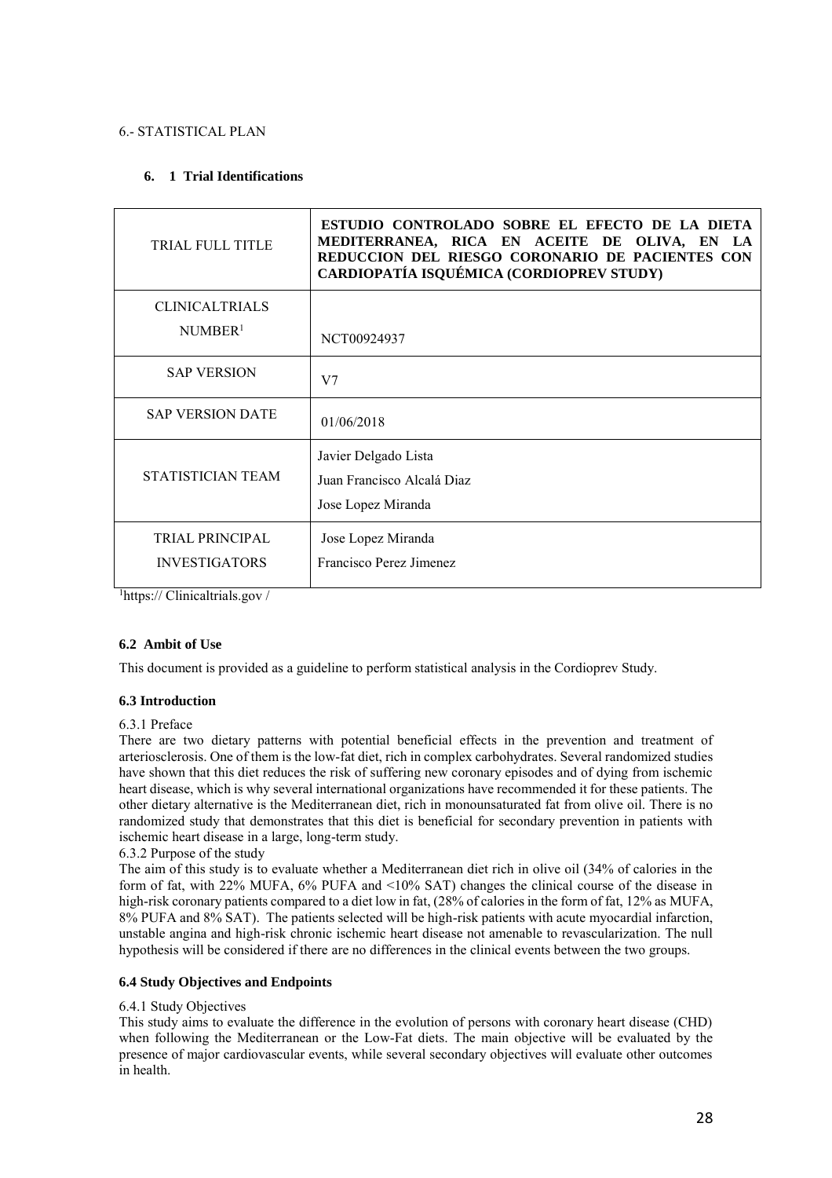6.- STATISTICAL PLAN

### 6. 1 Trial Identifications

| TRIAL FULL TITLE | **ESTUDIO CONTROLADO SOBRE EL EFECTO DE LA DIETA MEDITERRANEA, RICA EN ACEITE DE OLIVA, EN LA REDUCCION DEL RIESGO CORONARIO DE PACIENTES CON CARDIOPATÍA ISQUÉMICA (CORDIOPREV STUDY)** |
|---|---|
| CLINICALTRIALS NUMBER[1] | NCT00924937 |
| SAP VERSION | V7 |
| SAP VERSION DATE | 01/06/2018 |
| STATISTICIAN TEAM | Javier Delgado Lista<br>Juan Francisco Alcalá Diaz<br>Jose Lopez Miranda |
| TRIAL PRINCIPAL INVESTIGATORS | Jose Lopez Miranda<br>Francisco Perez Jimenez |

[1]https:// Clinicaltrials.gov /

### 6.2 Ambit of Use

This document is provided as a guideline to perform statistical analysis in the Cordioprev Study.

### 6.3 Introduction

6.3.1 Preface

There are two dietary patterns with potential beneficial effects in the prevention and treatment of arteriosclerosis. One of them is the low-fat diet, rich in complex carbohydrates. Several randomized studies have shown that this diet reduces the risk of suffering new coronary episodes and of dying from ischemic heart disease, which is why several international organizations have recommended it for these patients. The other dietary alternative is the Mediterranean diet, rich in monounsaturated fat from olive oil. There is no randomized study that demonstrates that this diet is beneficial for secondary prevention in patients with ischemic heart disease in a large, long-term study.

6.3.2 Purpose of the study

The aim of this study is to evaluate whether a Mediterranean diet rich in olive oil (34% of calories in the form of fat, with 22% MUFA, 6% PUFA and <10% SAT) changes the clinical course of the disease in high-risk coronary patients compared to a diet low in fat, (28% of calories in the form of fat, 12% as MUFA, 8% PUFA and 8% SAT). The patients selected will be high-risk patients with acute myocardial infarction, unstable angina and high-risk chronic ischemic heart disease not amenable to revascularization. The null hypothesis will be considered if there are no differences in the clinical events between the two groups.

### 6.4 Study Objectives and Endpoints

6.4.1 Study Objectives

This study aims to evaluate the difference in the evolution of persons with coronary heart disease (CHD) when following the Mediterranean or the Low-Fat diets. The main objective will be evaluated by the presence of major cardiovascular events, while several secondary objectives will evaluate other outcomes in health.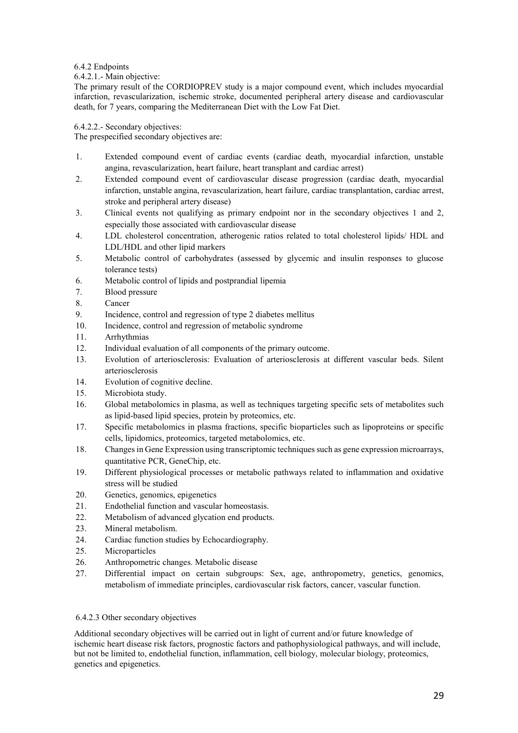6.4.2 Endpoints

6.4.2.1.- Main objective:

The primary result of the CORDIOPREV study is a major compound event, which includes myocardial infarction, revascularization, ischemic stroke, documented peripheral artery disease and cardiovascular death, for 7 years, comparing the Mediterranean Diet with the Low Fat Diet.

6.4.2.2.- Secondary objectives:

The prespecified secondary objectives are:

1. Extended compound event of cardiac events (cardiac death, myocardial infarction, unstable angina, revascularization, heart failure, heart transplant and cardiac arrest)
2. Extended compound event of cardiovascular disease progression (cardiac death, myocardial infarction, unstable angina, revascularization, heart failure, cardiac transplantation, cardiac arrest, stroke and peripheral artery disease)
3. Clinical events not qualifying as primary endpoint nor in the secondary objectives 1 and 2, especially those associated with cardiovascular disease
4. LDL cholesterol concentration, atherogenic ratios related to total cholesterol lipids/ HDL and LDL/HDL and other lipid markers
5. Metabolic control of carbohydrates (assessed by glycemic and insulin responses to glucose tolerance tests)
6. Metabolic control of lipids and postprandial lipemia
7. Blood pressure
8. Cancer
9. Incidence, control and regression of type 2 diabetes mellitus
10. Incidence, control and regression of metabolic syndrome
11. Arrhythmias
12. Individual evaluation of all components of the primary outcome.
13. Evolution of arteriosclerosis: Evaluation of arteriosclerosis at different vascular beds. Silent arteriosclerosis
14. Evolution of cognitive decline.
15. Microbiota study.
16. Global metabolomics in plasma, as well as techniques targeting specific sets of metabolites such as lipid-based lipid species, protein by proteomics, etc.
17. Specific metabolomics in plasma fractions, specific bioparticles such as lipoproteins or specific cells, lipidomics, proteomics, targeted metabolomics, etc.
18. Changes in Gene Expression using transcriptomic techniques such as gene expression microarrays, quantitative PCR, GeneChip, etc.
19. Different physiological processes or metabolic pathways related to inflammation and oxidative stress will be studied
20. Genetics, genomics, epigenetics
21. Endothelial function and vascular homeostasis.
22. Metabolism of advanced glycation end products.
23. Mineral metabolism.
24. Cardiac function studies by Echocardiography.
25. Microparticles
26. Anthropometric changes. Metabolic disease
27. Differential impact on certain subgroups: Sex, age, anthropometry, genetics, genomics, metabolism of immediate principles, cardiovascular risk factors, cancer, vascular function.

6.4.2.3 Other secondary objectives

Additional secondary objectives will be carried out in light of current and/or future knowledge of ischemic heart disease risk factors, prognostic factors and pathophysiological pathways, and will include, but not be limited to, endothelial function, inflammation, cell biology, molecular biology, proteomics, genetics and epigenetics.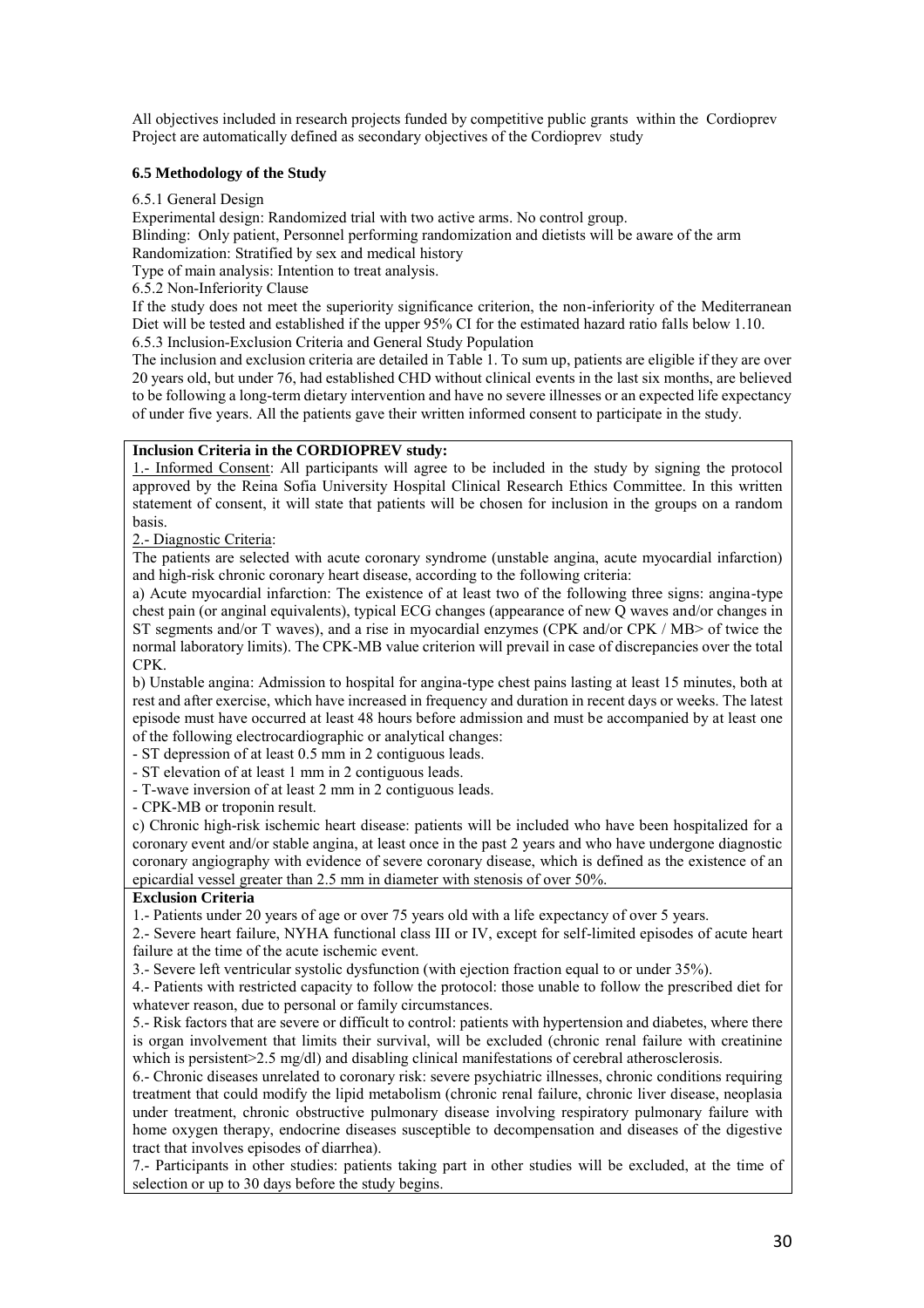All objectives included in research projects funded by competitive public grants within the Cordioprev Project are automatically defined as secondary objectives of the Cordioprev study

### 6.5 Methodology of the Study

6.5.1 General Design

Experimental design: Randomized trial with two active arms. No control group.

Blinding: Only patient, Personnel performing randomization and dietists will be aware of the arm

Randomization: Stratified by sex and medical history

Type of main analysis: Intention to treat analysis.

6.5.2 Non-Inferiority Clause

If the study does not meet the superiority significance criterion, the non-inferiority of the Mediterranean Diet will be tested and established if the upper 95% CI for the estimated hazard ratio falls below 1.10.

6.5.3 Inclusion-Exclusion Criteria and General Study Population

The inclusion and exclusion criteria are detailed in Table 1. To sum up, patients are eligible if they are over 20 years old, but under 76, had established CHD without clinical events in the last six months, are believed to be following a long-term dietary intervention and have no severe illnesses or an expected life expectancy of under five years. All the patients gave their written informed consent to participate in the study.

**Inclusion Criteria in the CORDIOPREV study:**

1.- Informed Consent: All participants will agree to be included in the study by signing the protocol approved by the Reina Sofia University Hospital Clinical Research Ethics Committee. In this written statement of consent, it will state that patients will be chosen for inclusion in the groups on a random basis.

2.- Diagnostic Criteria:

The patients are selected with acute coronary syndrome (unstable angina, acute myocardial infarction) and high-risk chronic coronary heart disease, according to the following criteria:

a) Acute myocardial infarction: The existence of at least two of the following three signs: angina-type chest pain (or anginal equivalents), typical ECG changes (appearance of new Q waves and/or changes in ST segments and/or T waves), and a rise in myocardial enzymes (CPK and/or CPK / MB> of twice the normal laboratory limits). The CPK-MB value criterion will prevail in case of discrepancies over the total CPK.

b) Unstable angina: Admission to hospital for angina-type chest pains lasting at least 15 minutes, both at rest and after exercise, which have increased in frequency and duration in recent days or weeks. The latest episode must have occurred at least 48 hours before admission and must be accompanied by at least one of the following electrocardiographic or analytical changes:

- ST depression of at least 0.5 mm in 2 contiguous leads.
- ST elevation of at least 1 mm in 2 contiguous leads.
- T-wave inversion of at least 2 mm in 2 contiguous leads.
- CPK-MB or troponin result.

c) Chronic high-risk ischemic heart disease: patients will be included who have been hospitalized for a coronary event and/or stable angina, at least once in the past 2 years and who have undergone diagnostic coronary angiography with evidence of severe coronary disease, which is defined as the existence of an epicardial vessel greater than 2.5 mm in diameter with stenosis of over 50%.

**Exclusion Criteria**

1.- Patients under 20 years of age or over 75 years old with a life expectancy of over 5 years.

2.- Severe heart failure, NYHA functional class III or IV, except for self-limited episodes of acute heart failure at the time of the acute ischemic event.

3.- Severe left ventricular systolic dysfunction (with ejection fraction equal to or under 35%).

4.- Patients with restricted capacity to follow the protocol: those unable to follow the prescribed diet for whatever reason, due to personal or family circumstances.

5.- Risk factors that are severe or difficult to control: patients with hypertension and diabetes, where there is organ involvement that limits their survival, will be excluded (chronic renal failure with creatinine which is persistent>2.5 mg/dl) and disabling clinical manifestations of cerebral atherosclerosis.

6.- Chronic diseases unrelated to coronary risk: severe psychiatric illnesses, chronic conditions requiring treatment that could modify the lipid metabolism (chronic renal failure, chronic liver disease, neoplasia under treatment, chronic obstructive pulmonary disease involving respiratory pulmonary failure with home oxygen therapy, endocrine diseases susceptible to decompensation and diseases of the digestive tract that involves episodes of diarrhea).

7.- Participants in other studies: patients taking part in other studies will be excluded, at the time of selection or up to 30 days before the study begins.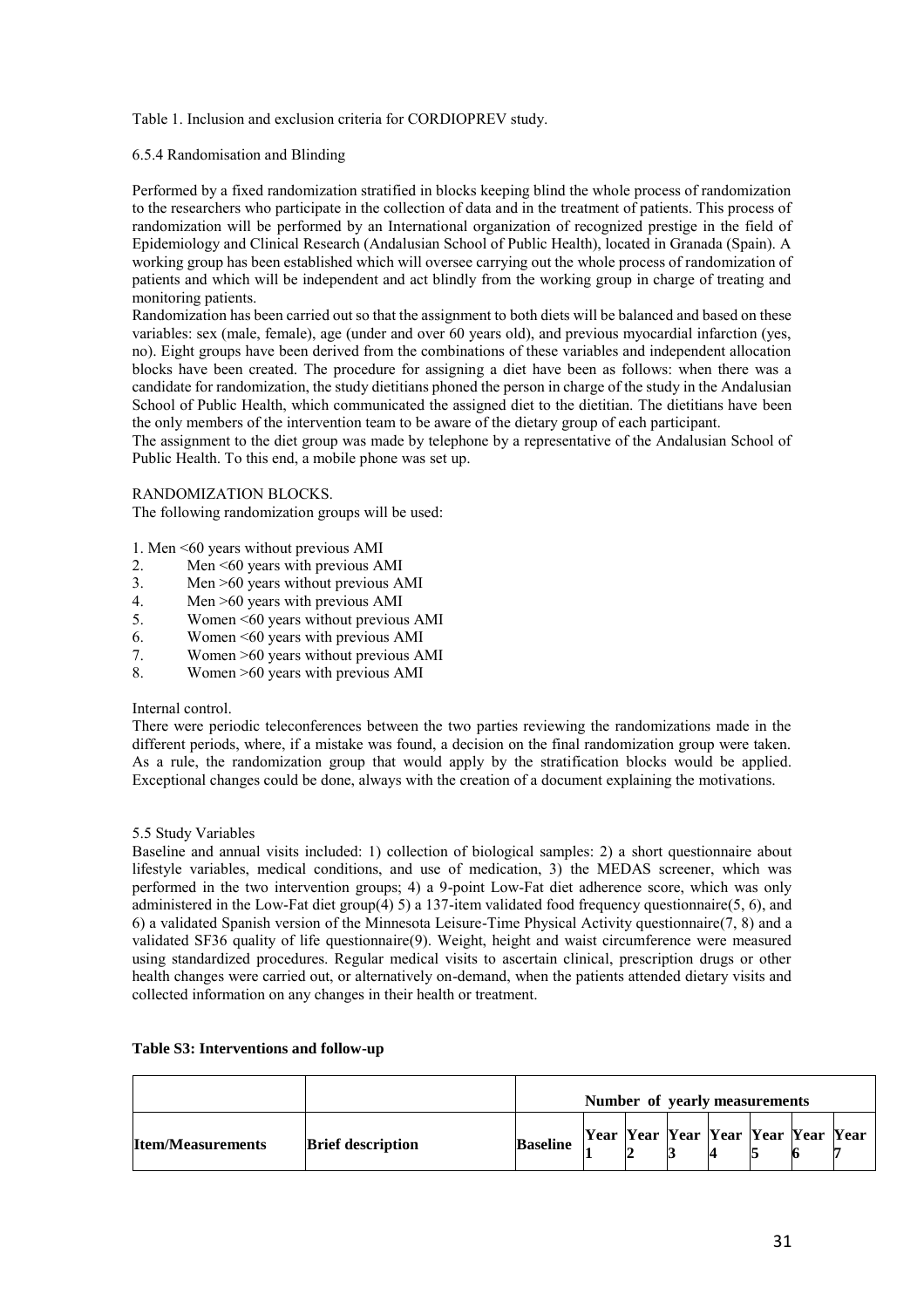Table 1. Inclusion and exclusion criteria for CORDIOPREV study.

6.5.4 Randomisation and Blinding

Performed by a fixed randomization stratified in blocks keeping blind the whole process of randomization to the researchers who participate in the collection of data and in the treatment of patients. This process of randomization will be performed by an International organization of recognized prestige in the field of Epidemiology and Clinical Research (Andalusian School of Public Health), located in Granada (Spain). A working group has been established which will oversee carrying out the whole process of randomization of patients and which will be independent and act blindly from the working group in charge of treating and monitoring patients.

Randomization has been carried out so that the assignment to both diets will be balanced and based on these variables: sex (male, female), age (under and over 60 years old), and previous myocardial infarction (yes, no). Eight groups have been derived from the combinations of these variables and independent allocation blocks have been created. The procedure for assigning a diet have been as follows: when there was a candidate for randomization, the study dietitians phoned the person in charge of the study in the Andalusian School of Public Health, which communicated the assigned diet to the dietitian. The dietitians have been the only members of the intervention team to be aware of the dietary group of each participant.

The assignment to the diet group was made by telephone by a representative of the Andalusian School of Public Health. To this end, a mobile phone was set up.

RANDOMIZATION BLOCKS.

The following randomization groups will be used:

1. Men <60 years without previous AMI
2. Men <60 years with previous AMI
3. Men >60 years without previous AMI
4. Men >60 years with previous AMI
5. Women <60 years without previous AMI
6. Women <60 years with previous AMI
7. Women >60 years without previous AMI
8. Women >60 years with previous AMI

Internal control.

There were periodic teleconferences between the two parties reviewing the randomizations made in the different periods, where, if a mistake was found, a decision on the final randomization group were taken. As a rule, the randomization group that would apply by the stratification blocks would be applied. Exceptional changes could be done, always with the creation of a document explaining the motivations.

5.5 Study Variables

Baseline and annual visits included: 1) collection of biological samples: 2) a short questionnaire about lifestyle variables, medical conditions, and use of medication, 3) the MEDAS screener, which was performed in the two intervention groups; 4) a 9-point Low-Fat diet adherence score, which was only administered in the Low-Fat diet group(4) 5) a 137-item validated food frequency questionnaire(5, 6), and 6) a validated Spanish version of the Minnesota Leisure-Time Physical Activity questionnaire(7, 8) and a validated SF36 quality of life questionnaire(9). Weight, height and waist circumference were measured using standardized procedures. Regular medical visits to ascertain clinical, prescription drugs or other health changes were carried out, or alternatively on-demand, when the patients attended dietary visits and collected information on any changes in their health or treatment.

**Table S3: Interventions and follow-up**

| | | Number of yearly measurements | | | | | | | |
|---|---|---|---|---|---|---|---|---|---|
| **Item/Measurements** | **Brief description** | **Baseline** | **Year 1** | **Year 2** | **Year 3** | **Year 4** | **Year 5** | **Year 6** | **Year 7** |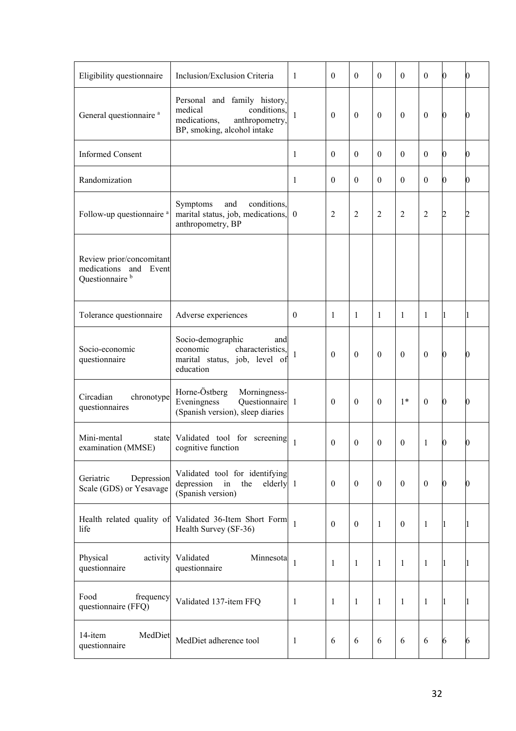| | | | | | | | | | |
|---|---|---|---|---|---|---|---|---|---|
| Eligibility questionnaire | Inclusion/Exclusion Criteria | 1 | 0 | 0 | 0 | 0 | 0 | 0 | 0 |
| General questionnaire [a] | Personal and family history, medical conditions, medications, anthropometry, BP, smoking, alcohol intake | 1 | 0 | 0 | 0 | 0 | 0 | 0 | 0 |
| Informed Consent | | 1 | 0 | 0 | 0 | 0 | 0 | 0 | 0 |
| Randomization | | 1 | 0 | 0 | 0 | 0 | 0 | 0 | 0 |
| Follow-up questionnaire [a] | Symptoms and conditions, marital status, job, medications, anthropometry, BP | 0 | 2 | 2 | 2 | 2 | 2 | 2 | 2 |
| Review prior/concomitant medications and Event Questionnaire [b] | | | | | | | | | |
| Tolerance questionnaire | Adverse experiences | 0 | 1 | 1 | 1 | 1 | 1 | 1 | 1 |
| Socio-economic questionnaire | Socio-demographic and economic characteristics, marital status, job, level of education | 1 | 0 | 0 | 0 | 0 | 0 | 0 | 0 |
| Circadian chronotype questionnaires | Horne-Östberg Morningness-Eveningness Questionnaire (Spanish version), sleep diaries | 1 | 0 | 0 | 0 | 1* | 0 | 0 | 0 |
| Mini-mental state examination (MMSE) | Validated tool for screening cognitive function | 1 | 0 | 0 | 0 | 0 | 1 | 0 | 0 |
| Geriatric Depression Scale (GDS) or Yesavage | Validated tool for identifying depression in the elderly (Spanish version) | 1 | 0 | 0 | 0 | 0 | 0 | 0 | 0 |
| Health related quality of life | Validated 36-Item Short Form Health Survey (SF-36) | 1 | 0 | 0 | 1 | 0 | 1 | 1 | 1 |
| Physical activity questionnaire | Validated Minnesota questionnaire | 1 | 1 | 1 | 1 | 1 | 1 | 1 | 1 |
| Food frequency questionnaire (FFQ) | Validated 137-item FFQ | 1 | 1 | 1 | 1 | 1 | 1 | 1 | 1 |
| 14-item MedDiet questionnaire | MedDiet adherence tool | 1 | 6 | 6 | 6 | 6 | 6 | 6 | 6 |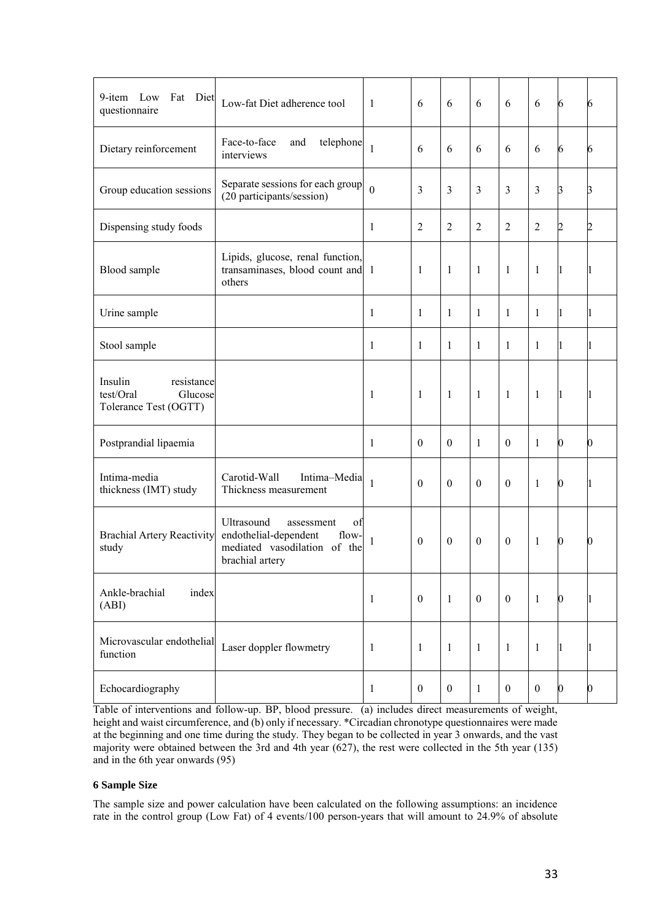| 9-item Low Fat Diet questionnaire | Low-fat Diet adherence tool | 1 | 6 | 6 | 6 | 6 | 6 | 6 | 6 |
|---|---|---|---|---|---|---|---|---|---|
| Dietary reinforcement | Face-to-face and telephone interviews | 1 | 6 | 6 | 6 | 6 | 6 | 6 | 6 |
| Group education sessions | Separate sessions for each group (20 participants/session) | 0 | 3 | 3 | 3 | 3 | 3 | 3 | 3 |
| Dispensing study foods | | 1 | 2 | 2 | 2 | 2 | 2 | 2 | 2 |
| Blood sample | Lipids, glucose, renal function, transaminases, blood count and others | 1 | 1 | 1 | 1 | 1 | 1 | 1 | 1 |
| Urine sample | | 1 | 1 | 1 | 1 | 1 | 1 | 1 | 1 |
| Stool sample | | 1 | 1 | 1 | 1 | 1 | 1 | 1 | 1 |
| Insulin resistance test/Oral Glucose Tolerance Test (OGTT) | | 1 | 1 | 1 | 1 | 1 | 1 | 1 | 1 |
| Postprandial lipaemia | | 1 | 0 | 0 | 1 | 0 | 1 | 0 | 0 |
| Intima-media thickness (IMT) study | Carotid-Wall Intima–Media Thickness measurement | 1 | 0 | 0 | 0 | 0 | 1 | 0 | 1 |
| Brachial Artery Reactivity study | Ultrasound assessment of endothelial-dependent flow-mediated vasodilation of the brachial artery | 1 | 0 | 0 | 0 | 0 | 1 | 0 | 0 |
| Ankle-brachial index (ABI) | | 1 | 0 | 1 | 0 | 0 | 1 | 0 | 1 |
| Microvascular endothelial function | Laser doppler flowmetry | 1 | 1 | 1 | 1 | 1 | 1 | 1 | 1 |
| Echocardiography | | 1 | 0 | 0 | 1 | 0 | 0 | 0 | 0 |

Table of interventions and follow-up. BP, blood pressure. (a) includes direct measurements of weight, height and waist circumference, and (b) only if necessary. *Circadian chronotype questionnaires were made at the beginning and one time during the study. They began to be collected in year 3 onwards, and the vast majority were obtained between the 3rd and 4th year (627), the rest were collected in the 5th year (135) and in the 6th year onwards (95)

### 6 Sample Size

The sample size and power calculation have been calculated on the following assumptions: an incidence rate in the control group (Low Fat) of 4 events/100 person-years that will amount to 24.9% of absolute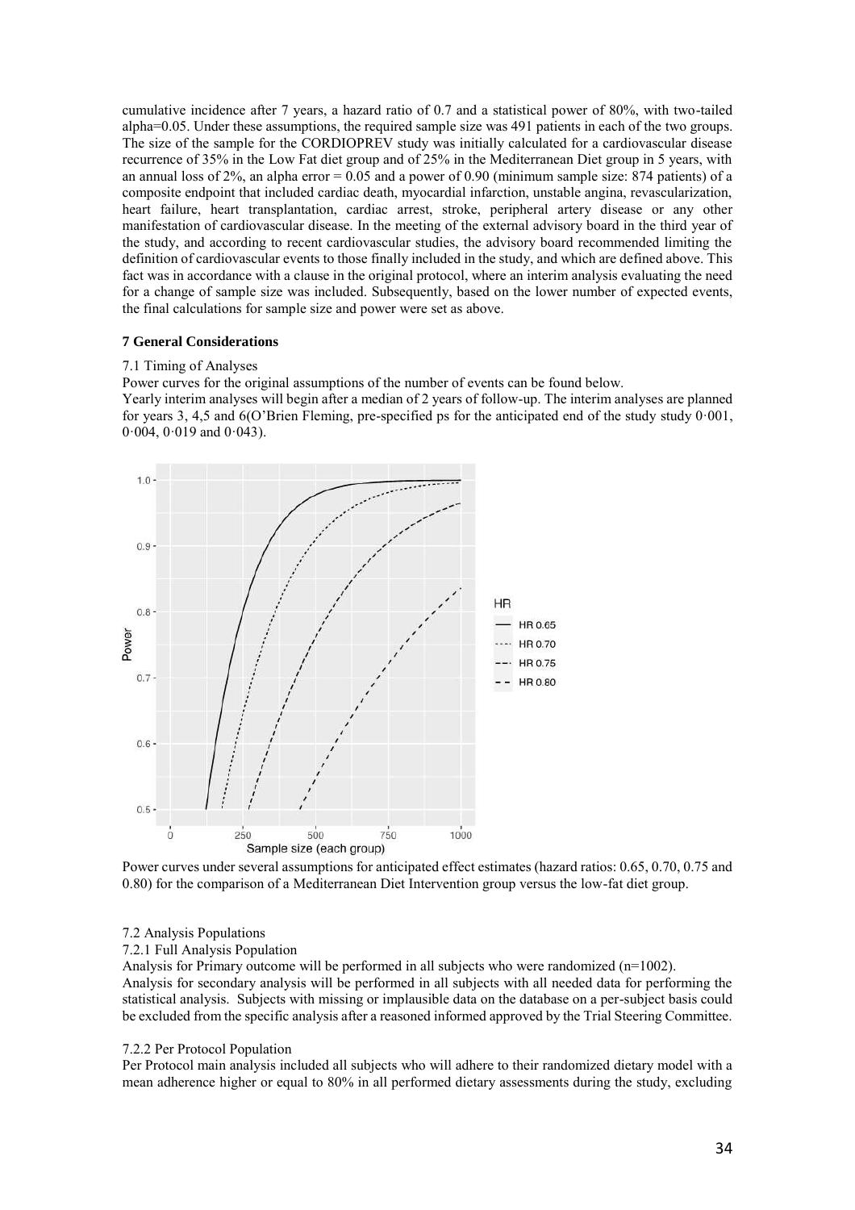cumulative incidence after 7 years, a hazard ratio of 0.7 and a statistical power of 80%, with two-tailed alpha=0.05. Under these assumptions, the required sample size was 491 patients in each of the two groups. The size of the sample for the CORDIOPREV study was initially calculated for a cardiovascular disease recurrence of 35% in the Low Fat diet group and of 25% in the Mediterranean Diet group in 5 years, with an annual loss of 2%, an alpha error = 0.05 and a power of 0.90 (minimum sample size: 874 patients) of a composite endpoint that included cardiac death, myocardial infarction, unstable angina, revascularization, heart failure, heart transplantation, cardiac arrest, stroke, peripheral artery disease or any other manifestation of cardiovascular disease. In the meeting of the external advisory board in the third year of the study, and according to recent cardiovascular studies, the advisory board recommended limiting the definition of cardiovascular events to those finally included in the study, and which are defined above. This fact was in accordance with a clause in the original protocol, where an interim analysis evaluating the need for a change of sample size was included. Subsequently, based on the lower number of expected events, the final calculations for sample size and power were set as above.

### 7 General Considerations

7.1 Timing of Analyses

Power curves for the original assumptions of the number of events can be found below.

Yearly interim analyses will begin after a median of 2 years of follow-up. The interim analyses are planned for years 3, 4,5 and 6(O'Brien Fleming, pre-specified ps for the anticipated end of the study study 0·001, 0·004, 0·019 and 0·043).

Power curves under several assumptions for anticipated effect estimates (hazard ratios: 0.65, 0.70, 0.75 and 0.80) for the comparison of a Mediterranean Diet Intervention group versus the low-fat diet group.

7.2 Analysis Populations

7.2.1 Full Analysis Population

Analysis for Primary outcome will be performed in all subjects who were randomized (n=1002).

Analysis for secondary analysis will be performed in all subjects with all needed data for performing the statistical analysis. Subjects with missing or implausible data on the database on a per-subject basis could be excluded from the specific analysis after a reasoned informed approved by the Trial Steering Committee.

7.2.2 Per Protocol Population

Per Protocol main analysis included all subjects who will adhere to their randomized dietary model with a mean adherence higher or equal to 80% in all performed dietary assessments during the study, excluding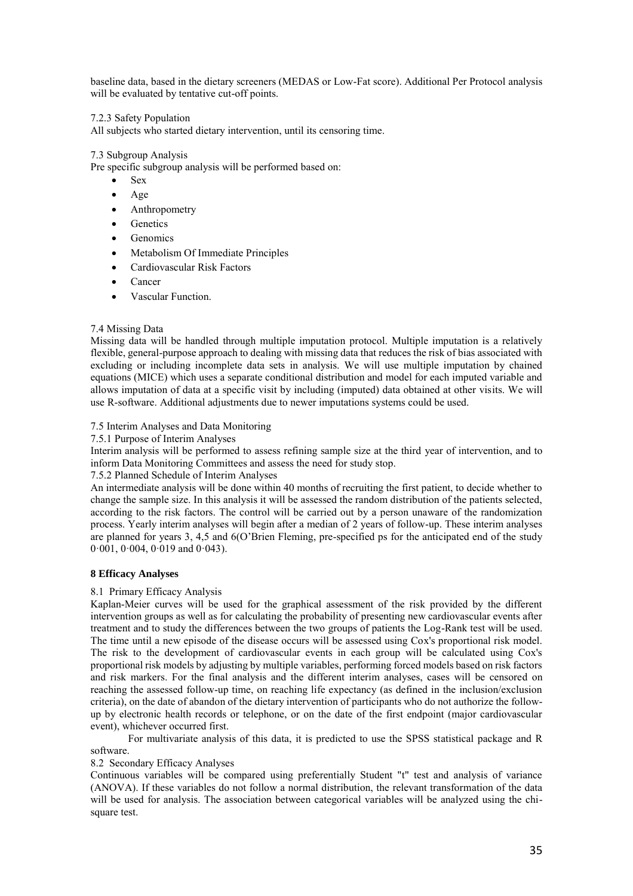baseline data, based in the dietary screeners (MEDAS or Low-Fat score). Additional Per Protocol analysis will be evaluated by tentative cut-off points.

7.2.3 Safety Population

All subjects who started dietary intervention, until its censoring time.

7.3 Subgroup Analysis

Pre specific subgroup analysis will be performed based on:

- Sex
- Age
- Anthropometry
- Genetics
- Genomics
- Metabolism Of Immediate Principles
- Cardiovascular Risk Factors
- Cancer
- Vascular Function.

7.4 Missing Data

Missing data will be handled through multiple imputation protocol. Multiple imputation is a relatively flexible, general-purpose approach to dealing with missing data that reduces the risk of bias associated with excluding or including incomplete data sets in analysis. We will use multiple imputation by chained equations (MICE) which uses a separate conditional distribution and model for each imputed variable and allows imputation of data at a specific visit by including (imputed) data obtained at other visits. We will use R-software. Additional adjustments due to newer imputations systems could be used.

7.5 Interim Analyses and Data Monitoring

7.5.1 Purpose of Interim Analyses

Interim analysis will be performed to assess refining sample size at the third year of intervention, and to inform Data Monitoring Committees and assess the need for study stop.

7.5.2 Planned Schedule of Interim Analyses

An intermediate analysis will be done within 40 months of recruiting the first patient, to decide whether to change the sample size. In this analysis it will be assessed the random distribution of the patients selected, according to the risk factors. The control will be carried out by a person unaware of the randomization process. Yearly interim analyses will begin after a median of 2 years of follow-up. These interim analyses are planned for years 3, 4,5 and 6(O'Brien Fleming, pre-specified ps for the anticipated end of the study 0·001, 0·004, 0·019 and 0·043).

## 8 Efficacy Analyses

8.1 Primary Efficacy Analysis

Kaplan-Meier curves will be used for the graphical assessment of the risk provided by the different intervention groups as well as for calculating the probability of presenting new cardiovascular events after treatment and to study the differences between the two groups of patients the Log-Rank test will be used. The time until a new episode of the disease occurs will be assessed using Cox's proportional risk model. The risk to the development of cardiovascular events in each group will be calculated using Cox's proportional risk models by adjusting by multiple variables, performing forced models based on risk factors and risk markers. For the final analysis and the different interim analyses, cases will be censored on reaching the assessed follow-up time, on reaching life expectancy (as defined in the inclusion/exclusion criteria), on the date of abandon of the dietary intervention of participants who do not authorize the follow-up by electronic health records or telephone, or on the date of the first endpoint (major cardiovascular event), whichever occurred first.

For multivariate analysis of this data, it is predicted to use the SPSS statistical package and R software.

8.2 Secondary Efficacy Analyses

Continuous variables will be compared using preferentially Student "t" test and analysis of variance (ANOVA). If these variables do not follow a normal distribution, the relevant transformation of the data will be used for analysis. The association between categorical variables will be analyzed using the chi-square test.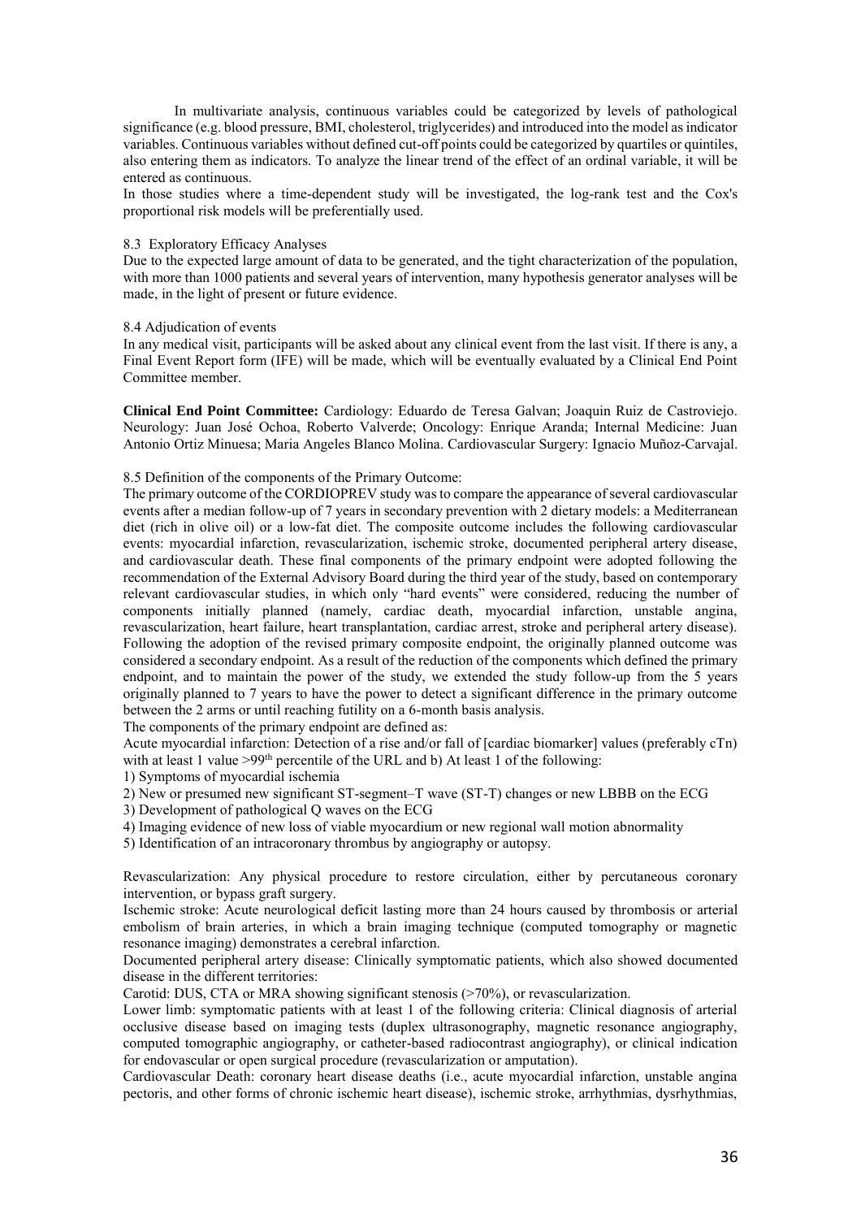In multivariate analysis, continuous variables could be categorized by levels of pathological significance (e.g. blood pressure, BMI, cholesterol, triglycerides) and introduced into the model as indicator variables. Continuous variables without defined cut-off points could be categorized by quartiles or quintiles, also entering them as indicators. To analyze the linear trend of the effect of an ordinal variable, it will be entered as continuous.

In those studies where a time-dependent study will be investigated, the log-rank test and the Cox's proportional risk models will be preferentially used.

8.3 Exploratory Efficacy Analyses

Due to the expected large amount of data to be generated, and the tight characterization of the population, with more than 1000 patients and several years of intervention, many hypothesis generator analyses will be made, in the light of present or future evidence.

8.4 Adjudication of events

In any medical visit, participants will be asked about any clinical event from the last visit. If there is any, a Final Event Report form (IFE) will be made, which will be eventually evaluated by a Clinical End Point Committee member.

**Clinical End Point Committee:** Cardiology: Eduardo de Teresa Galvan; Joaquin Ruiz de Castroviejo. Neurology: Juan José Ochoa, Roberto Valverde; Oncology: Enrique Aranda; Internal Medicine: Juan Antonio Ortiz Minuesa; Maria Angeles Blanco Molina. Cardiovascular Surgery: Ignacio Muñoz-Carvajal.

8.5 Definition of the components of the Primary Outcome:

The primary outcome of the CORDIOPREV study was to compare the appearance of several cardiovascular events after a median follow-up of 7 years in secondary prevention with 2 dietary models: a Mediterranean diet (rich in olive oil) or a low-fat diet. The composite outcome includes the following cardiovascular events: myocardial infarction, revascularization, ischemic stroke, documented peripheral artery disease, and cardiovascular death. These final components of the primary endpoint were adopted following the recommendation of the External Advisory Board during the third year of the study, based on contemporary relevant cardiovascular studies, in which only "hard events" were considered, reducing the number of components initially planned (namely, cardiac death, myocardial infarction, unstable angina, revascularization, heart failure, heart transplantation, cardiac arrest, stroke and peripheral artery disease). Following the adoption of the revised primary composite endpoint, the originally planned outcome was considered a secondary endpoint. As a result of the reduction of the components which defined the primary endpoint, and to maintain the power of the study, we extended the study follow-up from the 5 years originally planned to 7 years to have the power to detect a significant difference in the primary outcome between the 2 arms or until reaching futility on a 6-month basis analysis.

The components of the primary endpoint are defined as:

Acute myocardial infarction: Detection of a rise and/or fall of [cardiac biomarker] values (preferably cTn) with at least 1 value >99th percentile of the URL and b) At least 1 of the following:

1) Symptoms of myocardial ischemia
2) New or presumed new significant ST-segment–T wave (ST-T) changes or new LBBB on the ECG
3) Development of pathological Q waves on the ECG
4) Imaging evidence of new loss of viable myocardium or new regional wall motion abnormality
5) Identification of an intracoronary thrombus by angiography or autopsy.

Revascularization: Any physical procedure to restore circulation, either by percutaneous coronary intervention, or bypass graft surgery.

Ischemic stroke: Acute neurological deficit lasting more than 24 hours caused by thrombosis or arterial embolism of brain arteries, in which a brain imaging technique (computed tomography or magnetic resonance imaging) demonstrates a cerebral infarction.

Documented peripheral artery disease: Clinically symptomatic patients, which also showed documented disease in the different territories:

Carotid: DUS, CTA or MRA showing significant stenosis (>70%), or revascularization.

Lower limb: symptomatic patients with at least 1 of the following criteria: Clinical diagnosis of arterial occlusive disease based on imaging tests (duplex ultrasonography, magnetic resonance angiography, computed tomographic angiography, or catheter-based radiocontrast angiography), or clinical indication for endovascular or open surgical procedure (revascularization or amputation).

Cardiovascular Death: coronary heart disease deaths (i.e., acute myocardial infarction, unstable angina pectoris, and other forms of chronic ischemic heart disease), ischemic stroke, arrhythmias, dysrhythmias,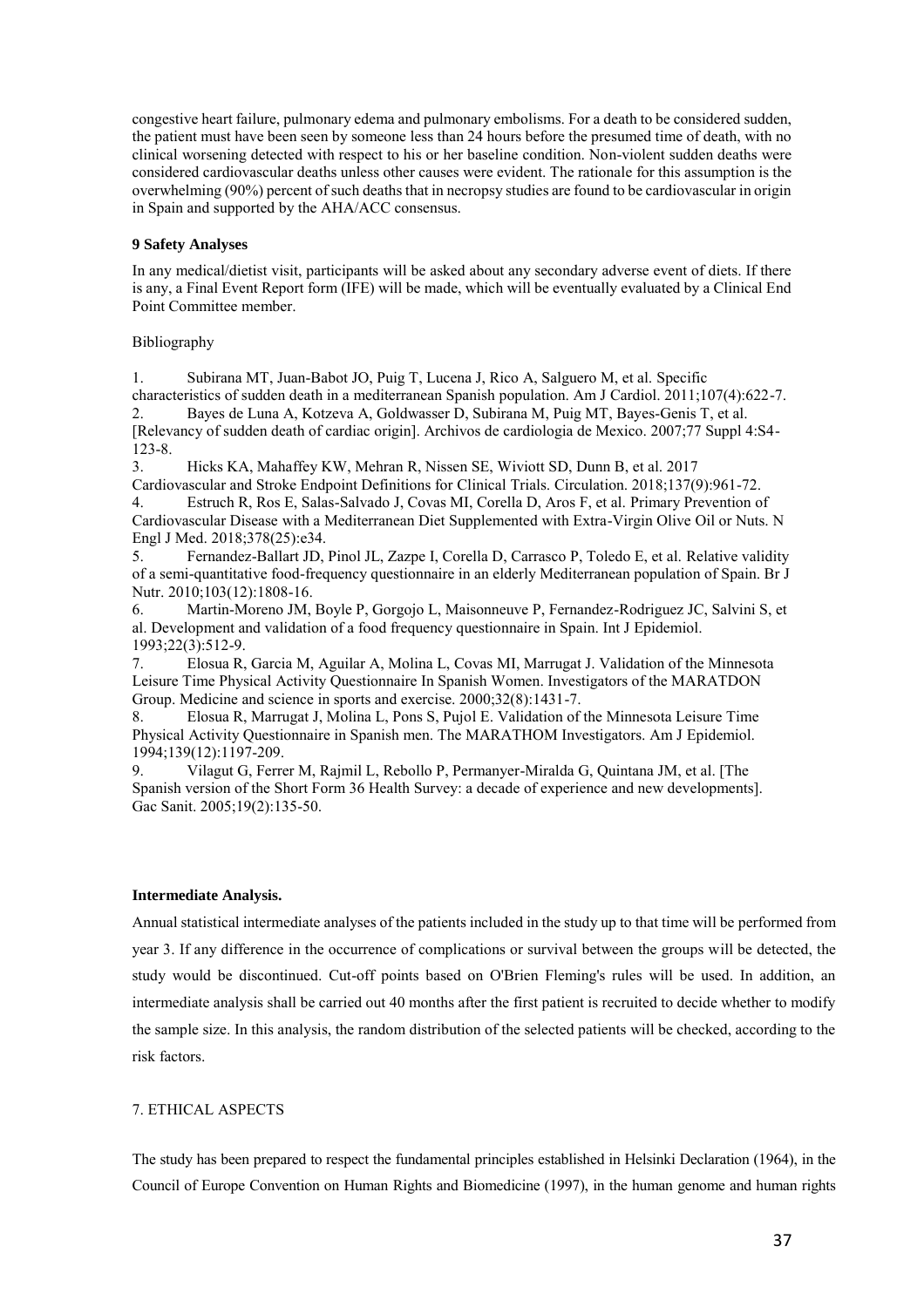congestive heart failure, pulmonary edema and pulmonary embolisms. For a death to be considered sudden, the patient must have been seen by someone less than 24 hours before the presumed time of death, with no clinical worsening detected with respect to his or her baseline condition. Non-violent sudden deaths were considered cardiovascular deaths unless other causes were evident. The rationale for this assumption is the overwhelming (90%) percent of such deaths that in necropsy studies are found to be cardiovascular in origin in Spain and supported by the AHA/ACC consensus.

### 9 Safety Analyses

In any medical/dietist visit, participants will be asked about any secondary adverse event of diets. If there is any, a Final Event Report form (IFE) will be made, which will be eventually evaluated by a Clinical End Point Committee member.

Bibliography

1. Subirana MT, Juan-Babot JO, Puig T, Lucena J, Rico A, Salguero M, et al. Specific characteristics of sudden death in a mediterranean Spanish population. Am J Cardiol. 2011;107(4):622-7.
2. Bayes de Luna A, Kotzeva A, Goldwasser D, Subirana M, Puig MT, Bayes-Genis T, et al. [Relevancy of sudden death of cardiac origin]. Archivos de cardiologia de Mexico. 2007;77 Suppl 4:S4-123-8.
3. Hicks KA, Mahaffey KW, Mehran R, Nissen SE, Wiviott SD, Dunn B, et al. 2017 Cardiovascular and Stroke Endpoint Definitions for Clinical Trials. Circulation. 2018;137(9):961-72.
4. Estruch R, Ros E, Salas-Salvado J, Covas MI, Corella D, Aros F, et al. Primary Prevention of Cardiovascular Disease with a Mediterranean Diet Supplemented with Extra-Virgin Olive Oil or Nuts. N Engl J Med. 2018;378(25):e34.
5. Fernandez-Ballart JD, Pinol JL, Zazpe I, Corella D, Carrasco P, Toledo E, et al. Relative validity of a semi-quantitative food-frequency questionnaire in an elderly Mediterranean population of Spain. Br J Nutr. 2010;103(12):1808-16.
6. Martin-Moreno JM, Boyle P, Gorgojo L, Maisonneuve P, Fernandez-Rodriguez JC, Salvini S, et al. Development and validation of a food frequency questionnaire in Spain. Int J Epidemiol. 1993;22(3):512-9.
7. Elosua R, Garcia M, Aguilar A, Molina L, Covas MI, Marrugat J. Validation of the Minnesota Leisure Time Physical Activity Questionnaire In Spanish Women. Investigators of the MARATDON Group. Medicine and science in sports and exercise. 2000;32(8):1431-7.
8. Elosua R, Marrugat J, Molina L, Pons S, Pujol E. Validation of the Minnesota Leisure Time Physical Activity Questionnaire in Spanish men. The MARATHOM Investigators. Am J Epidemiol. 1994;139(12):1197-209.
9. Vilagut G, Ferrer M, Rajmil L, Rebollo P, Permanyer-Miralda G, Quintana JM, et al. [The Spanish version of the Short Form 36 Health Survey: a decade of experience and new developments]. Gac Sanit. 2005;19(2):135-50.

### Intermediate Analysis.

Annual statistical intermediate analyses of the patients included in the study up to that time will be performed from year 3. If any difference in the occurrence of complications or survival between the groups will be detected, the study would be discontinued. Cut-off points based on O'Brien Fleming's rules will be used. In addition, an intermediate analysis shall be carried out 40 months after the first patient is recruited to decide whether to modify the sample size. In this analysis, the random distribution of the selected patients will be checked, according to the risk factors.

## 7. ETHICAL ASPECTS

The study has been prepared to respect the fundamental principles established in Helsinki Declaration (1964), in the Council of Europe Convention on Human Rights and Biomedicine (1997), in the human genome and human rights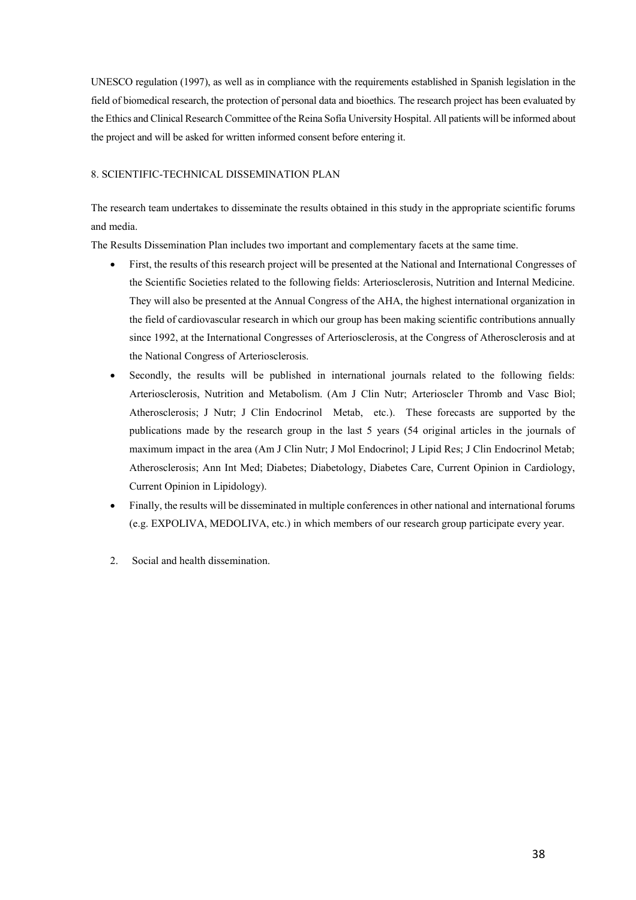UNESCO regulation (1997), as well as in compliance with the requirements established in Spanish legislation in the field of biomedical research, the protection of personal data and bioethics. The research project has been evaluated by the Ethics and Clinical Research Committee of the Reina Sofia University Hospital. All patients will be informed about the project and will be asked for written informed consent before entering it.

## 8. SCIENTIFIC-TECHNICAL DISSEMINATION PLAN

The research team undertakes to disseminate the results obtained in this study in the appropriate scientific forums and media.

The Results Dissemination Plan includes two important and complementary facets at the same time.

- First, the results of this research project will be presented at the National and International Congresses of the Scientific Societies related to the following fields: Arteriosclerosis, Nutrition and Internal Medicine. They will also be presented at the Annual Congress of the AHA, the highest international organization in the field of cardiovascular research in which our group has been making scientific contributions annually since 1992, at the International Congresses of Arteriosclerosis, at the Congress of Atherosclerosis and at the National Congress of Arteriosclerosis.
- Secondly, the results will be published in international journals related to the following fields: Arteriosclerosis, Nutrition and Metabolism. (Am J Clin Nutr; Arterioscler Thromb and Vasc Biol; Atherosclerosis; J Nutr; J Clin Endocrinol Metab, etc.). These forecasts are supported by the publications made by the research group in the last 5 years (54 original articles in the journals of maximum impact in the area (Am J Clin Nutr; J Mol Endocrinol; J Lipid Res; J Clin Endocrinol Metab; Atherosclerosis; Ann Int Med; Diabetes; Diabetology, Diabetes Care, Current Opinion in Cardiology, Current Opinion in Lipidology).
- Finally, the results will be disseminated in multiple conferences in other national and international forums (e.g. EXPOLIVA, MEDOLIVA, etc.) in which members of our research group participate every year.

2. Social and health dissemination.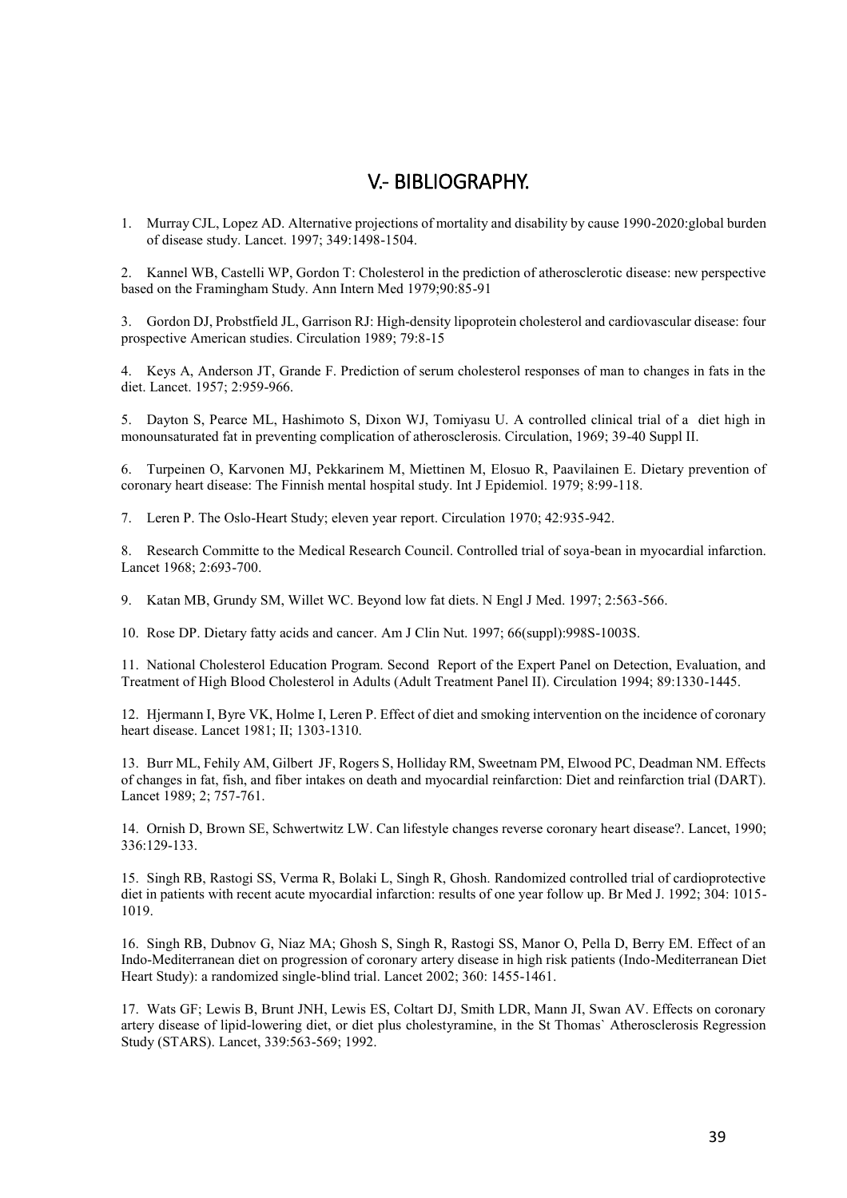## V.- BIBLIOGRAPHY.

1. Murray CJL, Lopez AD. Alternative projections of mortality and disability by cause 1990-2020:global burden of disease study. Lancet. 1997; 349:1498-1504.

2. Kannel WB, Castelli WP, Gordon T: Cholesterol in the prediction of atherosclerotic disease: new perspective based on the Framingham Study. Ann Intern Med 1979;90:85-91

3. Gordon DJ, Probstfield JL, Garrison RJ: High-density lipoprotein cholesterol and cardiovascular disease: four prospective American studies. Circulation 1989; 79:8-15

4. Keys A, Anderson JT, Grande F. Prediction of serum cholesterol responses of man to changes in fats in the diet. Lancet. 1957; 2:959-966.

5. Dayton S, Pearce ML, Hashimoto S, Dixon WJ, Tomiyasu U. A controlled clinical trial of a diet high in monounsaturated fat in preventing complication of atherosclerosis. Circulation, 1969; 39-40 Suppl II.

6. Turpeinen O, Karvonen MJ, Pekkarinem M, Miettinen M, Elosuo R, Paavilainen E. Dietary prevention of coronary heart disease: The Finnish mental hospital study. Int J Epidemiol. 1979; 8:99-118.

7. Leren P. The Oslo-Heart Study; eleven year report. Circulation 1970; 42:935-942.

8. Research Committe to the Medical Research Council. Controlled trial of soya-bean in myocardial infarction. Lancet 1968; 2:693-700.

9. Katan MB, Grundy SM, Willet WC. Beyond low fat diets. N Engl J Med. 1997; 2:563-566.

10. Rose DP. Dietary fatty acids and cancer. Am J Clin Nut. 1997; 66(suppl):998S-1003S.

11. National Cholesterol Education Program. Second Report of the Expert Panel on Detection, Evaluation, and Treatment of High Blood Cholesterol in Adults (Adult Treatment Panel II). Circulation 1994; 89:1330-1445.

12. Hjermann I, Byre VK, Holme I, Leren P. Effect of diet and smoking intervention on the incidence of coronary heart disease. Lancet 1981; II; 1303-1310.

13. Burr ML, Fehily AM, Gilbert JF, Rogers S, Holliday RM, Sweetnam PM, Elwood PC, Deadman NM. Effects of changes in fat, fish, and fiber intakes on death and myocardial reinfarction: Diet and reinfarction trial (DART). Lancet 1989; 2; 757-761.

14. Ornish D, Brown SE, Schwertwitz LW. Can lifestyle changes reverse coronary heart disease?. Lancet, 1990; 336:129-133.

15. Singh RB, Rastogi SS, Verma R, Bolaki L, Singh R, Ghosh. Randomized controlled trial of cardioprotective diet in patients with recent acute myocardial infarction: results of one year follow up. Br Med J. 1992; 304: 1015-1019.

16. Singh RB, Dubnov G, Niaz MA; Ghosh S, Singh R, Rastogi SS, Manor O, Pella D, Berry EM. Effect of an Indo-Mediterranean diet on progression of coronary artery disease in high risk patients (Indo-Mediterranean Diet Heart Study): a randomized single-blind trial. Lancet 2002; 360: 1455-1461.

17. Wats GF; Lewis B, Brunt JNH, Lewis ES, Coltart DJ, Smith LDR, Mann JI, Swan AV. Effects on coronary artery disease of lipid-lowering diet, or diet plus cholestyramine, in the St Thomas` Atherosclerosis Regression Study (STARS). Lancet, 339:563-569; 1992.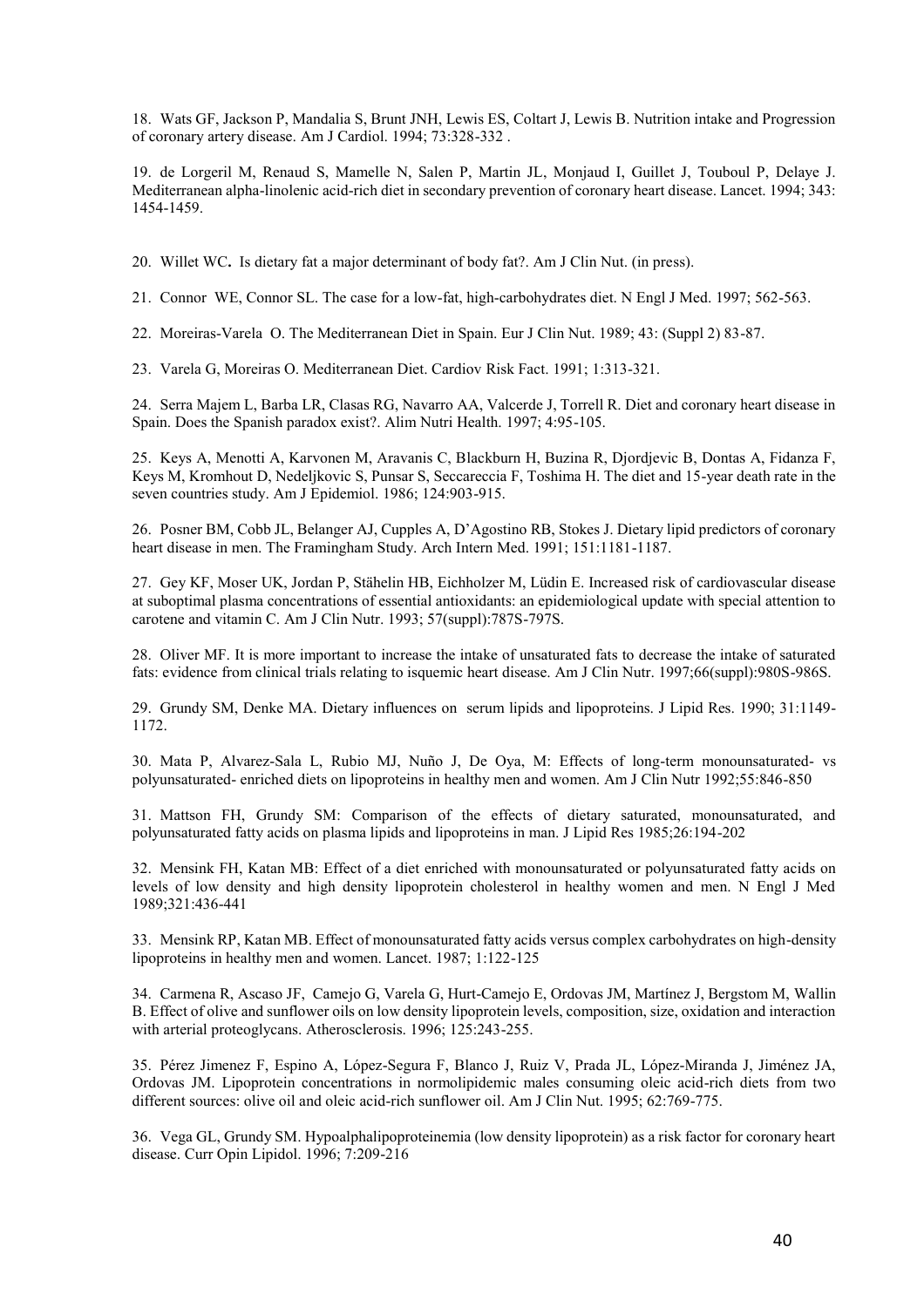18. Wats GF, Jackson P, Mandalia S, Brunt JNH, Lewis ES, Coltart J, Lewis B. Nutrition intake and Progression of coronary artery disease. Am J Cardiol. 1994; 73:328-332 .

19. de Lorgeril M, Renaud S, Mamelle N, Salen P, Martin JL, Monjaud I, Guillet J, Touboul P, Delaye J. Mediterranean alpha-linolenic acid-rich diet in secondary prevention of coronary heart disease. Lancet. 1994; 343: 1454-1459.

20. Willet WC**.** Is dietary fat a major determinant of body fat?. Am J Clin Nut. (in press).

21. Connor WE, Connor SL. The case for a low-fat, high-carbohydrates diet. N Engl J Med. 1997; 562-563.

22. Moreiras-Varela O. The Mediterranean Diet in Spain. Eur J Clin Nut. 1989; 43: (Suppl 2) 83-87.

23. Varela G, Moreiras O. Mediterranean Diet. Cardiov Risk Fact. 1991; 1:313-321.

24. Serra Majem L, Barba LR, Clasas RG, Navarro AA, Valcerde J, Torrell R. Diet and coronary heart disease in Spain. Does the Spanish paradox exist?. Alim Nutri Health. 1997; 4:95-105.

25. Keys A, Menotti A, Karvonen M, Aravanis C, Blackburn H, Buzina R, Djordjevic B, Dontas A, Fidanza F, Keys M, Kromhout D, Nedeljkovic S, Punsar S, Seccareccia F, Toshima H. The diet and 15-year death rate in the seven countries study. Am J Epidemiol. 1986; 124:903-915.

26. Posner BM, Cobb JL, Belanger AJ, Cupples A, D'Agostino RB, Stokes J. Dietary lipid predictors of coronary heart disease in men. The Framingham Study. Arch Intern Med. 1991; 151:1181-1187.

27. Gey KF, Moser UK, Jordan P, Stähelin HB, Eichholzer M, Lüdin E. Increased risk of cardiovascular disease at suboptimal plasma concentrations of essential antioxidants: an epidemiological update with special attention to carotene and vitamin C. Am J Clin Nutr. 1993; 57(suppl):787S-797S.

28. Oliver MF. It is more important to increase the intake of unsaturated fats to decrease the intake of saturated fats: evidence from clinical trials relating to isquemic heart disease. Am J Clin Nutr. 1997;66(suppl):980S-986S.

29. Grundy SM, Denke MA. Dietary influences on serum lipids and lipoproteins. J Lipid Res. 1990; 31:1149-1172.

30. Mata P, Alvarez-Sala L, Rubio MJ, Nuño J, De Oya, M: Effects of long-term monounsaturated- vs polyunsaturated- enriched diets on lipoproteins in healthy men and women. Am J Clin Nutr 1992;55:846-850

31. Mattson FH, Grundy SM: Comparison of the effects of dietary saturated, monounsaturated, and polyunsaturated fatty acids on plasma lipids and lipoproteins in man. J Lipid Res 1985;26:194-202

32. Mensink FH, Katan MB: Effect of a diet enriched with monounsaturated or polyunsaturated fatty acids on levels of low density and high density lipoprotein cholesterol in healthy women and men. N Engl J Med 1989;321:436-441

33. Mensink RP, Katan MB. Effect of monounsaturated fatty acids versus complex carbohydrates on high-density lipoproteins in healthy men and women. Lancet. 1987; 1:122-125

34. Carmena R, Ascaso JF, Camejo G, Varela G, Hurt-Camejo E, Ordovas JM, Martínez J, Bergstom M, Wallin B. Effect of olive and sunflower oils on low density lipoprotein levels, composition, size, oxidation and interaction with arterial proteoglycans. Atherosclerosis. 1996; 125:243-255.

35. Pérez Jimenez F, Espino A, López-Segura F, Blanco J, Ruiz V, Prada JL, López-Miranda J, Jiménez JA, Ordovas JM. Lipoprotein concentrations in normolipidemic males consuming oleic acid-rich diets from two different sources: olive oil and oleic acid-rich sunflower oil. Am J Clin Nut. 1995; 62:769-775.

36. Vega GL, Grundy SM. Hypoalphalipoproteinemia (low density lipoprotein) as a risk factor for coronary heart disease. Curr Opin Lipidol. 1996; 7:209-216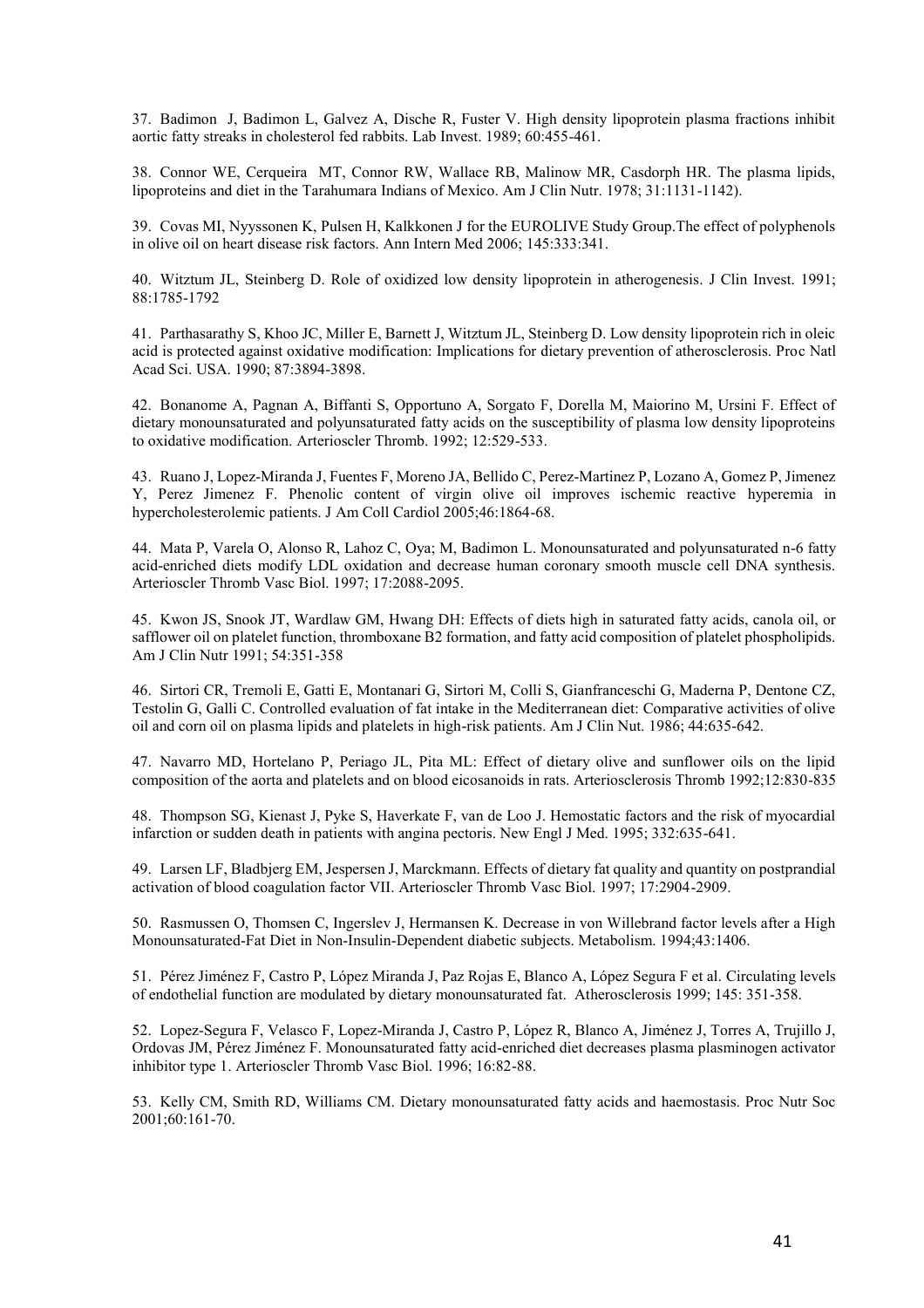37. Badimon J, Badimon L, Galvez A, Dische R, Fuster V. High density lipoprotein plasma fractions inhibit aortic fatty streaks in cholesterol fed rabbits. Lab Invest. 1989; 60:455-461.

38. Connor WE, Cerqueira MT, Connor RW, Wallace RB, Malinow MR, Casdorph HR. The plasma lipids, lipoproteins and diet in the Tarahumara Indians of Mexico. Am J Clin Nutr. 1978; 31:1131-1142).

39. Covas MI, Nyyssonen K, Pulsen H, Kalkkonen J for the EUROLIVE Study Group.The effect of polyphenols in olive oil on heart disease risk factors. Ann Intern Med 2006; 145:333:341.

40. Witztum JL, Steinberg D. Role of oxidized low density lipoprotein in atherogenesis. J Clin Invest. 1991; 88:1785-1792

41. Parthasarathy S, Khoo JC, Miller E, Barnett J, Witztum JL, Steinberg D. Low density lipoprotein rich in oleic acid is protected against oxidative modification: Implications for dietary prevention of atherosclerosis. Proc Natl Acad Sci. USA. 1990; 87:3894-3898.

42. Bonanome A, Pagnan A, Biffanti S, Opportuno A, Sorgato F, Dorella M, Maiorino M, Ursini F. Effect of dietary monounsaturated and polyunsaturated fatty acids on the susceptibility of plasma low density lipoproteins to oxidative modification. Arterioscler Thromb. 1992; 12:529-533.

43. Ruano J, Lopez-Miranda J, Fuentes F, Moreno JA, Bellido C, Perez-Martinez P, Lozano A, Gomez P, Jimenez Y, Perez Jimenez F. Phenolic content of virgin olive oil improves ischemic reactive hyperemia in hypercholesterolemic patients. J Am Coll Cardiol 2005;46:1864-68.

44. Mata P, Varela O, Alonso R, Lahoz C, Oya; M, Badimon L. Monounsaturated and polyunsaturated n-6 fatty acid-enriched diets modify LDL oxidation and decrease human coronary smooth muscle cell DNA synthesis. Arterioscler Thromb Vasc Biol. 1997; 17:2088-2095.

45. Kwon JS, Snook JT, Wardlaw GM, Hwang DH: Effects of diets high in saturated fatty acids, canola oil, or safflower oil on platelet function, thromboxane B2 formation, and fatty acid composition of platelet phospholipids. Am J Clin Nutr 1991; 54:351-358

46. Sirtori CR, Tremoli E, Gatti E, Montanari G, Sirtori M, Colli S, Gianfranceschi G, Maderna P, Dentone CZ, Testolin G, Galli C. Controlled evaluation of fat intake in the Mediterranean diet: Comparative activities of olive oil and corn oil on plasma lipids and platelets in high-risk patients. Am J Clin Nut. 1986; 44:635-642.

47. Navarro MD, Hortelano P, Periago JL, Pita ML: Effect of dietary olive and sunflower oils on the lipid composition of the aorta and platelets and on blood eicosanoids in rats. Arteriosclerosis Thromb 1992;12:830-835

48. Thompson SG, Kienast J, Pyke S, Haverkate F, van de Loo J. Hemostatic factors and the risk of myocardial infarction or sudden death in patients with angina pectoris. New Engl J Med. 1995; 332:635-641.

49. Larsen LF, Bladbjerg EM, Jespersen J, Marckmann. Effects of dietary fat quality and quantity on postprandial activation of blood coagulation factor VII. Arterioscler Thromb Vasc Biol. 1997; 17:2904-2909.

50. Rasmussen O, Thomsen C, Ingerslev J, Hermansen K. Decrease in von Willebrand factor levels after a High Monounsaturated-Fat Diet in Non-Insulin-Dependent diabetic subjects. Metabolism. 1994;43:1406.

51. Pérez Jiménez F, Castro P, López Miranda J, Paz Rojas E, Blanco A, López Segura F et al. Circulating levels of endothelial function are modulated by dietary monounsaturated fat. Atherosclerosis 1999; 145: 351-358.

52. Lopez-Segura F, Velasco F, Lopez-Miranda J, Castro P, López R, Blanco A, Jiménez J, Torres A, Trujillo J, Ordovas JM, Pérez Jiménez F. Monounsaturated fatty acid-enriched diet decreases plasma plasminogen activator inhibitor type 1. Arterioscler Thromb Vasc Biol. 1996; 16:82-88.

53. Kelly CM, Smith RD, Williams CM. Dietary monounsaturated fatty acids and haemostasis. Proc Nutr Soc 2001;60:161-70.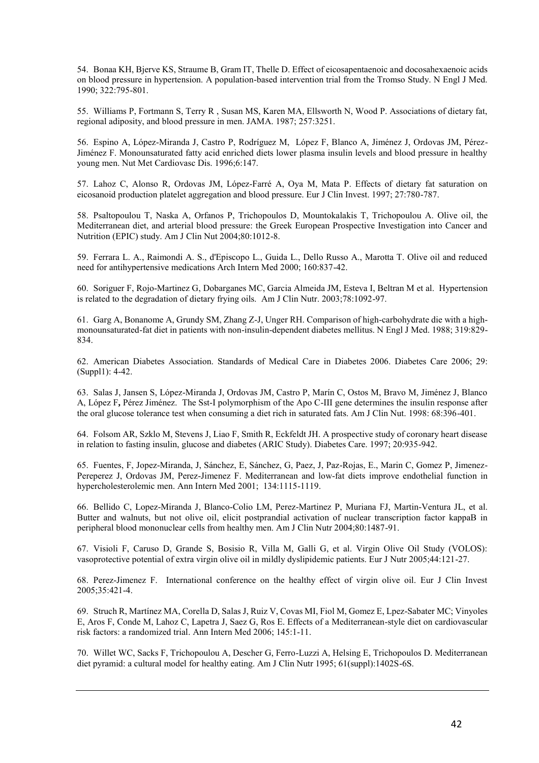54. Bonaa KH, Bjerve KS, Straume B, Gram IT, Thelle D. Effect of eicosapentaenoic and docosahexaenoic acids on blood pressure in hypertension. A population-based intervention trial from the Tromso Study. N Engl J Med. 1990; 322:795-801.

55. Williams P, Fortmann S, Terry R , Susan MS, Karen MA, Ellsworth N, Wood P. Associations of dietary fat, regional adiposity, and blood pressure in men. JAMA. 1987; 257:3251.

56. Espino A, López-Miranda J, Castro P, Rodríguez M, López F, Blanco A, Jiménez J, Ordovas JM, Pérez-Jiménez F. Monounsaturated fatty acid enriched diets lower plasma insulin levels and blood pressure in healthy young men. Nut Met Cardiovasc Dis. 1996;6:147.

57. Lahoz C, Alonso R, Ordovas JM, López-Farré A, Oya M, Mata P. Effects of dietary fat saturation on eicosanoid production platelet aggregation and blood pressure. Eur J Clin Invest. 1997; 27:780-787.

58. Psaltopoulou T, Naska A, Orfanos P, Trichopoulos D, Mountokalakis T, Trichopoulou A. Olive oil, the Mediterranean diet, and arterial blood pressure: the Greek European Prospective Investigation into Cancer and Nutrition (EPIC) study. Am J Clin Nut 2004;80:1012-8.

59. Ferrara L. A., Raimondi A. S., d'Episcopo L., Guida L., Dello Russo A., Marotta T. Olive oil and reduced need for antihypertensive medications Arch Intern Med 2000; 160:837-42.

60. Soriguer F, Rojo-Martinez G, Dobarganes MC, Garcia Almeida JM, Esteva I, Beltran M et al. Hypertension is related to the degradation of dietary frying oils. Am J Clin Nutr. 2003;78:1092-97.

61. Garg A, Bonanome A, Grundy SM, Zhang Z-J, Unger RH. Comparison of high-carbohydrate die with a high-monounsaturated-fat diet in patients with non-insulin-dependent diabetes mellitus. N Engl J Med. 1988; 319:829-834.

62. American Diabetes Association. Standards of Medical Care in Diabetes 2006. Diabetes Care 2006; 29: (Suppl1): 4-42.

63. Salas J, Jansen S, López-Miranda J, Ordovas JM, Castro P, Marín C, Ostos M, Bravo M, Jiménez J, Blanco A, López F**,** Pérez Jiménez. The Sst-I polymorphism of the Apo C-III gene determines the insulin response after the oral glucose tolerance test when consuming a diet rich in saturated fats. Am J Clin Nut. 1998: 68:396-401.

64. Folsom AR, Szklo M, Stevens J, Liao F, Smith R, Eckfeldt JH. A prospective study of coronary heart disease in relation to fasting insulin, glucose and diabetes (ARIC Study). Diabetes Care. 1997; 20:935-942.

65. Fuentes, F, Jopez-Miranda, J, Sánchez, E, Sánchez, G, Paez, J, Paz-Rojas, E., Marin C, Gomez P, Jimenez-Pereperez J, Ordovas JM, Perez-Jimenez F. Mediterranean and low-fat diets improve endothelial function in hypercholesterolemic men. Ann Intern Med 2001; 134:1115-1119.

66. Bellido C, Lopez-Miranda J, Blanco-Colio LM, Perez-Martinez P, Muriana FJ, Martin-Ventura JL, et al. Butter and walnuts, but not olive oil, elicit postprandial activation of nuclear transcription factor kappaB in peripheral blood mononuclear cells from healthy men. Am J Clin Nutr 2004;80:1487-91.

67. Visioli F, Caruso D, Grande S, Bosisio R, Villa M, Galli G, et al. Virgin Olive Oil Study (VOLOS): vasoprotective potential of extra virgin olive oil in mildly dyslipidemic patients. Eur J Nutr 2005;44:121-27.

68. Perez-Jimenez F. International conference on the healthy effect of virgin olive oil. Eur J Clin Invest 2005;35:421-4.

69. Struch R, Martínez MA, Corella D, Salas J, Ruiz V, Covas MI, Fiol M, Gomez E, Lpez-Sabater MC; Vinyoles E, Aros F, Conde M, Lahoz C, Lapetra J, Saez G, Ros E. Effects of a Mediterranean-style diet on cardiovascular risk factors: a randomized trial. Ann Intern Med 2006; 145:1-11.

70. Willet WC, Sacks F, Trichopoulou A, Descher G, Ferro-Luzzi A, Helsing E, Trichopoulos D. Mediterranean diet pyramid: a cultural model for healthy eating. Am J Clin Nutr 1995; 61(suppl):1402S-6S.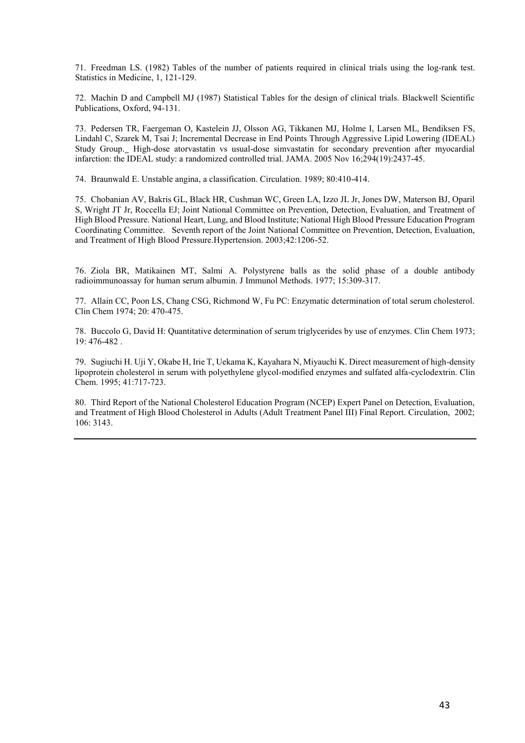71. Freedman LS. (1982) Tables of the number of patients required in clinical trials using the log-rank test. Statistics in Medicine, 1, 121-129.

72. Machin D and Campbell MJ (1987) Statistical Tables for the design of clinical trials. Blackwell Scientific Publications, Oxford, 94-131.

73. Pedersen TR, Faergeman O, Kastelein JJ, Olsson AG, Tikkanen MJ, Holme I, Larsen ML, Bendiksen FS, Lindahl C, Szarek M, Tsai J; Incremental Decrease in End Points Through Aggressive Lipid Lowering (IDEAL) Study Group._ High-dose atorvastatin vs usual-dose simvastatin for secondary prevention after myocardial infarction: the IDEAL study: a randomized controlled trial. JAMA. 2005 Nov 16;294(19):2437-45.

74. Braunwald E. Unstable angina, a classification. Circulation. 1989; 80:410-414.

75. Chobanian AV, Bakris GL, Black HR, Cushman WC, Green LA, Izzo JL Jr, Jones DW, Materson BJ, Oparil S, Wright JT Jr, Roccella EJ; Joint National Committee on Prevention, Detection, Evaluation, and Treatment of High Blood Pressure. National Heart, Lung, and Blood Institute; National High Blood Pressure Education Program Coordinating Committee. Seventh report of the Joint National Committee on Prevention, Detection, Evaluation, and Treatment of High Blood Pressure.Hypertension. 2003;42:1206-52.

76. Ziola BR, Matikainen MT, Salmi A. Polystyrene balls as the solid phase of a double antibody radioimmunoassay for human serum albumin. J Immunol Methods. 1977; 15:309-317.

77. Allain CC, Poon LS, Chang CSG, Richmond W, Fu PC: Enzymatic determination of total serum cholesterol. Clin Chem 1974; 20: 470-475.

78. Buccolo G, David H: Quantitative determination of serum triglycerides by use of enzymes. Clin Chem 1973; 19: 476-482 .

79. Sugiuchi H. Uji Y, Okabe H, Irie T, Uekama K, Kayahara N, Miyauchi K. Direct measurement of high-density lipoprotein cholesterol in serum with polyethylene glycol-modified enzymes and sulfated alfa-cyclodextrin. Clin Chem. 1995; 41:717-723.

80. Third Report of the National Cholesterol Education Program (NCEP) Expert Panel on Detection, Evaluation, and Treatment of High Blood Cholesterol in Adults (Adult Treatment Panel III) Final Report. Circulation, 2002; 106: 3143.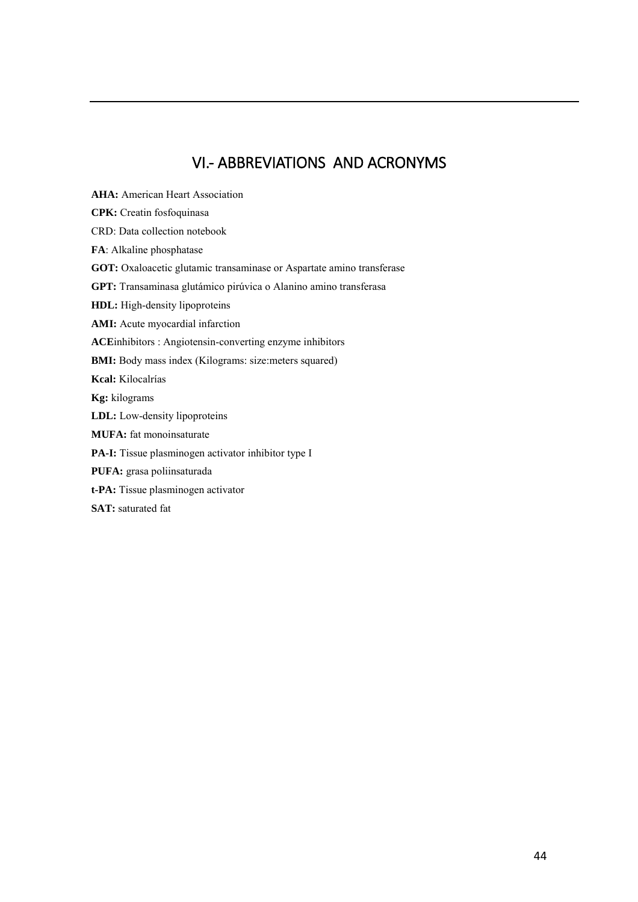## VI.- ABBREVIATIONS AND ACRONYMS

**AHA:** American Heart Association

**CPK:** Creatin fosfoquinasa

CRD: Data collection notebook

**FA**: Alkaline phosphatase

**GOT:** Oxaloacetic glutamic transaminase or Aspartate amino transferase

**GPT:** Transaminasa glutámico pirúvica o Alanino amino transferasa

**HDL:** High-density lipoproteins

**AMI:** Acute myocardial infarction

**ACE**inhibitors : Angiotensin-converting enzyme inhibitors

**BMI:** Body mass index (Kilograms: size:meters squared)

**Kcal:** Kilocalrías

**Kg:** kilograms

**LDL:** Low-density lipoproteins

**MUFA:** fat monoinsaturate

**PA-I:** Tissue plasminogen activator inhibitor type I

**PUFA:** grasa poliinsaturada

**t-PA:** Tissue plasminogen activator

**SAT:** saturated fat